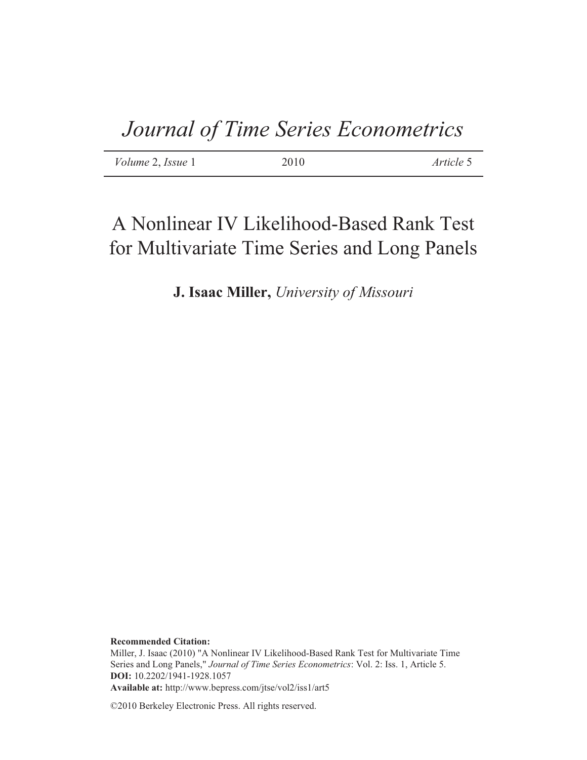# Journal of Time Series Econometrics

*Volume* 2, *Issue* 1 2010 *Article* 5

## A Nonlinear IV Likelihood-Based Rank Test for Multivariate Time Series and Long Panels

**J. Isaac Miller,** *University of Missouri*

**Recommended Citation:**
Miller, J. Isaac (2010) "A Nonlinear IV Likelihood-Based Rank Test for Multivariate Time Series and Long Panels," *Journal of Time Series Econometrics*: Vol. 2: Iss. 1, Article 5.
**DOI:** 10.2202/1941-1928.1057
**Available at:** http://www.bepress.com/jtse/vol2/iss1/art5

©2010 Berkeley Electronic Press. All rights reserved.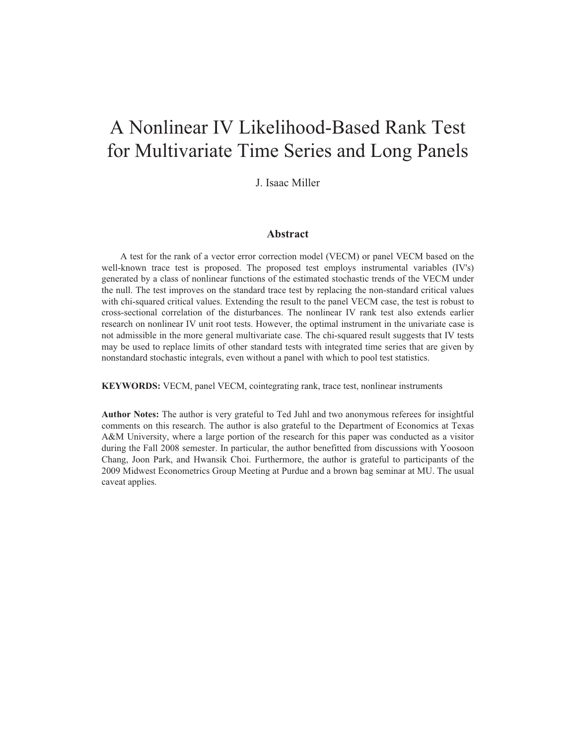# A Nonlinear IV Likelihood-Based Rank Test for Multivariate Time Series and Long Panels

J. Isaac Miller

## Abstract

A test for the rank of a vector error correction model (VECM) or panel VECM based on the well-known trace test is proposed. The proposed test employs instrumental variables (IV's) generated by a class of nonlinear functions of the estimated stochastic trends of the VECM under the null. The test improves on the standard trace test by replacing the non-standard critical values with chi-squared critical values. Extending the result to the panel VECM case, the test is robust to cross-sectional correlation of the disturbances. The nonlinear IV rank test also extends earlier research on nonlinear IV unit root tests. However, the optimal instrument in the univariate case is not admissible in the more general multivariate case. The chi-squared result suggests that IV tests may be used to replace limits of other standard tests with integrated time series that are given by nonstandard stochastic integrals, even without a panel with which to pool test statistics.

**KEYWORDS:** VECM, panel VECM, cointegrating rank, trace test, nonlinear instruments

**Author Notes:** The author is very grateful to Ted Juhl and two anonymous referees for insightful comments on this research. The author is also grateful to the Department of Economics at Texas A&M University, where a large portion of the research for this paper was conducted as a visitor during the Fall 2008 semester. In particular, the author benefitted from discussions with Yoosoon Chang, Joon Park, and Hwansik Choi. Furthermore, the author is grateful to participants of the 2009 Midwest Econometrics Group Meeting at Purdue and a brown bag seminar at MU. The usual caveat applies.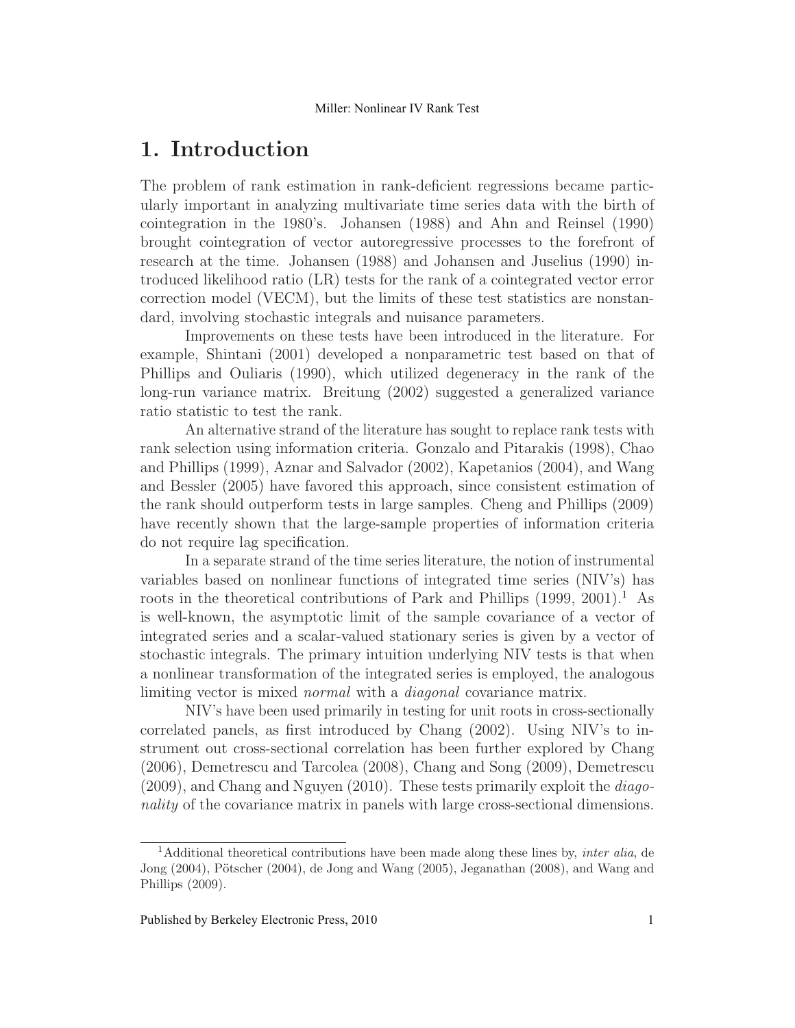# 1. Introduction

The problem of rank estimation in rank-deficient regressions became particularly important in analyzing multivariate time series data with the birth of cointegration in the 1980's. Johansen (1988) and Ahn and Reinsel (1990) brought cointegration of vector autoregressive processes to the forefront of research at the time. Johansen (1988) and Johansen and Juselius (1990) introduced likelihood ratio (LR) tests for the rank of a cointegrated vector error correction model (VECM), but the limits of these test statistics are nonstandard, involving stochastic integrals and nuisance parameters.

Improvements on these tests have been introduced in the literature. For example, Shintani (2001) developed a nonparametric test based on that of Phillips and Ouliaris (1990), which utilized degeneracy in the rank of the long-run variance matrix. Breitung (2002) suggested a generalized variance ratio statistic to test the rank.

An alternative strand of the literature has sought to replace rank tests with rank selection using information criteria. Gonzalo and Pitarakis (1998), Chao and Phillips (1999), Aznar and Salvador (2002), Kapetanios (2004), and Wang and Bessler (2005) have favored this approach, since consistent estimation of the rank should outperform tests in large samples. Cheng and Phillips (2009) have recently shown that the large-sample properties of information criteria do not require lag specification.

In a separate strand of the time series literature, the notion of instrumental variables based on nonlinear functions of integrated time series (NIV's) has roots in the theoretical contributions of Park and Phillips (1999, 2001).[1] As is well-known, the asymptotic limit of the sample covariance of a vector of integrated series and a scalar-valued stationary series is given by a vector of stochastic integrals. The primary intuition underlying NIV tests is that when a nonlinear transformation of the integrated series is employed, the analogous limiting vector is mixed *normal* with a *diagonal* covariance matrix.

NIV's have been used primarily in testing for unit roots in cross-sectionally correlated panels, as first introduced by Chang (2002). Using NIV's to instrument out cross-sectional correlation has been further explored by Chang (2006), Demetrescu and Tarcolea (2008), Chang and Song (2009), Demetrescu (2009), and Chang and Nguyen (2010). These tests primarily exploit the *diagonality* of the covariance matrix in panels with large cross-sectional dimensions.

[1] Additional theoretical contributions have been made along these lines by, *inter alia*, de Jong (2004), Pötscher (2004), de Jong and Wang (2005), Jeganathan (2008), and Wang and Phillips (2009).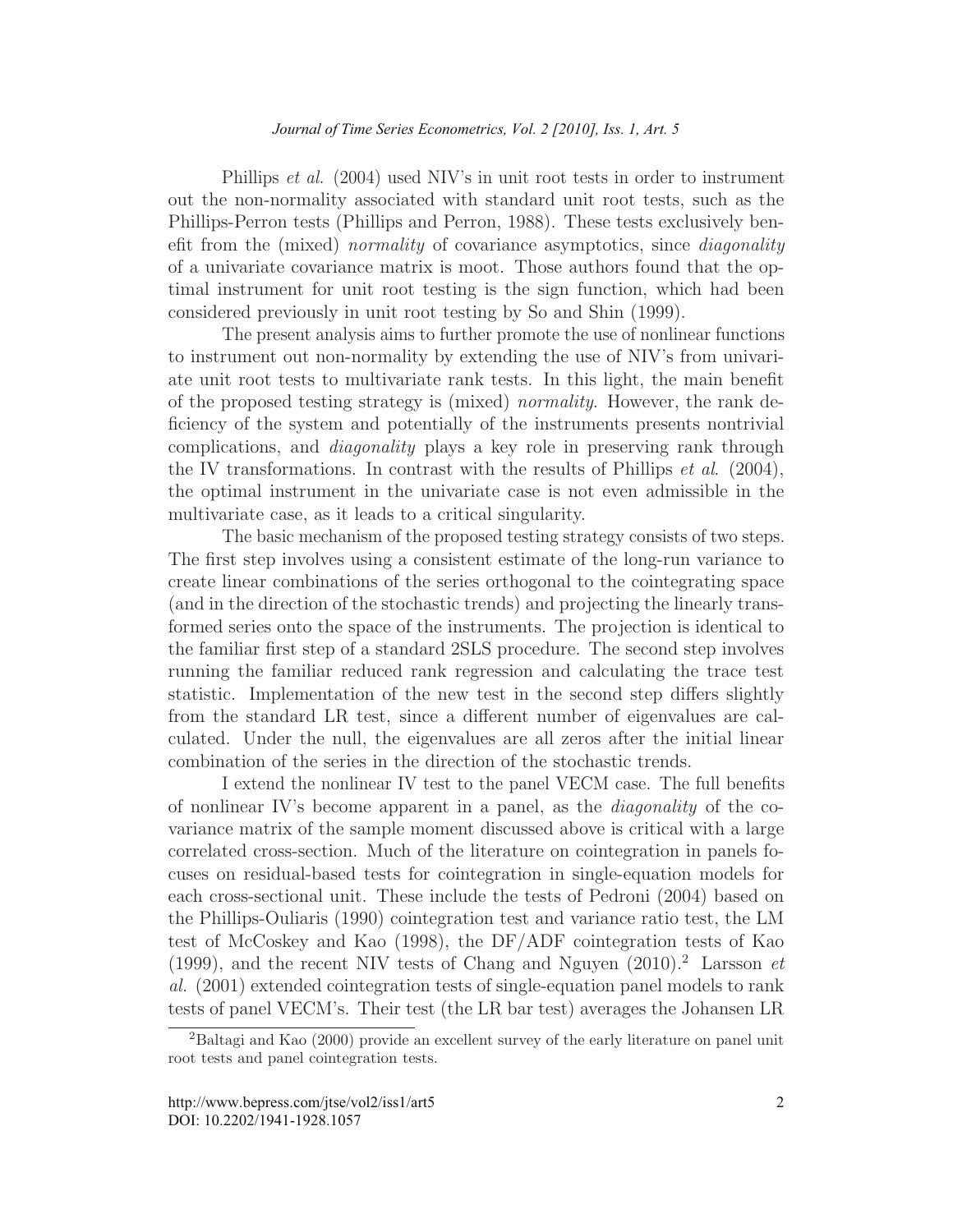Phillips *et al.* (2004) used NIV's in unit root tests in order to instrument out the non-normality associated with standard unit root tests, such as the Phillips-Perron tests (Phillips and Perron, 1988). These tests exclusively benefit from the (mixed) *normality* of covariance asymptotics, since *diagonality* of a univariate covariance matrix is moot. Those authors found that the optimal instrument for unit root testing is the sign function, which had been considered previously in unit root testing by So and Shin (1999).

The present analysis aims to further promote the use of nonlinear functions to instrument out non-normality by extending the use of NIV's from univariate unit root tests to multivariate rank tests. In this light, the main benefit of the proposed testing strategy is (mixed) *normality*. However, the rank deficiency of the system and potentially of the instruments presents nontrivial complications, and *diagonality* plays a key role in preserving rank through the IV transformations. In contrast with the results of Phillips *et al.* (2004), the optimal instrument in the univariate case is not even admissible in the multivariate case, as it leads to a critical singularity.

The basic mechanism of the proposed testing strategy consists of two steps. The first step involves using a consistent estimate of the long-run variance to create linear combinations of the series orthogonal to the cointegrating space (and in the direction of the stochastic trends) and projecting the linearly transformed series onto the space of the instruments. The projection is identical to the familiar first step of a standard 2SLS procedure. The second step involves running the familiar reduced rank regression and calculating the trace test statistic. Implementation of the new test in the second step differs slightly from the standard LR test, since a different number of eigenvalues are calculated. Under the null, the eigenvalues are all zeros after the initial linear combination of the series in the direction of the stochastic trends.

I extend the nonlinear IV test to the panel VECM case. The full benefits of nonlinear IV's become apparent in a panel, as the *diagonality* of the covariance matrix of the sample moment discussed above is critical with a large correlated cross-section. Much of the literature on cointegration in panels focuses on residual-based tests for cointegration in single-equation models for each cross-sectional unit. These include the tests of Pedroni (2004) based on the Phillips-Ouliaris (1990) cointegration test and variance ratio test, the LM test of McCoskey and Kao (1998), the DF/ADF cointegration tests of Kao (1999), and the recent NIV tests of Chang and Nguyen (2010).[2] Larsson *et al.* (2001) extended cointegration tests of single-equation panel models to rank tests of panel VECM's. Their test (the LR bar test) averages the Johansen LR

[2] Baltagi and Kao (2000) provide an excellent survey of the early literature on panel unit root tests and panel cointegration tests.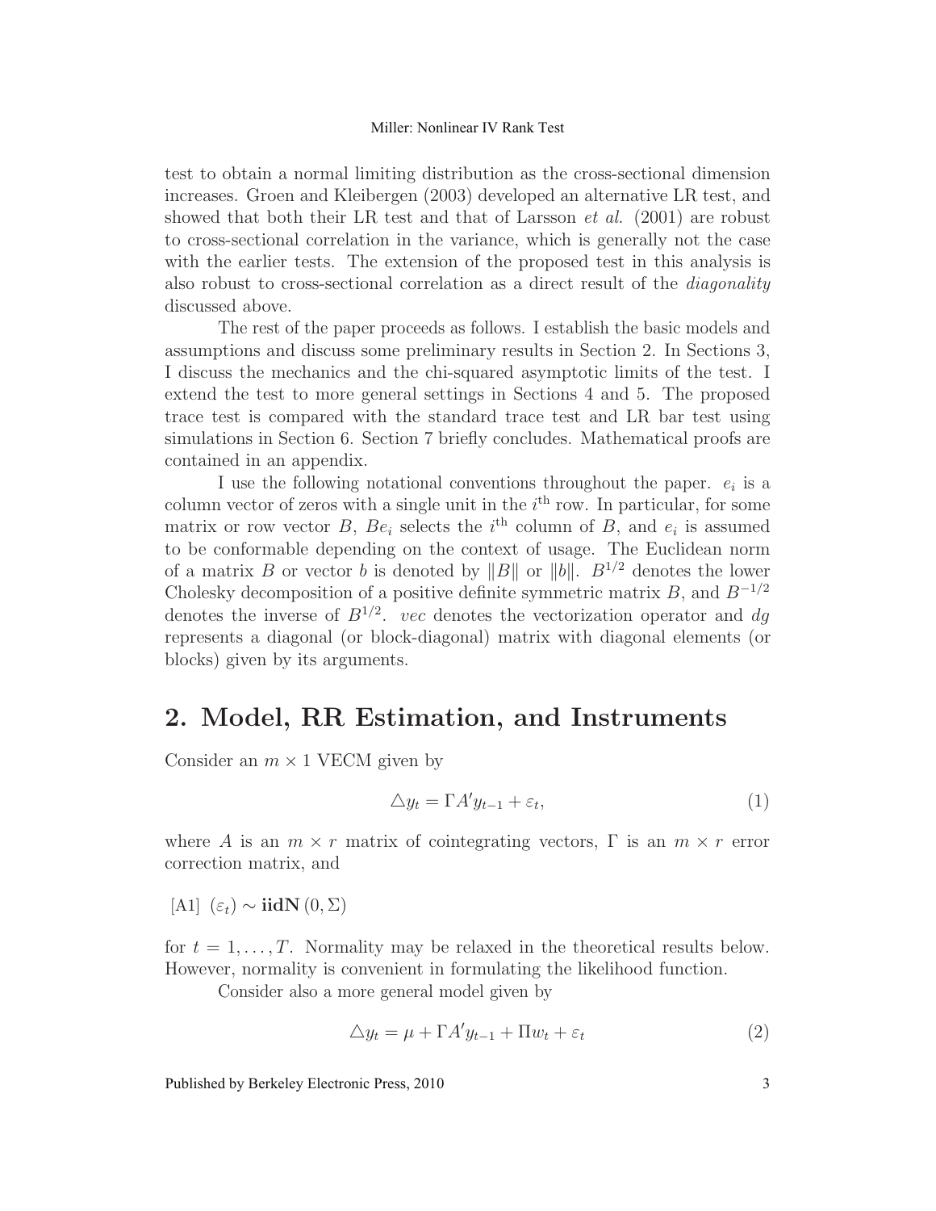test to obtain a normal limiting distribution as the cross-sectional dimension increases. Groen and Kleibergen (2003) developed an alternative LR test, and showed that both their LR test and that of Larsson *et al.* (2001) are robust to cross-sectional correlation in the variance, which is generally not the case with the earlier tests. The extension of the proposed test in this analysis is also robust to cross-sectional correlation as a direct result of the *diagonality* discussed above.

The rest of the paper proceeds as follows. I establish the basic models and assumptions and discuss some preliminary results in Section 2. In Sections 3, I discuss the mechanics and the chi-squared asymptotic limits of the test. I extend the test to more general settings in Sections 4 and 5. The proposed trace test is compared with the standard trace test and LR bar test using simulations in Section 6. Section 7 briefly concludes. Mathematical proofs are contained in an appendix.

I use the following notational conventions throughout the paper. $e_i$ is a column vector of zeros with a single unit in the $i^{\text{th}}$ row. In particular, for some matrix or row vector $B$, $Be_i$ selects the $i^{\text{th}}$ column of $B$, and $e_i$ is assumed to be conformable depending on the context of usage. The Euclidean norm of a matrix $B$ or vector $b$ is denoted by $\|B\|$ or $\|b\|$. $B^{1/2}$ denotes the lower Cholesky decomposition of a positive definite symmetric matrix $B$, and $B^{-1/2}$ denotes the inverse of $B^{1/2}$. *vec* denotes the vectorization operator and $dg$ represents a diagonal (or block-diagonal) matrix with diagonal elements (or blocks) given by its arguments.

# 2. Model, RR Estimation, and Instruments

Consider an $m \times 1$ VECM given by

$$\triangle y_t = \Gamma A' y_{t-1} + \varepsilon_t, \tag{1}$$

where $A$ is an $m \times r$ matrix of cointegrating vectors, $\Gamma$ is an $m \times r$ error correction matrix, and

[A1] $(\varepsilon_t) \sim \mathbf{iidN}\left(0, \Sigma\right)$

for $t = 1, \ldots, T$. Normality may be relaxed in the theoretical results below. However, normality is convenient in formulating the likelihood function.

Consider also a more general model given by

$$\triangle y_t = \mu + \Gamma A' y_{t-1} + \Pi w_t + \varepsilon_t \tag{2}$$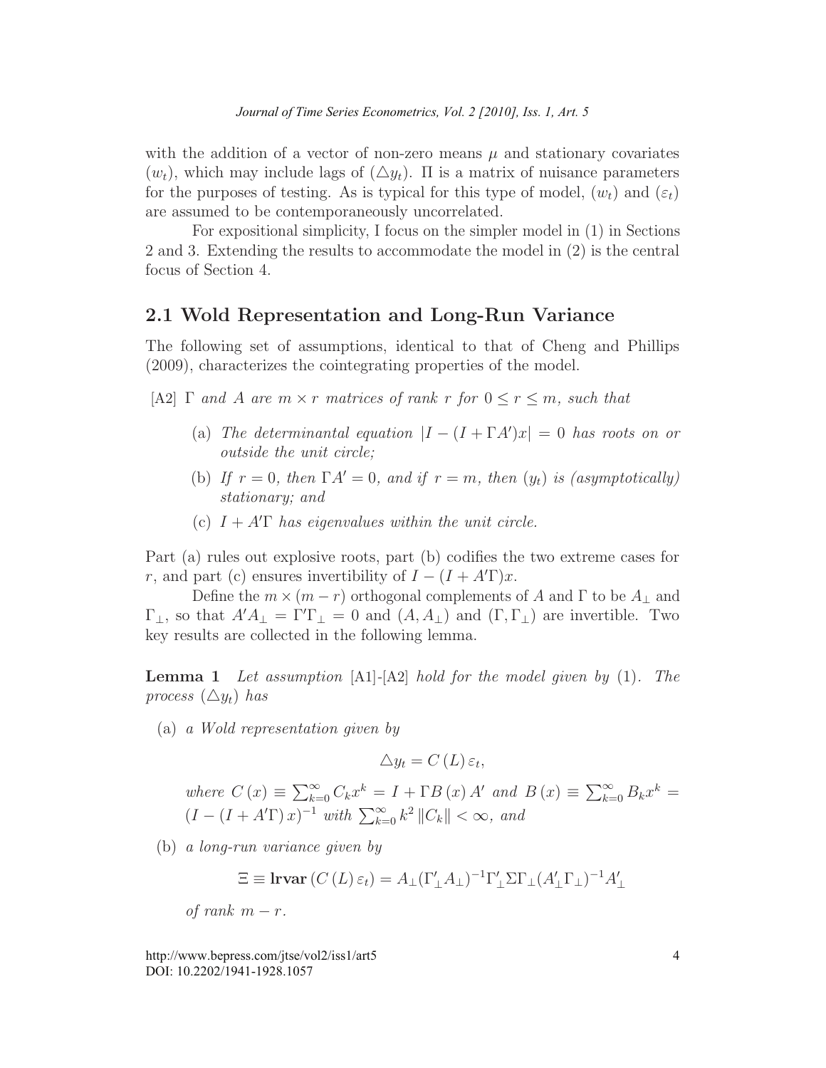with the addition of a vector of non-zero means $\mu$ and stationary covariates $(w_t)$, which may include lags of $(\triangle y_t)$. $\Pi$ is a matrix of nuisance parameters for the purposes of testing. As is typical for this type of model, $(w_t)$ and $(\varepsilon_t)$ are assumed to be contemporaneously uncorrelated.

For expositional simplicity, I focus on the simpler model in (1) in Sections 2 and 3. Extending the results to accommodate the model in (2) is the central focus of Section 4.

## 2.1 Wold Representation and Long-Run Variance

The following set of assumptions, identical to that of Cheng and Phillips (2009), characterizes the cointegrating properties of the model.

[A2] *$\Gamma$ and $A$ are $m \times r$ matrices of rank $r$ for $0 \leq r \leq m$, such that*

- (a) *The determinantal equation $|I - (I + \Gamma A')x| = 0$ has roots on or outside the unit circle;*
- (b) *If $r = 0$, then $\Gamma A' = 0$, and if $r = m$, then $(y_t)$ is (asymptotically) stationary; and*
- (c) *$I + A'\Gamma$ has eigenvalues within the unit circle.*

Part (a) rules out explosive roots, part (b) codifies the two extreme cases for $r$, and part (c) ensures invertibility of $I - (I + A'\Gamma)x$.

Define the $m \times (m - r)$ orthogonal complements of $A$ and $\Gamma$ to be $A_\perp$ and $\Gamma_\perp$, so that $A'A_\perp = \Gamma'\Gamma_\perp = 0$ and $(A, A_\perp)$ and $(\Gamma, \Gamma_\perp)$ are invertible. Two key results are collected in the following lemma.

**Lemma 1** *Let assumption* [A1]-[A2] *hold for the model given by* (1)*. The process $(\triangle y_t)$ has*

(a) *a Wold representation given by*

$$\triangle y_t = C(L)\varepsilon_t,$$

*where $C(x) \equiv \sum_{k=0}^{\infty} C_k x^k = I + \Gamma B(x) A'$ and $B(x) \equiv \sum_{k=0}^{\infty} B_k x^k = (I - (I + A'\Gamma)x)^{-1}$ with $\sum_{k=0}^{\infty} k^2 \|C_k\| < \infty$, and*

(b) *a long-run variance given by*

$$\Xi \equiv \mathbf{lrvar}(C(L)\varepsilon_t) = A_\perp(\Gamma_\perp' A_\perp)^{-1}\Gamma_\perp' \Sigma \Gamma_\perp (A_\perp' \Gamma_\perp)^{-1} A_\perp'$$

*of rank $m - r$.*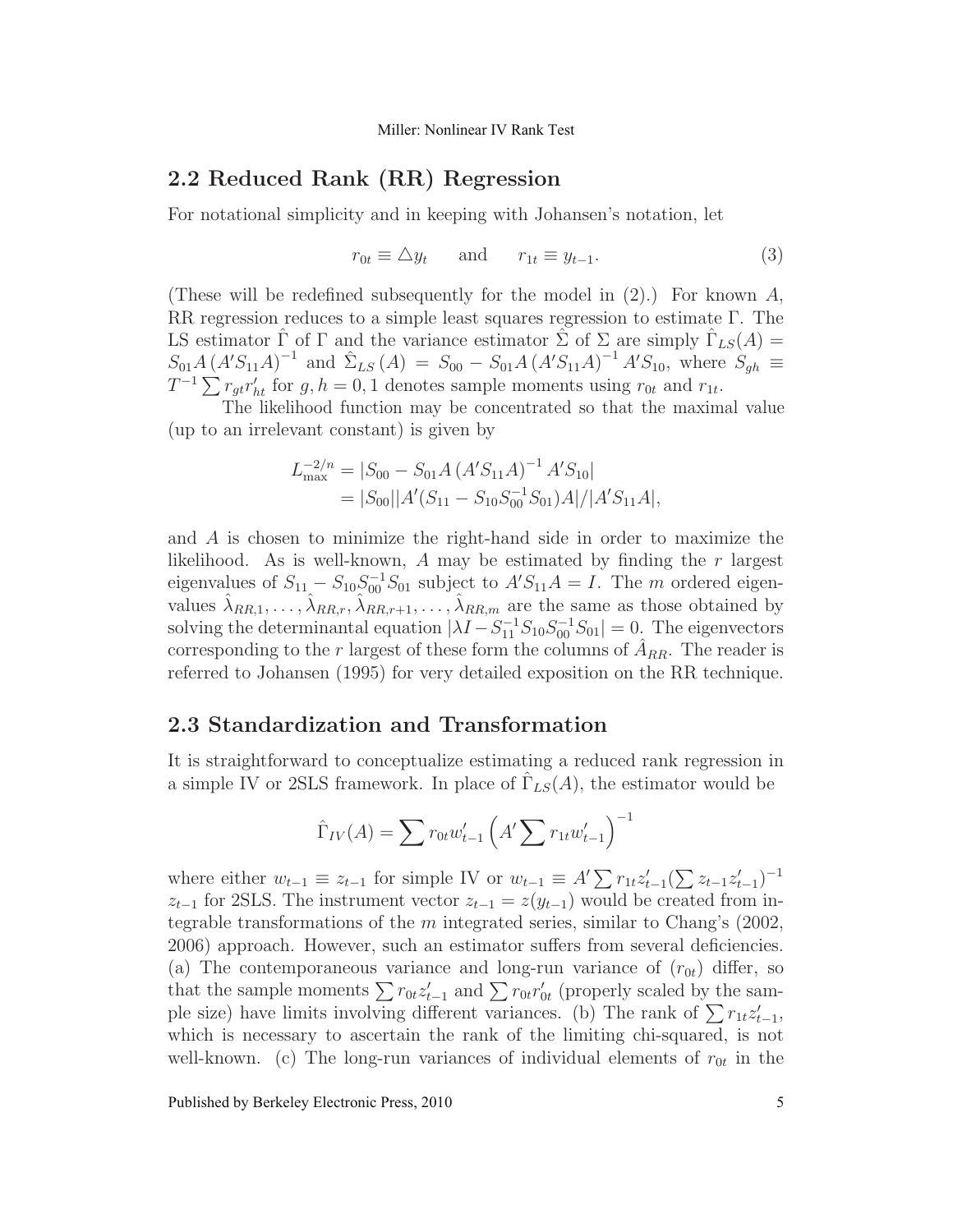## 2.2 Reduced Rank (RR) Regression

For notational simplicity and in keeping with Johansen's notation, let

$$r_{0t} \equiv \triangle y_t \qquad \text{and} \qquad r_{1t} \equiv y_{t-1}. \tag{3}$$

(These will be redefined subsequently for the model in (2).) For known $A$, RR regression reduces to a simple least squares regression to estimate $\Gamma$. The LS estimator $\hat{\Gamma}$ of $\Gamma$ and the variance estimator $\hat{\Sigma}$ of $\Sigma$ are simply $\hat{\Gamma}_{LS}(A) = S_{01}A\left(A'S_{11}A\right)^{-1}$ and $\hat{\Sigma}_{LS}(A) = S_{00} - S_{01}A\left(A'S_{11}A\right)^{-1}A'S_{10}$, where $S_{gh} \equiv T^{-1}\sum r_{gt}r'_{ht}$ for $g,h = 0,1$ denotes sample moments using $r_{0t}$ and $r_{1t}$.

The likelihood function may be concentrated so that the maximal value (up to an irrelevant constant) is given by

$$\begin{aligned} L_{\max}^{-2/n} &= |S_{00} - S_{01}A\left(A'S_{11}A\right)^{-1}A'S_{10}| \\ &= |S_{00}||A'(S_{11} - S_{10}S_{00}^{-1}S_{01})A|/|A'S_{11}A|, \end{aligned}$$

and $A$ is chosen to minimize the right-hand side in order to maximize the likelihood. As is well-known, $A$ may be estimated by finding the $r$ largest eigenvalues of $S_{11} - S_{10}S_{00}^{-1}S_{01}$ subject to $A'S_{11}A = I$. The $m$ ordered eigenvalues $\hat{\lambda}_{RR,1}, \ldots, \hat{\lambda}_{RR,r}, \hat{\lambda}_{RR,r+1}, \ldots, \hat{\lambda}_{RR,m}$ are the same as those obtained by solving the determinantal equation $|\lambda I - S_{11}^{-1}S_{10}S_{00}^{-1}S_{01}| = 0$. The eigenvectors corresponding to the $r$ largest of these form the columns of $\hat{A}_{RR}$. The reader is referred to Johansen (1995) for very detailed exposition on the RR technique.

## 2.3 Standardization and Transformation

It is straightforward to conceptualize estimating a reduced rank regression in a simple IV or 2SLS framework. In place of $\hat{\Gamma}_{LS}(A)$, the estimator would be

$$\hat{\Gamma}_{IV}(A) = \sum r_{0t}w'_{t-1}\left(A'\sum r_{1t}w'_{t-1}\right)^{-1}$$

where either $w_{t-1} \equiv z_{t-1}$ for simple IV or $w_{t-1} \equiv A'\sum r_{1t}z'_{t-1}(\sum z_{t-1}z'_{t-1})^{-1} z_{t-1}$ for 2SLS. The instrument vector $z_{t-1} = z(y_{t-1})$ would be created from integrable transformations of the $m$ integrated series, similar to Chang's (2002, 2006) approach. However, such an estimator suffers from several deficiencies. (a) The contemporaneous variance and long-run variance of $(r_{0t})$ differ, so that the sample moments $\sum r_{0t}z'_{t-1}$ and $\sum r_{0t}r'_{0t}$ (properly scaled by the sample size) have limits involving different variances. (b) The rank of $\sum r_{1t}z'_{t-1}$, which is necessary to ascertain the rank of the limiting chi-squared, is not well-known. (c) The long-run variances of individual elements of $r_{0t}$ in the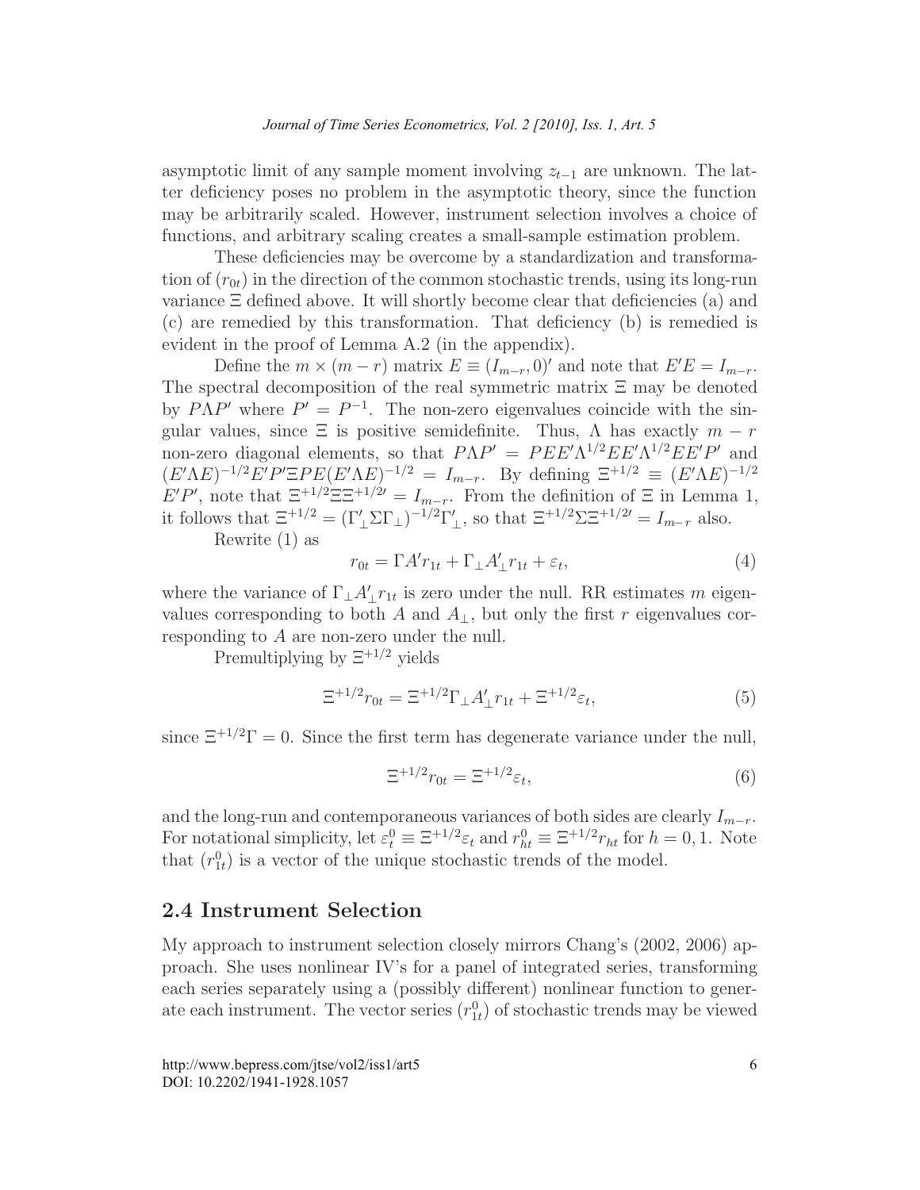asymptotic limit of any sample moment involving $z_{t-1}$ are unknown. The latter deficiency poses no problem in the asymptotic theory, since the function may be arbitrarily scaled. However, instrument selection involves a choice of functions, and arbitrary scaling creates a small-sample estimation problem.

These deficiencies may be overcome by a standardization and transformation of $(r_{0t})$ in the direction of the common stochastic trends, using its long-run variance $\Xi$ defined above. It will shortly become clear that deficiencies (a) and (c) are remedied by this transformation. That deficiency (b) is remedied is evident in the proof of Lemma A.2 (in the appendix).

Define the $m \times (m-r)$ matrix $E \equiv (I_{m-r}, 0)'$ and note that $E'E = I_{m-r}$. The spectral decomposition of the real symmetric matrix $\Xi$ may be denoted by $P\Lambda P'$ where $P' = P^{-1}$. The non-zero eigenvalues coincide with the singular values, since $\Xi$ is positive semidefinite. Thus, $\Lambda$ has exactly $m-r$ non-zero diagonal elements, so that $P\Lambda P' = PEE'\Lambda^{1/2}EE'\Lambda^{1/2}EE'P'$ and $(E'\Lambda E)^{-1/2}E'P'\Xi PE(E'\Lambda E)^{-1/2} = I_{m-r}$. By defining $\Xi^{+1/2} \equiv (E'\Lambda E)^{-1/2} E'P'$, note that $\Xi^{+1/2}\Xi\Xi^{+1/2\prime} = I_{m-r}$. From the definition of $\Xi$ in Lemma 1, it follows that $\Xi^{+1/2} = (\Gamma_{\perp}'\Sigma\Gamma_{\perp})^{-1/2}\Gamma_{\perp}'$, so that $\Xi^{+1/2}\Sigma\Xi^{+1/2\prime} = I_{m-r}$ also.

Rewrite (1) as

$$r_{0t} = \Gamma A' r_{1t} + \Gamma_{\perp} A_{\perp}' r_{1t} + \varepsilon_t, \tag{4}$$

where the variance of $\Gamma_{\perp} A_{\perp}' r_{1t}$ is zero under the null. RR estimates $m$ eigenvalues corresponding to both $A$ and $A_{\perp}$, but only the first $r$ eigenvalues corresponding to $A$ are non-zero under the null.

Premultiplying by $\Xi^{+1/2}$ yields

$$\Xi^{+1/2} r_{0t} = \Xi^{+1/2}\Gamma_{\perp} A_{\perp}' r_{1t} + \Xi^{+1/2}\varepsilon_t, \tag{5}$$

since $\Xi^{+1/2}\Gamma = 0$. Since the first term has degenerate variance under the null,

$$\Xi^{+1/2} r_{0t} = \Xi^{+1/2}\varepsilon_t, \tag{6}$$

and the long-run and contemporaneous variances of both sides are clearly $I_{m-r}$. For notational simplicity, let $\varepsilon_t^0 \equiv \Xi^{+1/2}\varepsilon_t$ and $r_{ht}^0 \equiv \Xi^{+1/2} r_{ht}$ for $h = 0, 1$. Note that $(r_{1t}^0)$ is a vector of the unique stochastic trends of the model.

## 2.4 Instrument Selection

My approach to instrument selection closely mirrors Chang's (2002, 2006) approach. She uses nonlinear IV's for a panel of integrated series, transforming each series separately using a (possibly different) nonlinear function to generate each instrument. The vector series $(r_{1t}^0)$ of stochastic trends may be viewed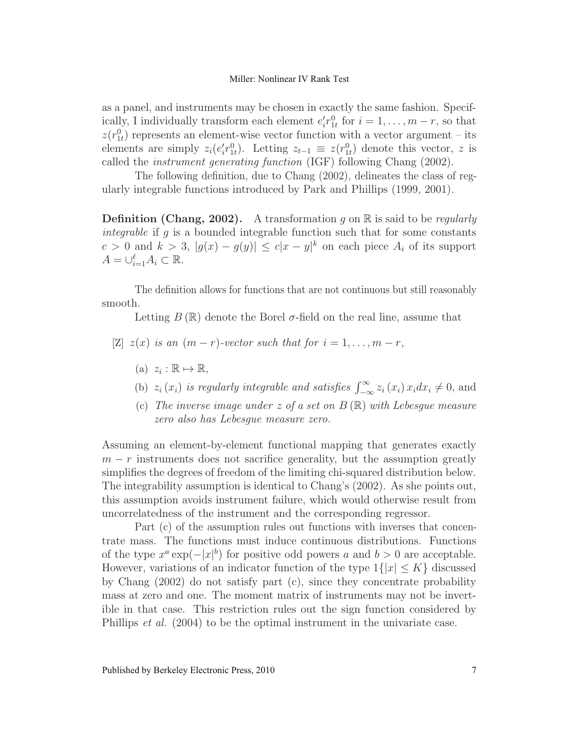as a panel, and instruments may be chosen in exactly the same fashion. Specifically, I individually transform each element $e_i' r_{1t}^0$ for $i = 1, \ldots, m-r$, so that $z(r_{1t}^0)$ represents an element-wise vector function with a vector argument – its elements are simply $z_i(e_i' r_{1t}^0)$. Letting $z_{t-1} \equiv z(r_{1t}^0)$ denote this vector, $z$ is called the *instrument generating function* (IGF) following Chang (2002).

The following definition, due to Chang (2002), delineates the class of regularly integrable functions introduced by Park and Phillips (1999, 2001).

**Definition (Chang, 2002).** A transformation $g$ on $\mathbb{R}$ is said to be *regularly integrable* if $g$ is a bounded integrable function such that for some constants $c > 0$ and $k > 3$, $|g(x) - g(y)| \leq c|x - y|^k$ on each piece $A_i$ of its support $A = \cup_{i=1}^{\ell} A_i \subset \mathbb{R}$.

The definition allows for functions that are not continuous but still reasonably smooth.

Letting $B(\mathbb{R})$ denote the Borel $\sigma$-field on the real line, assume that

[Z] *$z(x)$ is an $(m-r)$-vector such that for $i = 1, \ldots, m-r$,*

- (a) $z_i : \mathbb{R} \mapsto \mathbb{R}$,
- (b) *$z_i(x_i)$ is regularly integrable and satisfies* $\int_{-\infty}^{\infty} z_i(x_i) x_i dx_i \neq 0$, and
- (c) *The inverse image under $z$ of a set on $B(\mathbb{R})$ with Lebesgue measure zero also has Lebesgue measure zero.*

Assuming an element-by-element functional mapping that generates exactly $m - r$ instruments does not sacrifice generality, but the assumption greatly simplifies the degrees of freedom of the limiting chi-squared distribution below. The integrability assumption is identical to Chang's (2002). As she points out, this assumption avoids instrument failure, which would otherwise result from uncorrelatedness of the instrument and the corresponding regressor.

Part (c) of the assumption rules out functions with inverses that concentrate mass. The functions must induce continuous distributions. Functions of the type $x^a \exp(-|x|^b)$ for positive odd powers $a$ and $b > 0$ are acceptable. However, variations of an indicator function of the type $1\{|x| \leq K\}$ discussed by Chang (2002) do not satisfy part (c), since they concentrate probability mass at zero and one. The moment matrix of instruments may not be invertible in that case. This restriction rules out the sign function considered by Phillips *et al.* (2004) to be the optimal instrument in the univariate case.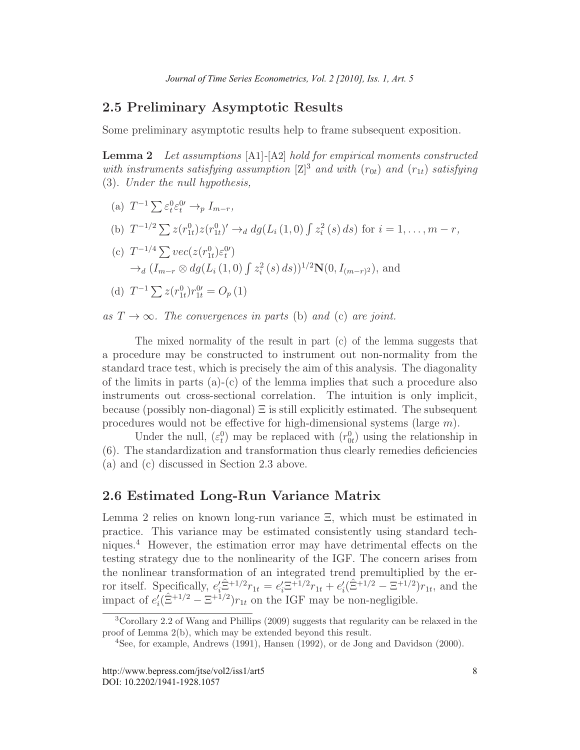## 2.5 Preliminary Asymptotic Results

Some preliminary asymptotic results help to frame subsequent exposition.

**Lemma 2** *Let assumptions* [A1]-[A2] *hold for empirical moments constructed with instruments satisfying assumption* [Z][3] *and with* $(r_{0t})$ *and* $(r_{1t})$ *satisfying* (3). *Under the null hypothesis,*

(a) $T^{-1} \sum \varepsilon_t^0 \varepsilon_t^{0\prime} \rightarrow_p I_{m-r}$,

(b) $T^{-1/2} \sum z(r_{1t}^0) z(r_{1t}^0)' \rightarrow_d dg(L_i(1,0) \int z_i^2(s)\, ds)$ for $i = 1, \ldots, m-r$,

(c) $T^{-1/4} \sum vec(z(r_{1t}^0)\varepsilon_t^{0\prime})$
$\rightarrow_d (I_{m-r} \otimes dg(L_i(1,0) \int z_i^2(s)\, ds))^{1/2} \mathbf{N}(0, I_{(m-r)^2})$, and

(d) $T^{-1} \sum z(r_{1t}^0) r_{1t}^{0\prime} = O_p(1)$

*as* $T \rightarrow \infty$. *The convergences in parts* (b) *and* (c) *are joint.*

The mixed normality of the result in part (c) of the lemma suggests that a procedure may be constructed to instrument out non-normality from the standard trace test, which is precisely the aim of this analysis. The diagonality of the limits in parts (a)-(c) of the lemma implies that such a procedure also instruments out cross-sectional correlation. The intuition is only implicit, because (possibly non-diagonal) $\Xi$ is still explicitly estimated. The subsequent procedures would not be effective for high-dimensional systems (large $m$).

Under the null, $(\varepsilon_t^0)$ may be replaced with $(r_{0t}^0)$ using the relationship in (6). The standardization and transformation thus clearly remedies deficiencies (a) and (c) discussed in Section 2.3 above.

## 2.6 Estimated Long-Run Variance Matrix

Lemma 2 relies on known long-run variance $\Xi$, which must be estimated in practice. This variance may be estimated consistently using standard techniques.[4] However, the estimation error may have detrimental effects on the testing strategy due to the nonlinearity of the IGF. The concern arises from the nonlinear transformation of an integrated trend premultiplied by the error itself. Specifically, $e_i'\hat{\Xi}^{+1/2} r_{1t} = e_i'\Xi^{+1/2} r_{1t} + e_i'(\hat{\Xi}^{+1/2} - \Xi^{+1/2}) r_{1t}$, and the impact of $e_i'(\hat{\Xi}^{+1/2} - \Xi^{+1/2}) r_{1t}$ on the IGF may be non-negligible.

[3] Corollary 2.2 of Wang and Phillips (2009) suggests that regularity can be relaxed in the proof of Lemma 2(b), which may be extended beyond this result.

[4] See, for example, Andrews (1991), Hansen (1992), or de Jong and Davidson (2000).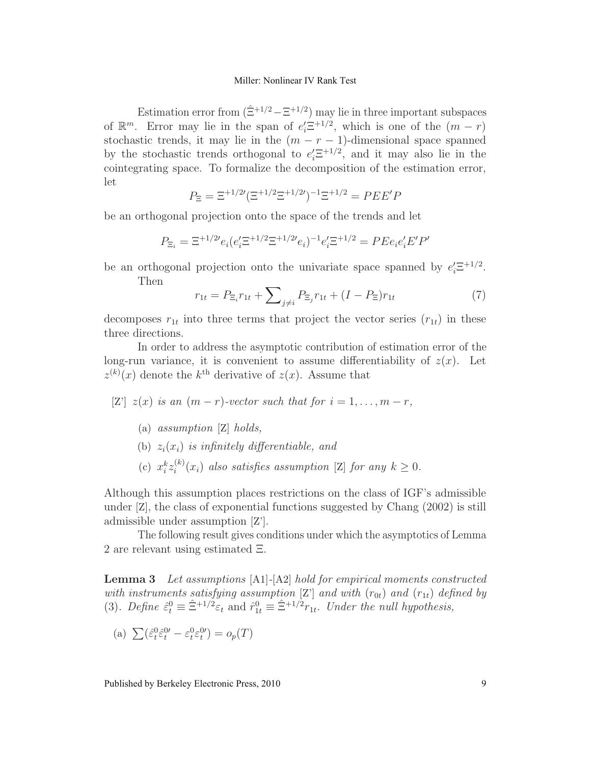Estimation error from $(\hat{\Xi}^{+1/2} - \Xi^{+1/2})$ may lie in three important subspaces of $\mathbb{R}^m$. Error may lie in the span of $e_i'\Xi^{+1/2}$, which is one of the $(m-r)$ stochastic trends, it may lie in the $(m-r-1)$-dimensional space spanned by the stochastic trends orthogonal to $e_i'\Xi^{+1/2}$, and it may also lie in the cointegrating space. To formalize the decomposition of the estimation error, let

$$P_\Xi = \Xi^{+1/2\prime}(\Xi^{+1/2}\Xi^{+1/2\prime})^{-1}\Xi^{+1/2} = PEE'P$$

be an orthogonal projection onto the space of the trends and let

$$P_{\Xi_i} = \Xi^{+1/2\prime}e_i(e_i'\Xi^{+1/2}\Xi^{+1/2\prime}e_i)^{-1}e_i'\Xi^{+1/2} = PEe_ie_i'E'P'$$

be an orthogonal projection onto the univariate space spanned by $e_i'\Xi^{+1/2}$.

Then

$$r_{1t} = P_{\Xi_i}r_{1t} + \sum\nolimits_{j \neq i} P_{\Xi_j}r_{1t} + (I - P_\Xi)r_{1t} \tag{7}$$

decomposes $r_{1t}$ into three terms that project the vector series $(r_{1t})$ in these three directions.

In order to address the asymptotic contribution of estimation error of the long-run variance, it is convenient to assume differentiability of $z(x)$. Let $z^{(k)}(x)$ denote the $k^{\text{th}}$ derivative of $z(x)$. Assume that

[Z'] *$z(x)$ is an $(m-r)$-vector such that for $i = 1, \ldots, m-r$,*

- (a) *assumption* [Z] *holds,*
- (b) *$z_i(x_i)$ is infinitely differentiable, and*
- (c) *$x_i^k z_i^{(k)}(x_i)$ also satisfies assumption* [Z] *for any $k \geq 0$.*

Although this assumption places restrictions on the class of IGF's admissible under [Z], the class of exponential functions suggested by Chang (2002) is still admissible under assumption [Z'].

The following result gives conditions under which the asymptotics of Lemma 2 are relevant using estimated $\Xi$.

**Lemma 3** *Let assumptions* [A1]-[A2] *hold for empirical moments constructed with instruments satisfying assumption* [Z'] *and with $(r_{0t})$ and $(r_{1t})$ defined by* (3). *Define $\hat{\varepsilon}_t^0 \equiv \hat{\Xi}^{+1/2}\varepsilon_t$ and $\hat{r}_{1t}^0 \equiv \hat{\Xi}^{+1/2}r_{1t}$. Under the null hypothesis,*

(a) $\sum(\hat{\varepsilon}_t^0\hat{\varepsilon}_t^{0\prime} - \varepsilon_t^0\varepsilon_t^{0\prime}) = o_p(T)$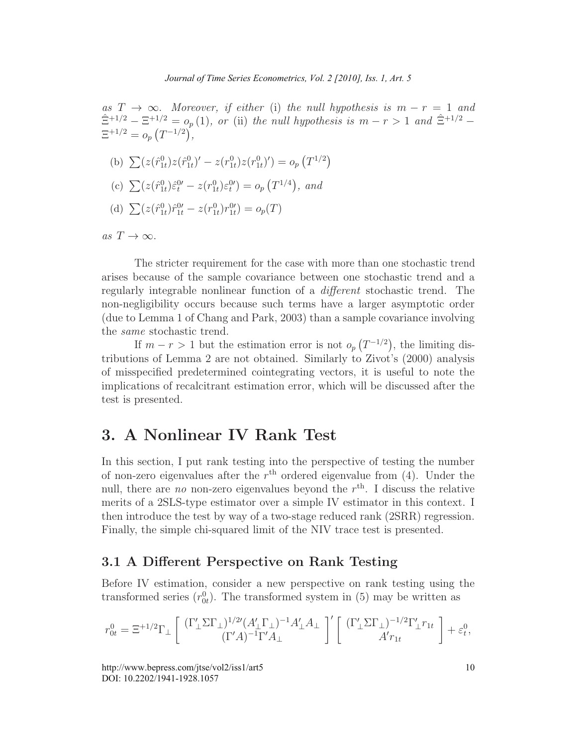as $T \to \infty$. *Moreover, if either* (i) *the null hypothesis is* $m - r = 1$ *and* $\hat{\Xi}^{+1/2} - \Xi^{+1/2} = o_p(1)$, *or* (ii) *the null hypothesis is* $m - r > 1$ *and* $\hat{\Xi}^{+1/2} - \Xi^{+1/2} = o_p\left(T^{-1/2}\right)$,

(b) $\sum(z(\hat{r}^0_{1t})z(\hat{r}^0_{1t})' - z(r^0_{1t})z(r^0_{1t})') = o_p\left(T^{1/2}\right)$

(c) $\sum(z(\hat{r}^0_{1t})\hat{\varepsilon}^{0\prime}_t - z(r^0_{1t})\varepsilon^{0\prime}_t) = o_p\left(T^{1/4}\right)$, *and*

(d) $\sum(z(\hat{r}^0_{1t})\hat{r}^{0\prime}_{1t} - z(r^0_{1t})r^{0\prime}_{1t}) = o_p(T)$

*as* $T \to \infty$.

The stricter requirement for the case with more than one stochastic trend arises because of the sample covariance between one stochastic trend and a regularly integrable nonlinear function of a *different* stochastic trend. The non-negligibility occurs because such terms have a larger asymptotic order (due to Lemma 1 of Chang and Park, 2003) than a sample covariance involving the *same* stochastic trend.

If $m - r > 1$ but the estimation error is not $o_p\left(T^{-1/2}\right)$, the limiting distributions of Lemma 2 are not obtained. Similarly to Zivot's (2000) analysis of misspecified predetermined cointegrating vectors, it is useful to note the implications of recalcitrant estimation error, which will be discussed after the test is presented.

## 3. A Nonlinear IV Rank Test

In this section, I put rank testing into the perspective of testing the number of non-zero eigenvalues after the $r^{\text{th}}$ ordered eigenvalue from (4). Under the null, there are *no* non-zero eigenvalues beyond the $r^{\text{th}}$. I discuss the relative merits of a 2SLS-type estimator over a simple IV estimator in this context. I then introduce the test by way of a two-stage reduced rank (2SRR) regression. Finally, the simple chi-squared limit of the NIV trace test is presented.

### 3.1 A Different Perspective on Rank Testing

Before IV estimation, consider a new perspective on rank testing using the transformed series $(r^0_{0t})$. The transformed system in (5) may be written as

$$r^0_{0t} = \Xi^{+1/2}\Gamma_\perp \begin{bmatrix} (\Gamma_\perp'\Sigma\Gamma_\perp)^{1/2\prime}(A_\perp'\Gamma_\perp)^{-1}A_\perp'A_\perp \\ (\Gamma'A)^{-1}\Gamma'A_\perp \end{bmatrix}' \begin{bmatrix} (\Gamma_\perp'\Sigma\Gamma_\perp)^{-1/2}\Gamma_\perp' r_{1t} \\ A' r_{1t} \end{bmatrix} + \varepsilon^0_t,$$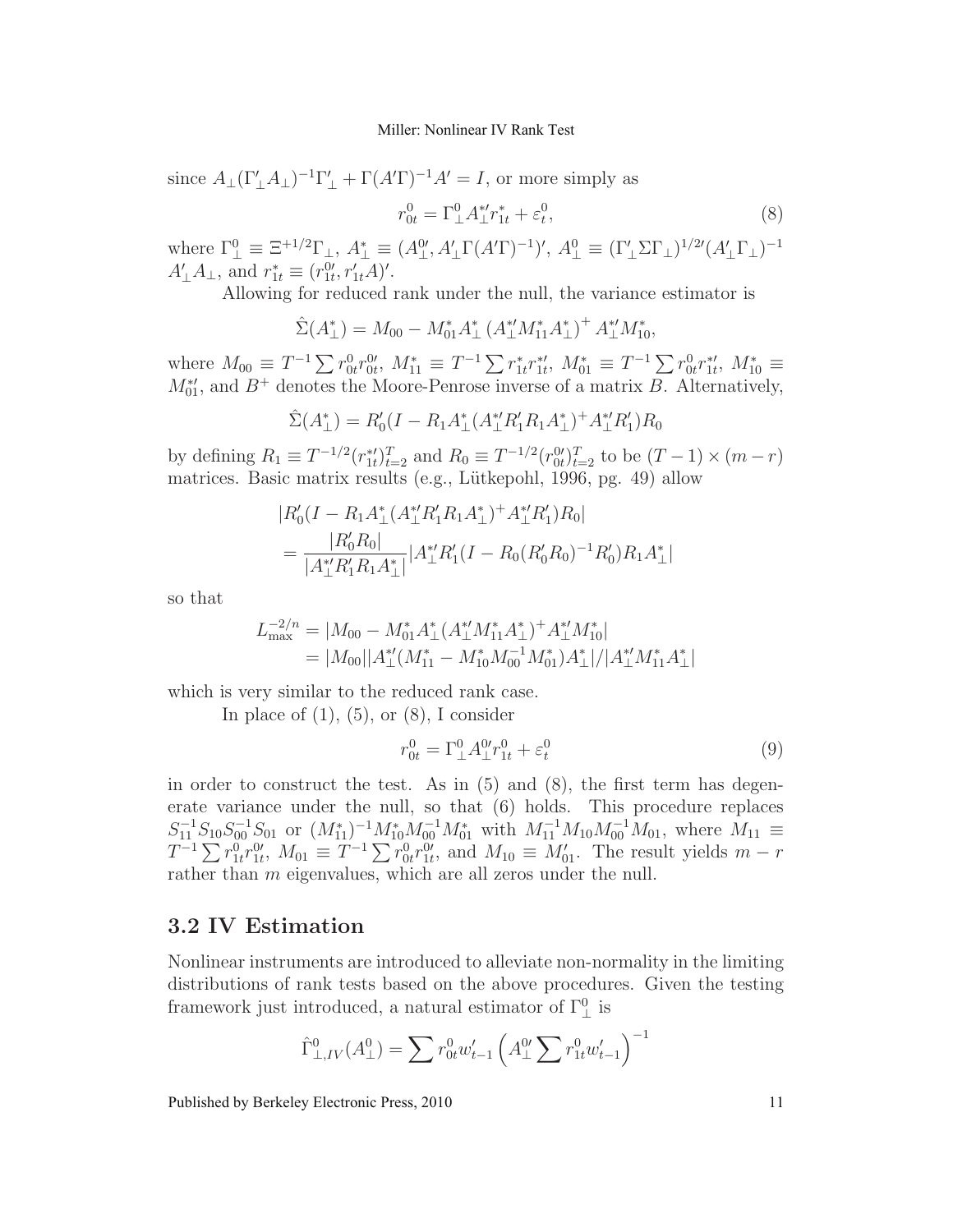since $A_\perp(\Gamma_\perp' A_\perp)^{-1}\Gamma_\perp' + \Gamma(A'\Gamma)^{-1}A' = I$, or more simply as

$$r_{0t}^0 = \Gamma_\perp^0 A_\perp^{*\prime} r_{1t}^* + \varepsilon_t^0, \tag{8}$$

where $\Gamma_\perp^0 \equiv \Xi^{+1/2}\Gamma_\perp$, $A_\perp^* \equiv (A_\perp^{0\prime}, A_\perp'\Gamma(A'\Gamma)^{-1})'$, $A_\perp^0 \equiv (\Gamma_\perp'\Sigma\Gamma_\perp)^{1/2\prime}(A_\perp'\Gamma_\perp)^{-1} A_\perp' A_\perp$, and $r_{1t}^* \equiv (r_{1t}^{0\prime}, r_{1t}'A)'$.

Allowing for reduced rank under the null, the variance estimator is

$$\hat{\Sigma}(A_\perp^*) = M_{00} - M_{01}^* A_\perp^* \left(A_\perp^{*\prime} M_{11}^* A_\perp^*\right)^+ A_\perp^{*\prime} M_{10}^*,$$

where $M_{00} \equiv T^{-1}\sum r_{0t}^0 r_{0t}^{0\prime}$, $M_{11}^* \equiv T^{-1}\sum r_{1t}^* r_{1t}^{*\prime}$, $M_{01}^* \equiv T^{-1}\sum r_{0t}^0 r_{1t}^{*\prime}$, $M_{10}^* \equiv M_{01}^{*\prime}$, and $B^+$ denotes the Moore-Penrose inverse of a matrix $B$. Alternatively,

$$\hat{\Sigma}(A_\perp^*) = R_0'(I - R_1 A_\perp^* (A_\perp^{*\prime} R_1' R_1 A_\perp^*)^+ A_\perp^{*\prime} R_1') R_0$$

by defining $R_1 \equiv T^{-1/2}(r_{1t}^{*\prime})_{t=2}^T$ and $R_0 \equiv T^{-1/2}(r_{0t}^{0\prime})_{t=2}^T$ to be $(T-1)\times(m-r)$ matrices. Basic matrix results (e.g., Lütkepohl, 1996, pg. 49) allow

$$\begin{aligned}
&|R_0'(I - R_1 A_\perp^* (A_\perp^{*\prime} R_1' R_1 A_\perp^*)^+ A_\perp^{*\prime} R_1') R_0| \\
&= \frac{|R_0' R_0|}{|A_\perp^{*\prime} R_1' R_1 A_\perp^*|} |A_\perp^{*\prime} R_1'(I - R_0(R_0'R_0)^{-1}R_0') R_1 A_\perp^*|
\end{aligned}$$

so that

$$\begin{aligned}
L_{\max}^{-2/n} &= |M_{00} - M_{01}^* A_\perp^* (A_\perp^{*\prime} M_{11}^* A_\perp^*)^+ A_\perp^{*\prime} M_{10}^*| \\
&= |M_{00}||A_\perp^{*\prime}(M_{11}^* - M_{10}^* M_{00}^{-1} M_{01}^*) A_\perp^*| / |A_\perp^{*\prime} M_{11}^* A_\perp^*|
\end{aligned}$$

which is very similar to the reduced rank case.

In place of (1), (5), or (8), I consider

$$r_{0t}^0 = \Gamma_\perp^0 A_\perp^{0\prime} r_{1t}^0 + \varepsilon_t^0 \tag{9}$$

in order to construct the test. As in (5) and (8), the first term has degenerate variance under the null, so that (6) holds. This procedure replaces $S_{11}^{-1}S_{10}S_{00}^{-1}S_{01}$ or $(M_{11}^*)^{-1}M_{10}^* M_{00}^{-1} M_{01}^*$ with $M_{11}^{-1}M_{10}M_{00}^{-1}M_{01}$, where $M_{11} \equiv T^{-1}\sum r_{1t}^0 r_{1t}^{0\prime}$, $M_{01} \equiv T^{-1}\sum r_{0t}^0 r_{1t}^{0\prime}$, and $M_{10} \equiv M_{01}'$. The result yields $m-r$ rather than $m$ eigenvalues, which are all zeros under the null.

## 3.2 IV Estimation

Nonlinear instruments are introduced to alleviate non-normality in the limiting distributions of rank tests based on the above procedures. Given the testing framework just introduced, a natural estimator of $\Gamma_\perp^0$ is

$$\hat{\Gamma}_{\perp,IV}^0(A_\perp^0) = \sum r_{0t}^0 w_{t-1}' \left(A_\perp^{0\prime} \sum r_{1t}^0 w_{t-1}'\right)^{-1}$$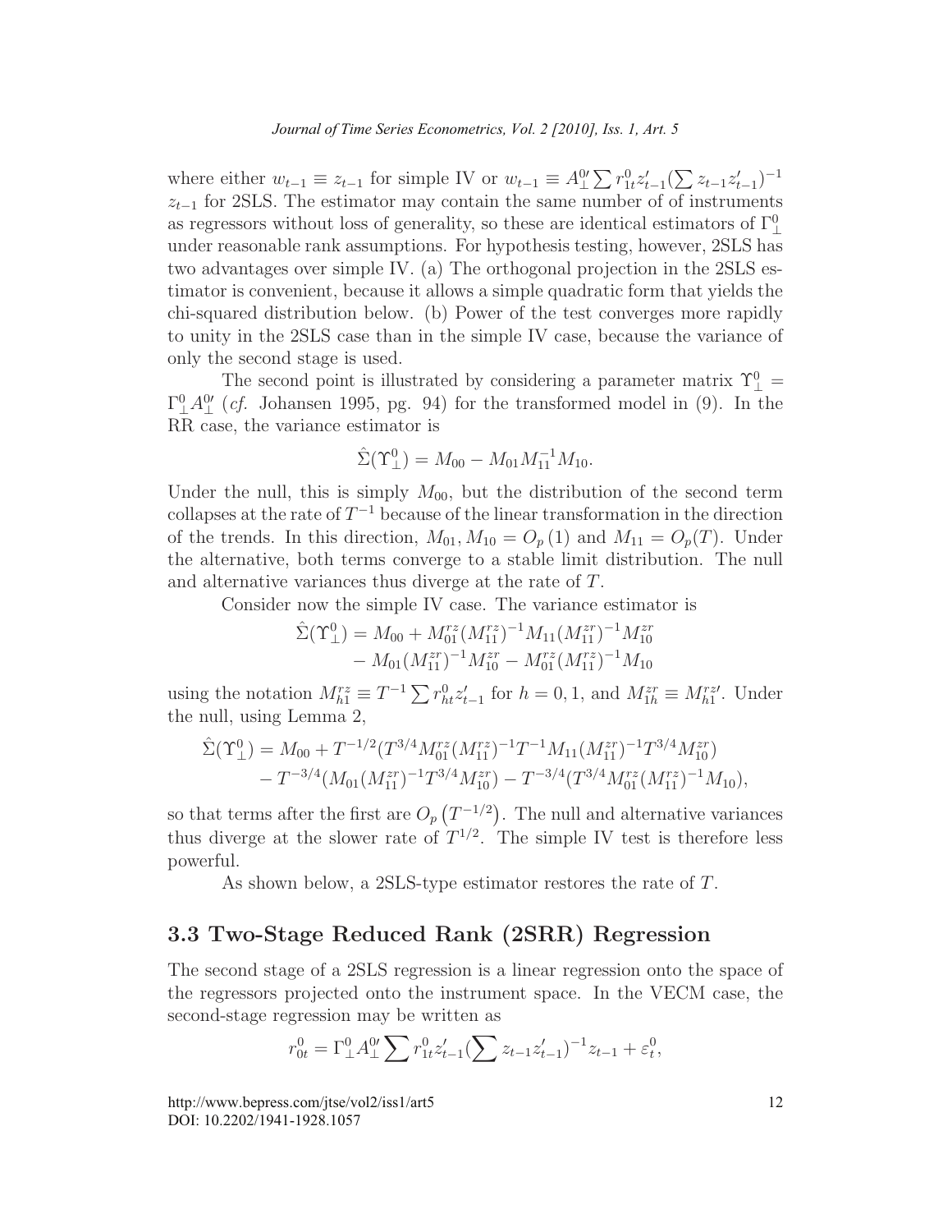where either $w_{t-1} \equiv z_{t-1}$ for simple IV or $w_{t-1} \equiv A_{\perp}^{0\prime} \sum r_{1t}^0 z_{t-1}^{\prime} (\sum z_{t-1} z_{t-1}^{\prime})^{-1} z_{t-1}$ for 2SLS. The estimator may contain the same number of of instruments as regressors without loss of generality, so these are identical estimators of $\Gamma_{\perp}^0$ under reasonable rank assumptions. For hypothesis testing, however, 2SLS has two advantages over simple IV. (a) The orthogonal projection in the 2SLS estimator is convenient, because it allows a simple quadratic form that yields the chi-squared distribution below. (b) Power of the test converges more rapidly to unity in the 2SLS case than in the simple IV case, because the variance of only the second stage is used.

The second point is illustrated by considering a parameter matrix $\Upsilon_{\perp}^0 = \Gamma_{\perp}^0 A_{\perp}^{0\prime}$ (*cf.* Johansen 1995, pg. 94) for the transformed model in (9). In the RR case, the variance estimator is

$$\hat{\Sigma}(\Upsilon_{\perp}^0) = M_{00} - M_{01} M_{11}^{-1} M_{10}.$$

Under the null, this is simply $M_{00}$, but the distribution of the second term collapses at the rate of $T^{-1}$ because of the linear transformation in the direction of the trends. In this direction, $M_{01}, M_{10} = O_p(1)$ and $M_{11} = O_p(T)$. Under the alternative, both terms converge to a stable limit distribution. The null and alternative variances thus diverge at the rate of $T$.

Consider now the simple IV case. The variance estimator is

$$\begin{aligned}\hat{\Sigma}(\Upsilon_{\perp}^0) &= M_{00} + M_{01}^{rz}(M_{11}^{rz})^{-1} M_{11} (M_{11}^{zr})^{-1} M_{10}^{zr} \\ &\quad - M_{01}(M_{11}^{zr})^{-1} M_{10}^{zr} - M_{01}^{rz}(M_{11}^{rz})^{-1} M_{10}\end{aligned}$$

using the notation $M_{h1}^{rz} \equiv T^{-1} \sum r_{ht}^0 z_{t-1}^{\prime}$ for $h = 0, 1$, and $M_{1h}^{zr} \equiv M_{h1}^{rz\prime}$. Under the null, using Lemma 2,

$$\begin{aligned}\hat{\Sigma}(\Upsilon_{\perp}^0) &= M_{00} + T^{-1/2}(T^{3/4} M_{01}^{rz}(M_{11}^{rz})^{-1} T^{-1} M_{11} (M_{11}^{zr})^{-1} T^{3/4} M_{10}^{zr}) \\ &\quad - T^{-3/4}(M_{01}(M_{11}^{zr})^{-1} T^{3/4} M_{10}^{zr}) - T^{-3/4}(T^{3/4} M_{01}^{rz}(M_{11}^{rz})^{-1} M_{10}),\end{aligned}$$

so that terms after the first are $O_p\left(T^{-1/2}\right)$. The null and alternative variances thus diverge at the slower rate of $T^{1/2}$. The simple IV test is therefore less powerful.

As shown below, a 2SLS-type estimator restores the rate of $T$.

## 3.3 Two-Stage Reduced Rank (2SRR) Regression

The second stage of a 2SLS regression is a linear regression onto the space of the regressors projected onto the instrument space. In the VECM case, the second-stage regression may be written as

$$r_{0t}^0 = \Gamma_{\perp}^0 A_{\perp}^{0\prime} \sum r_{1t}^0 z_{t-1}^{\prime} (\sum z_{t-1} z_{t-1}^{\prime})^{-1} z_{t-1} + \varepsilon_t^0,$$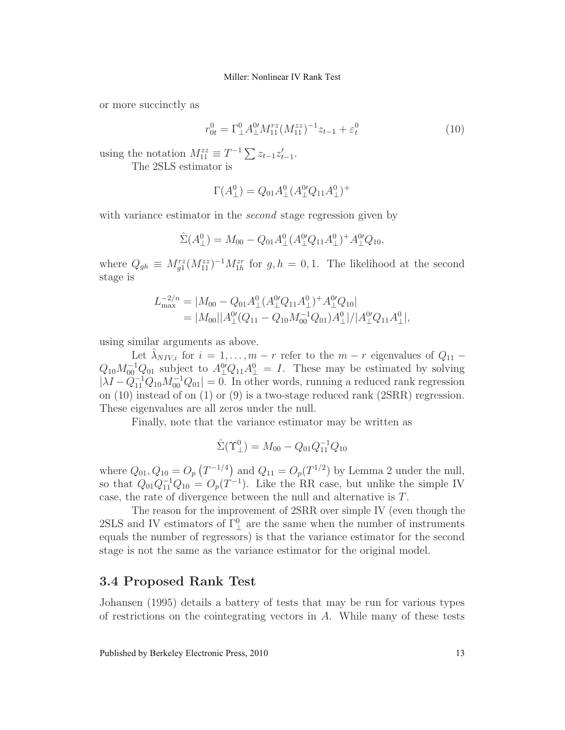or more succinctly as

$$r_{0t}^0 = \Gamma_{\perp}^0 A_{\perp}^{0\prime} M_{11}^{rz} (M_{11}^{zz})^{-1} z_{t-1} + \varepsilon_t^0 \tag{10}$$

using the notation $M_{11}^{zz} \equiv T^{-1} \sum z_{t-1} z_{t-1}'$.

The 2SLS estimator is

$$\Gamma(A_{\perp}^0) = Q_{01} A_{\perp}^0 (A_{\perp}^{0\prime} Q_{11} A_{\perp}^0)^{+}$$

with variance estimator in the *second* stage regression given by

$$\hat{\Sigma}(A_{\perp}^0) = M_{00} - Q_{01} A_{\perp}^0 (A_{\perp}^{0\prime} Q_{11} A_{\perp}^0)^{+} A_{\perp}^{0\prime} Q_{10},$$

where $Q_{gh} \equiv M_{g1}^{rz} (M_{11}^{zz})^{-1} M_{1h}^{zr}$ for $g, h = 0, 1$. The likelihood at the second stage is

$$\begin{aligned} L_{\max}^{-2/n} &= |M_{00} - Q_{01} A_{\perp}^0 (A_{\perp}^{0\prime} Q_{11} A_{\perp}^0)^{+} A_{\perp}^{0\prime} Q_{10}| \\ &= |M_{00}| |A_{\perp}^{0\prime} (Q_{11} - Q_{10} M_{00}^{-1} Q_{01}) A_{\perp}^0| / |A_{\perp}^{0\prime} Q_{11} A_{\perp}^0|, \end{aligned}$$

using similar arguments as above.

Let $\hat{\lambda}_{NIV,i}$ for $i = 1, \ldots, m - r$ refer to the $m - r$ eigenvalues of $Q_{11} - Q_{10} M_{00}^{-1} Q_{01}$ subject to $A_{\perp}^{0\prime} Q_{11} A_{\perp}^0 = I$. These may be estimated by solving $|\lambda I - Q_{11}^{-1} Q_{10} M_{00}^{-1} Q_{01}| = 0$. In other words, running a reduced rank regression on (10) instead of on (1) or (9) is a two-stage reduced rank (2SRR) regression. These eigenvalues are all zeros under the null.

Finally, note that the variance estimator may be written as

$$\hat{\Sigma}(\Upsilon_{\perp}^0) = M_{00} - Q_{01} Q_{11}^{-1} Q_{10}$$

where $Q_{01}, Q_{10} = O_p\left(T^{-1/4}\right)$ and $Q_{11} = O_p(T^{1/2})$ by Lemma 2 under the null, so that $Q_{01} Q_{11}^{-1} Q_{10} = O_p(T^{-1})$. Like the RR case, but unlike the simple IV case, the rate of divergence between the null and alternative is $T$.

The reason for the improvement of 2SRR over simple IV (even though the 2SLS and IV estimators of $\Gamma_{\perp}^0$ are the same when the number of instruments equals the number of regressors) is that the variance estimator for the second stage is not the same as the variance estimator for the original model.

## 3.4 Proposed Rank Test

Johansen (1995) details a battery of tests that may be run for various types of restrictions on the cointegrating vectors in $A$. While many of these tests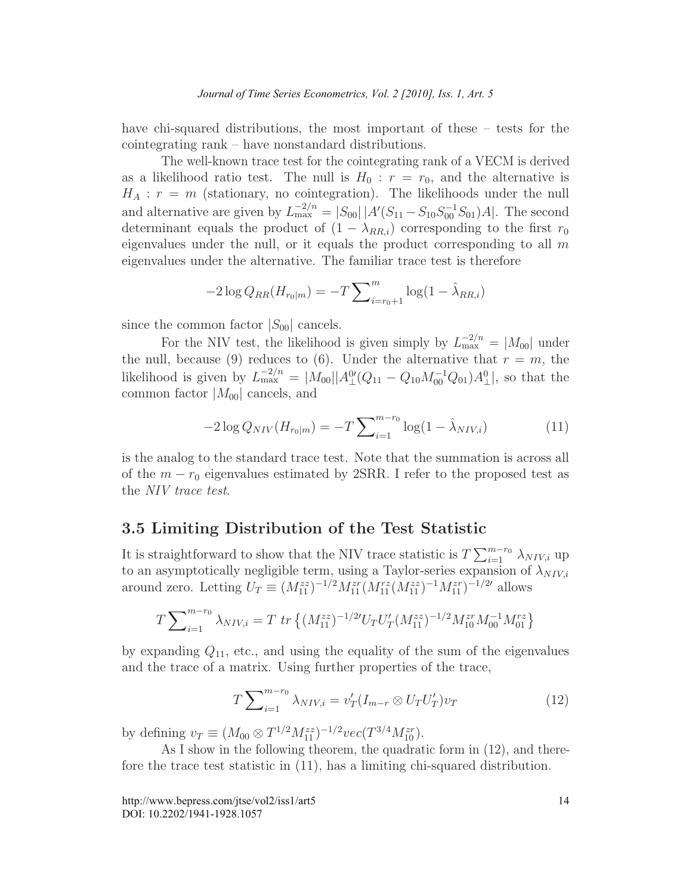have chi-squared distributions, the most important of these – tests for the cointegrating rank – have nonstandard distributions.

The well-known trace test for the cointegrating rank of a VECM is derived as a likelihood ratio test. The null is $H_0 : r = r_0$, and the alternative is $H_A : r = m$ (stationary, no cointegration). The likelihoods under the null and alternative are given by $L_{\max}^{-2/n} = |S_{00}|\,|A'(S_{11} - S_{10}S_{00}^{-1}S_{01})A|$. The second determinant equals the product of $(1 - \lambda_{RR,i})$ corresponding to the first $r_0$ eigenvalues under the null, or it equals the product corresponding to all $m$ eigenvalues under the alternative. The familiar trace test is therefore

$$-2 \log Q_{RR}(H_{r_0|m}) = -T \sum\nolimits_{i=r_0+1}^{m} \log(1 - \hat{\lambda}_{RR,i})$$

since the common factor $|S_{00}|$ cancels.

For the NIV test, the likelihood is given simply by $L_{\max}^{-2/n} = |M_{00}|$ under the null, because (9) reduces to (6). Under the alternative that $r = m$, the likelihood is given by $L_{\max}^{-2/n} = |M_{00}||A_{\perp}^{0\prime}(Q_{11} - Q_{10}M_{00}^{-1}Q_{01})A_{\perp}^{0}|$, so that the common factor $|M_{00}|$ cancels, and

$$-2 \log Q_{NIV}(H_{r_0|m}) = -T \sum\nolimits_{i=1}^{m-r_0} \log(1 - \hat{\lambda}_{NIV,i}) \tag{11}$$

is the analog to the standard trace test. Note that the summation is across all of the $m - r_0$ eigenvalues estimated by 2SRR. I refer to the proposed test as the *NIV trace test*.

## 3.5 Limiting Distribution of the Test Statistic

It is straightforward to show that the NIV trace statistic is $T \sum_{i=1}^{m-r_0} \lambda_{NIV,i}$ up to an asymptotically negligible term, using a Taylor-series expansion of $\lambda_{NIV,i}$ around zero. Letting $U_T \equiv (M_{11}^{zz})^{-1/2} M_{11}^{zr} (M_{11}^{rz}(M_{11}^{zz})^{-1} M_{11}^{zr})^{-1/2\prime}$ allows

$$T \sum\nolimits_{i=1}^{m-r_0} \lambda_{NIV,i} = T\ tr\left\{ (M_{11}^{zz})^{-1/2\prime} U_T U_T' (M_{11}^{zz})^{-1/2} M_{10}^{zr} M_{00}^{-1} M_{01}^{rz} \right\}$$

by expanding $Q_{11}$, etc., and using the equality of the sum of the eigenvalues and the trace of a matrix. Using further properties of the trace,

$$T \sum\nolimits_{i=1}^{m-r_0} \lambda_{NIV,i} = v_T'(I_{m-r} \otimes U_T U_T') v_T \tag{12}$$

by defining $v_T \equiv (M_{00} \otimes T^{1/2} M_{11}^{zz})^{-1/2} vec(T^{3/4} M_{10}^{zr})$.

As I show in the following theorem, the quadratic form in (12), and therefore the trace test statistic in (11), has a limiting chi-squared distribution.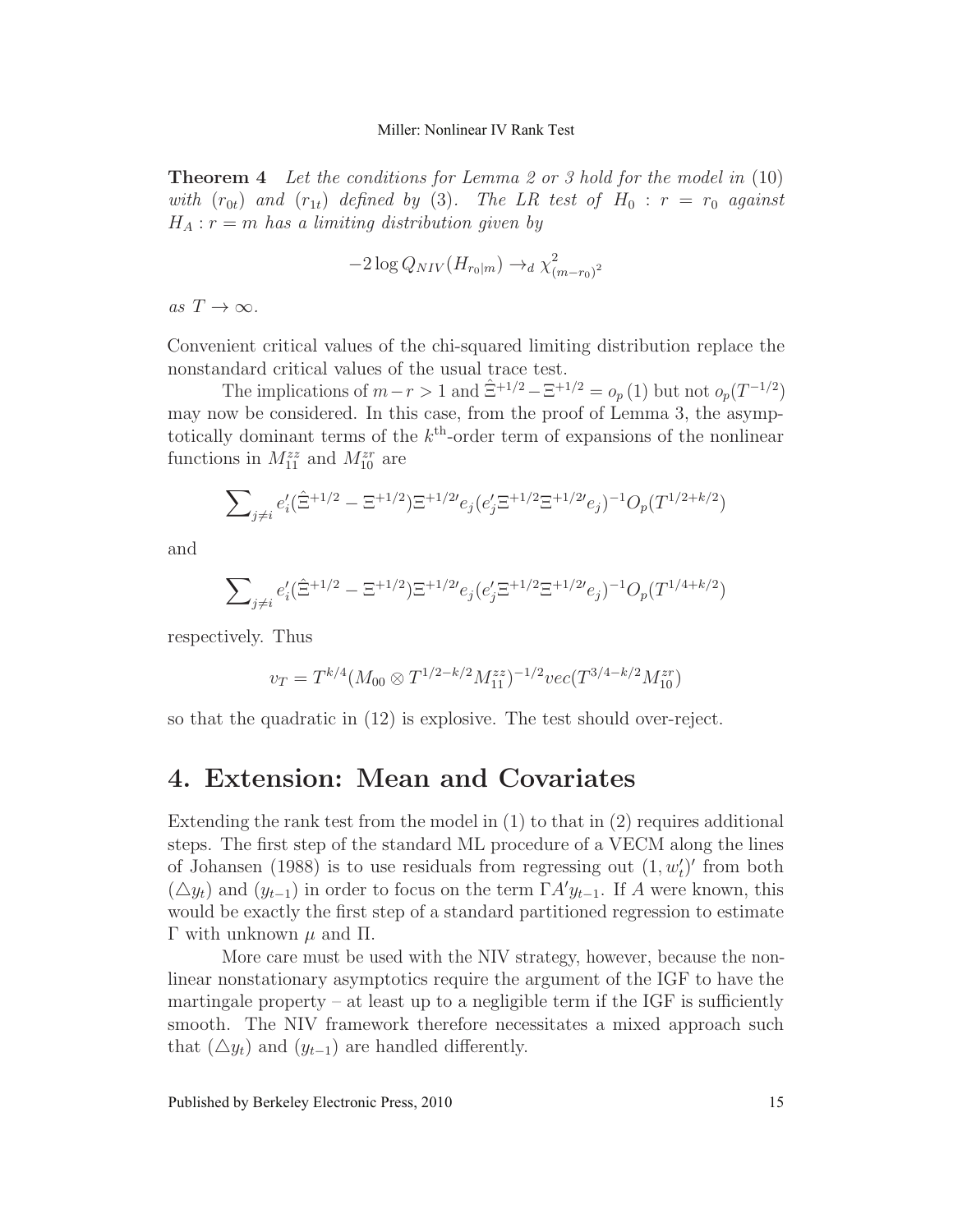**Theorem 4** *Let the conditions for Lemma 2 or 3 hold for the model in* (10) *with* $(r_{0t})$ *and* $(r_{1t})$ *defined by* (3). *The LR test of* $H_0 : r = r_0$ *against* $H_A : r = m$ *has a limiting distribution given by*

$$-2 \log Q_{NIV}(H_{r_0|m}) \to_d \chi^2_{(m-r_0)^2}$$

*as* $T \to \infty$.

Convenient critical values of the chi-squared limiting distribution replace the nonstandard critical values of the usual trace test.

The implications of $m - r > 1$ and $\hat{\Xi}^{+1/2} - \Xi^{+1/2} = o_p(1)$ but not $o_p(T^{-1/2})$ may now be considered. In this case, from the proof of Lemma 3, the asymptotically dominant terms of the $k^{\text{th}}$-order term of expansions of the nonlinear functions in $M_{11}^{zz}$ and $M_{10}^{zr}$ are

$$\sum\nolimits_{j \neq i} e_i'(\hat{\Xi}^{+1/2} - \Xi^{+1/2})\Xi^{+1/2\prime} e_j (e_j' \Xi^{+1/2} \Xi^{+1/2\prime} e_j)^{-1} O_p(T^{1/2+k/2})$$

and

$$\sum\nolimits_{j \neq i} e_i'(\hat{\Xi}^{+1/2} - \Xi^{+1/2})\Xi^{+1/2\prime} e_j (e_j' \Xi^{+1/2} \Xi^{+1/2\prime} e_j)^{-1} O_p(T^{1/4+k/2})$$

respectively. Thus

$$v_T = T^{k/4}(M_{00} \otimes T^{1/2-k/2} M_{11}^{zz})^{-1/2} vec(T^{3/4-k/2} M_{10}^{zr})$$

so that the quadratic in (12) is explosive. The test should over-reject.

# 4. Extension: Mean and Covariates

Extending the rank test from the model in (1) to that in (2) requires additional steps. The first step of the standard ML procedure of a VECM along the lines of Johansen (1988) is to use residuals from regressing out $(1, w_t')'$ from both $(\triangle y_t)$ and $(y_{t-1})$ in order to focus on the term $\Gamma A' y_{t-1}$. If $A$ were known, this would be exactly the first step of a standard partitioned regression to estimate $\Gamma$ with unknown $\mu$ and $\Pi$.

More care must be used with the NIV strategy, however, because the nonlinear nonstationary asymptotics require the argument of the IGF to have the martingale property – at least up to a negligible term if the IGF is sufficiently smooth. The NIV framework therefore necessitates a mixed approach such that $(\triangle y_t)$ and $(y_{t-1})$ are handled differently.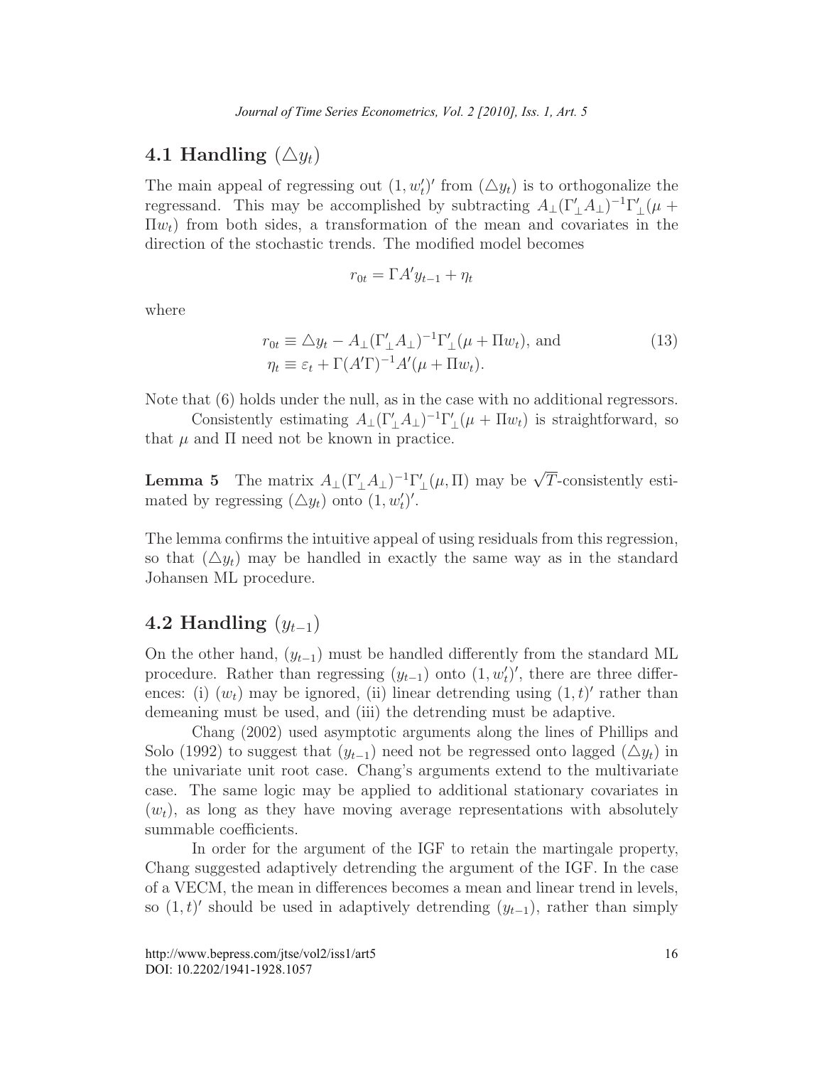## 4.1 Handling $(\triangle y_t)$

The main appeal of regressing out $(1, w_t')'$ from $(\triangle y_t)$ is to orthogonalize the regressand. This may be accomplished by subtracting $A_\perp(\Gamma_\perp' A_\perp)^{-1}\Gamma_\perp'(\mu + \Pi w_t)$ from both sides, a transformation of the mean and covariates in the direction of the stochastic trends. The modified model becomes

$$r_{0t} = \Gamma A' y_{t-1} + \eta_t$$

where

$$\begin{aligned} r_{0t} &\equiv \triangle y_t - A_\perp(\Gamma_\perp' A_\perp)^{-1}\Gamma_\perp'(\mu + \Pi w_t), \text{ and} \\ \eta_t &\equiv \varepsilon_t + \Gamma(A'\Gamma)^{-1}A'(\mu + \Pi w_t). \end{aligned} \tag{13}$$

Note that (6) holds under the null, as in the case with no additional regressors.

Consistently estimating $A_\perp(\Gamma_\perp' A_\perp)^{-1}\Gamma_\perp'(\mu + \Pi w_t)$ is straightforward, so that $\mu$ and $\Pi$ need not be known in practice.

**Lemma 5** The matrix $A_\perp(\Gamma_\perp' A_\perp)^{-1}\Gamma_\perp'(\mu, \Pi)$ may be $\sqrt{T}$-consistently estimated by regressing $(\triangle y_t)$ onto $(1, w_t')'$.

The lemma confirms the intuitive appeal of using residuals from this regression, so that $(\triangle y_t)$ may be handled in exactly the same way as in the standard Johansen ML procedure.

## 4.2 Handling $(y_{t-1})$

On the other hand, $(y_{t-1})$ must be handled differently from the standard ML procedure. Rather than regressing $(y_{t-1})$ onto $(1, w_t')'$, there are three differences: (i) $(w_t)$ may be ignored, (ii) linear detrending using $(1, t)'$ rather than demeaning must be used, and (iii) the detrending must be adaptive.

Chang (2002) used asymptotic arguments along the lines of Phillips and Solo (1992) to suggest that $(y_{t-1})$ need not be regressed onto lagged $(\triangle y_t)$ in the univariate unit root case. Chang's arguments extend to the multivariate case. The same logic may be applied to additional stationary covariates in $(w_t)$, as long as they have moving average representations with absolutely summable coefficients.

In order for the argument of the IGF to retain the martingale property, Chang suggested adaptively detrending the argument of the IGF. In the case of a VECM, the mean in differences becomes a mean and linear trend in levels, so $(1, t)'$ should be used in adaptively detrending $(y_{t-1})$, rather than simply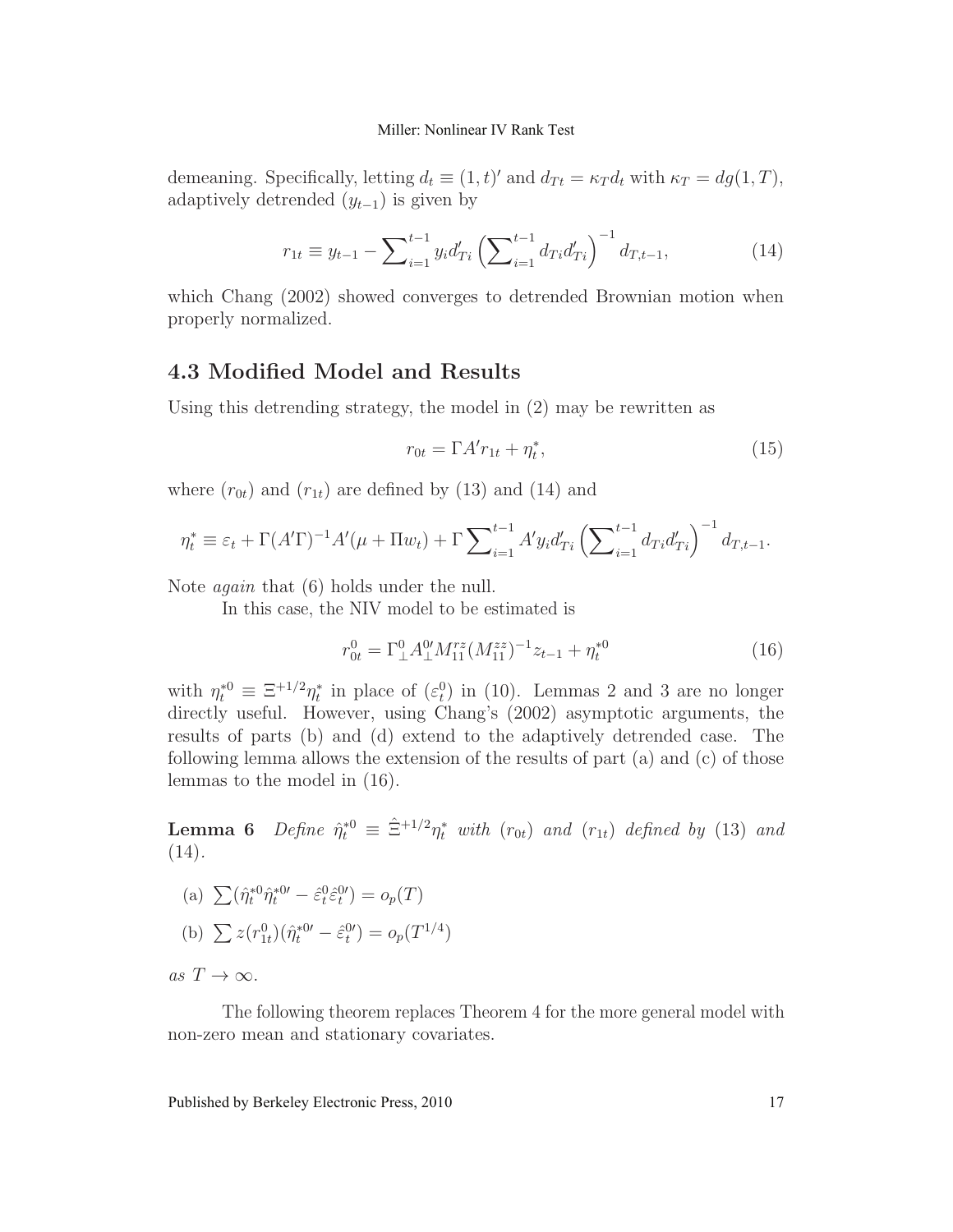demeaning. Specifically, letting $d_t \equiv (1, t)'$ and $d_{Tt} = \kappa_T d_t$ with $\kappa_T = dg(1, T)$, adaptively detrended $(y_{t-1})$ is given by

$$r_{1t} \equiv y_{t-1} - \sum_{i=1}^{t-1} y_i d_{Ti}' \left( \sum_{i=1}^{t-1} d_{Ti} d_{Ti}' \right)^{-1} d_{T,t-1}, \tag{14}$$

which Chang (2002) showed converges to detrended Brownian motion when properly normalized.

## 4.3 Modified Model and Results

Using this detrending strategy, the model in (2) may be rewritten as

$$r_{0t} = \Gamma A' r_{1t} + \eta_t^*, \tag{15}$$

where $(r_{0t})$ and $(r_{1t})$ are defined by (13) and (14) and

$$\eta_t^* \equiv \varepsilon_t + \Gamma(A'\Gamma)^{-1} A'(\mu + \Pi w_t) + \Gamma \sum_{i=1}^{t-1} A' y_i d_{Ti}' \left( \sum_{i=1}^{t-1} d_{Ti} d_{Ti}' \right)^{-1} d_{T,t-1}.$$

Note *again* that (6) holds under the null.

In this case, the NIV model to be estimated is

$$r_{0t}^0 = \Gamma_\perp^0 A_\perp^{0\prime} M_{11}^{rz} (M_{11}^{zz})^{-1} z_{t-1} + \eta_t^{*0} \tag{16}$$

with $\eta_t^{*0} \equiv \Xi^{+1/2} \eta_t^*$ in place of $(\varepsilon_t^0)$ in (10). Lemmas 2 and 3 are no longer directly useful. However, using Chang's (2002) asymptotic arguments, the results of parts (b) and (d) extend to the adaptively detrended case. The following lemma allows the extension of the results of part (a) and (c) of those lemmas to the model in (16).

**Lemma 6** *Define* $\hat{\eta}_t^{*0} \equiv \hat{\Xi}^{+1/2} \eta_t^*$ *with* $(r_{0t})$ *and* $(r_{1t})$ *defined by* (13) *and* (14).

(a) $\sum (\hat{\eta}_t^{*0} \hat{\eta}_t^{*0\prime} - \hat{\varepsilon}_t^0 \hat{\varepsilon}_t^{0\prime}) = o_p(T)$

(b) $\sum z(r_{1t}^0)(\hat{\eta}_t^{*0\prime} - \hat{\varepsilon}_t^{0\prime}) = o_p(T^{1/4})$

*as* $T \to \infty$.

The following theorem replaces Theorem 4 for the more general model with non-zero mean and stationary covariates.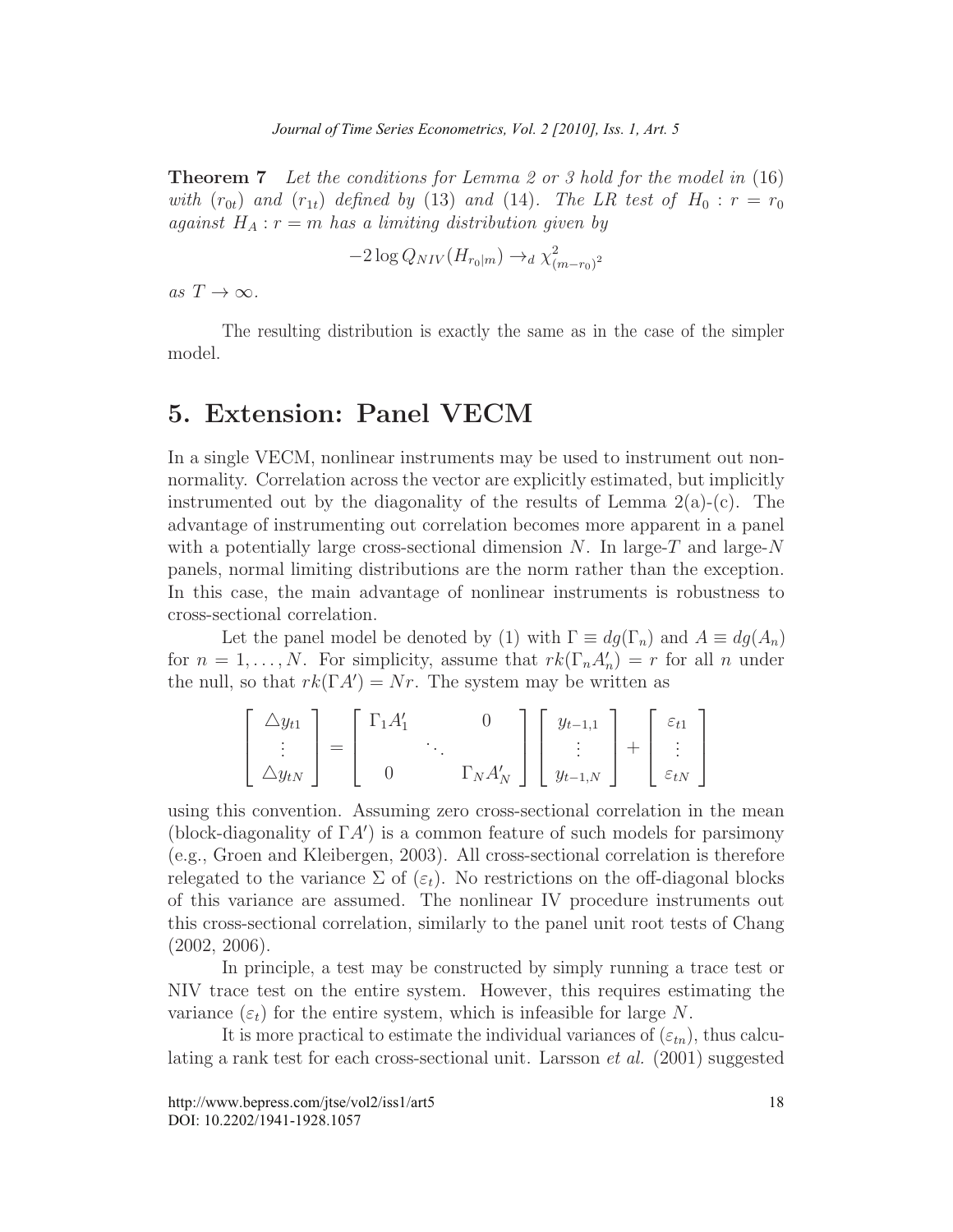**Theorem 7** *Let the conditions for Lemma 2 or 3 hold for the model in* (16) *with* $(r_{0t})$ *and* $(r_{1t})$ *defined by* (13) *and* (14). *The LR test of* $H_0 : r = r_0$ *against* $H_A : r = m$ *has a limiting distribution given by*

$$-2 \log Q_{NIV}(H_{r_0|m}) \to_d \chi^2_{(m-r_0)^2}$$

*as* $T \to \infty$.

The resulting distribution is exactly the same as in the case of the simpler model.

## 5. Extension: Panel VECM

In a single VECM, nonlinear instruments may be used to instrument out non-normality. Correlation across the vector are explicitly estimated, but implicitly instrumented out by the diagonality of the results of Lemma 2(a)-(c). The advantage of instrumenting out correlation becomes more apparent in a panel with a potentially large cross-sectional dimension $N$. In large-$T$ and large-$N$ panels, normal limiting distributions are the norm rather than the exception. In this case, the main advantage of nonlinear instruments is robustness to cross-sectional correlation.

Let the panel model be denoted by (1) with $\Gamma \equiv dg(\Gamma_n)$ and $A \equiv dg(A_n)$ for $n = 1, \ldots, N$. For simplicity, assume that $rk(\Gamma_n A'_n) = r$ for all $n$ under the null, so that $rk(\Gamma A') = Nr$. The system may be written as

$$\begin{bmatrix} \triangle y_{t1} \\ \vdots \\ \triangle y_{tN} \end{bmatrix} = \begin{bmatrix} \Gamma_1 A'_1 & & 0 \\ & \ddots & \\ 0 & & \Gamma_N A'_N \end{bmatrix} \begin{bmatrix} y_{t-1,1} \\ \vdots \\ y_{t-1,N} \end{bmatrix} + \begin{bmatrix} \varepsilon_{t1} \\ \vdots \\ \varepsilon_{tN} \end{bmatrix}$$

using this convention. Assuming zero cross-sectional correlation in the mean (block-diagonality of $\Gamma A'$) is a common feature of such models for parsimony (e.g., Groen and Kleibergen, 2003). All cross-sectional correlation is therefore relegated to the variance $\Sigma$ of $(\varepsilon_t)$. No restrictions on the off-diagonal blocks of this variance are assumed. The nonlinear IV procedure instruments out this cross-sectional correlation, similarly to the panel unit root tests of Chang (2002, 2006).

In principle, a test may be constructed by simply running a trace test or NIV trace test on the entire system. However, this requires estimating the variance $(\varepsilon_t)$ for the entire system, which is infeasible for large $N$.

It is more practical to estimate the individual variances of $(\varepsilon_{tn})$, thus calculating a rank test for each cross-sectional unit. Larsson *et al.* (2001) suggested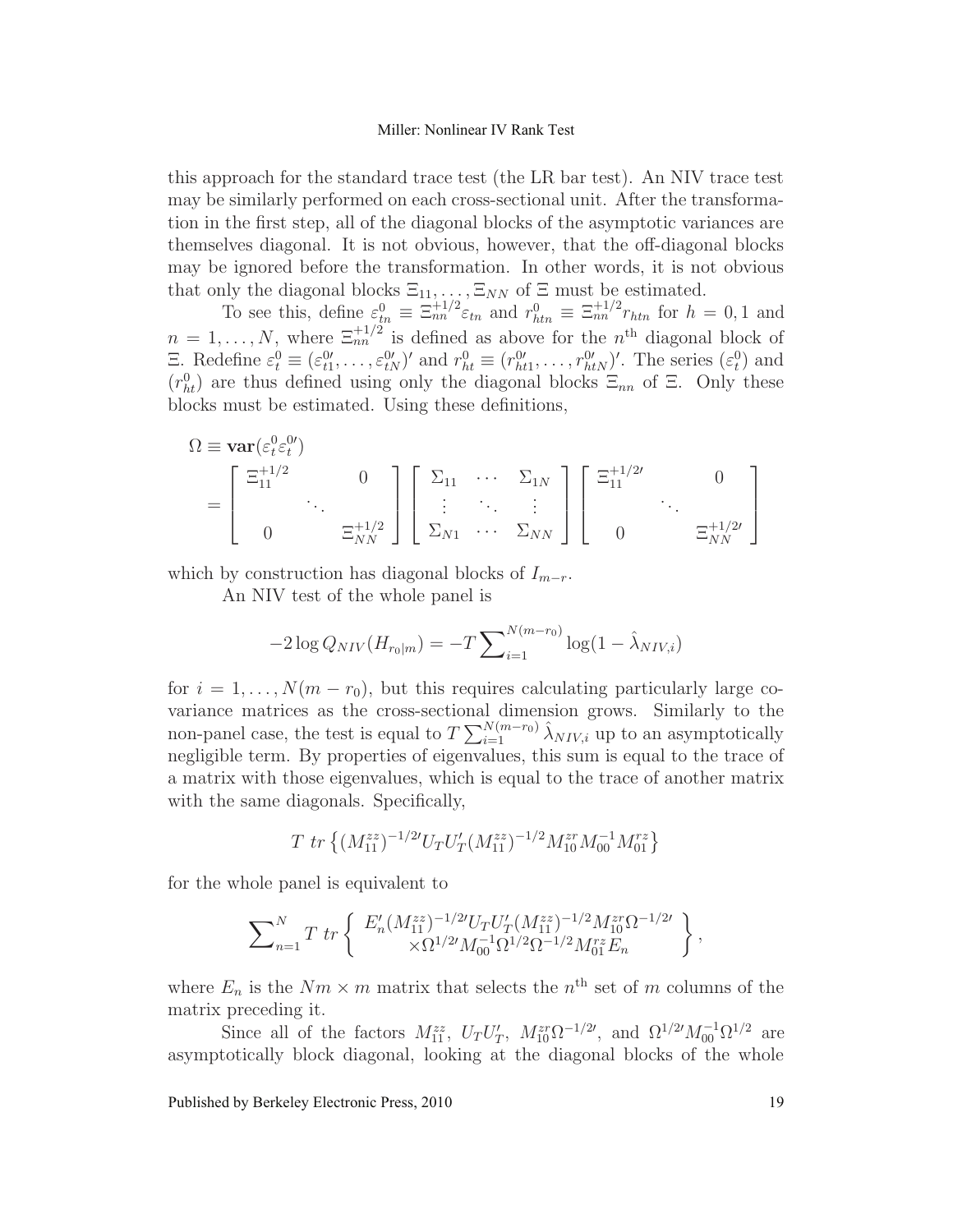this approach for the standard trace test (the LR bar test). An NIV trace test may be similarly performed on each cross-sectional unit. After the transformation in the first step, all of the diagonal blocks of the asymptotic variances are themselves diagonal. It is not obvious, however, that the off-diagonal blocks may be ignored before the transformation. In other words, it is not obvious that only the diagonal blocks $\Xi_{11}, \ldots, \Xi_{NN}$ of $\Xi$ must be estimated.

To see this, define $\varepsilon^0_{tn} \equiv \Xi^{+1/2}_{nn}\varepsilon_{tn}$ and $r^0_{htn} \equiv \Xi^{+1/2}_{nn} r_{htn}$ for $h = 0, 1$ and $n = 1, \ldots, N$, where $\Xi^{+1/2}_{nn}$ is defined as above for the $n^{\text{th}}$ diagonal block of $\Xi$. Redefine $\varepsilon^0_t \equiv (\varepsilon^{0\prime}_{t1}, \ldots, \varepsilon^{0\prime}_{tN})'$ and $r^0_{ht} \equiv (r^{0\prime}_{ht1}, \ldots, r^{0\prime}_{htN})'$. The series $(\varepsilon^0_t)$ and $(r^0_{ht})$ are thus defined using only the diagonal blocks $\Xi_{nn}$ of $\Xi$. Only these blocks must be estimated. Using these definitions,

$$
\begin{aligned}
\Omega &\equiv \mathbf{var}(\varepsilon^0_t \varepsilon^{0\prime}_t) \\
&= \begin{bmatrix} \Xi^{+1/2}_{11} & & 0 \\ & \ddots & \\ 0 & & \Xi^{+1/2}_{NN} \end{bmatrix} \begin{bmatrix} \Sigma_{11} & \cdots & \Sigma_{1N} \\ \vdots & \ddots & \vdots \\ \Sigma_{N1} & \cdots & \Sigma_{NN} \end{bmatrix} \begin{bmatrix} \Xi^{+1/2\prime}_{11} & & 0 \\ & \ddots & \\ 0 & & \Xi^{+1/2\prime}_{NN} \end{bmatrix}
\end{aligned}
$$

which by construction has diagonal blocks of $I_{m-r}$.

An NIV test of the whole panel is

$$-2\log Q_{NIV}(H_{r_0|m}) = -T\sum\nolimits_{i=1}^{N(m-r_0)} \log(1 - \hat{\lambda}_{NIV,i})$$

for $i = 1, \ldots, N(m - r_0)$, but this requires calculating particularly large covariance matrices as the cross-sectional dimension grows. Similarly to the non-panel case, the test is equal to $T\sum_{i=1}^{N(m-r_0)} \hat{\lambda}_{NIV,i}$ up to an asymptotically negligible term. By properties of eigenvalues, this sum is equal to the trace of a matrix with those eigenvalues, which is equal to the trace of another matrix with the same diagonals. Specifically,

$$T\ tr\left\{(M^{zz}_{11})^{-1/2\prime} U_T U_T' (M^{zz}_{11})^{-1/2} M^{zr}_{10} M^{-1}_{00} M^{rz}_{01}\right\}$$

for the whole panel is equivalent to

$$\sum\nolimits_{n=1}^{N} T\ tr\left\{ \begin{array}{c} E_n'(M^{zz}_{11})^{-1/2\prime} U_T U_T' (M^{zz}_{11})^{-1/2} M^{zr}_{10} \Omega^{-1/2\prime} \\ \times \Omega^{1/2\prime} M^{-1}_{00} \Omega^{1/2} \Omega^{-1/2} M^{rz}_{01} E_n \end{array} \right\},$$

where $E_n$ is the $Nm \times m$ matrix that selects the $n^{\text{th}}$ set of $m$ columns of the matrix preceding it.

Since all of the factors $M^{zz}_{11}$, $U_T U_T'$, $M^{zr}_{10}\Omega^{-1/2\prime}$, and $\Omega^{1/2\prime} M^{-1}_{00} \Omega^{1/2}$ are asymptotically block diagonal, looking at the diagonal blocks of the whole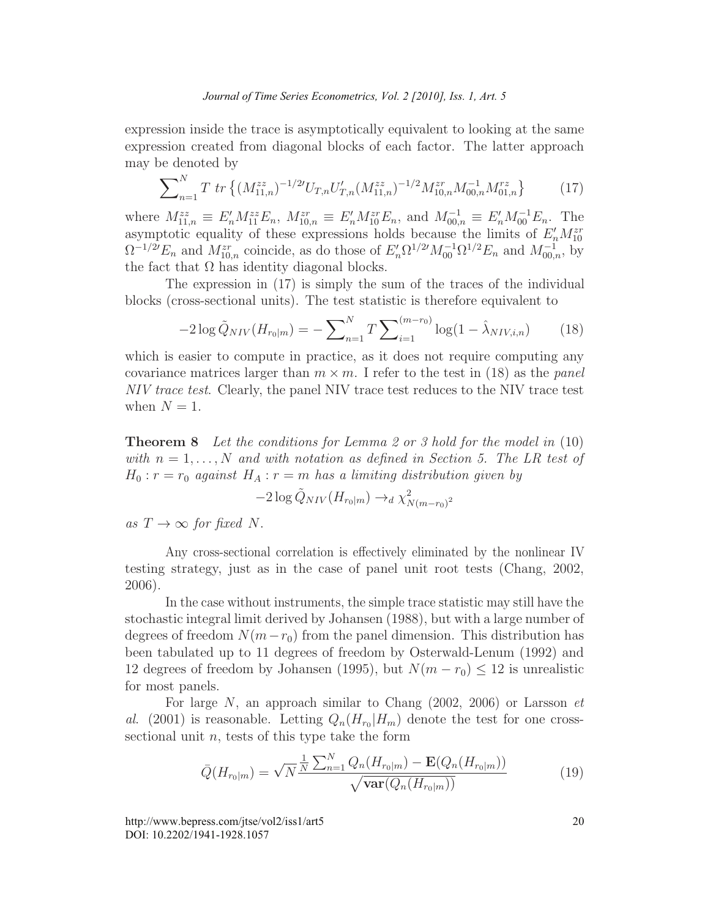expression inside the trace is asymptotically equivalent to looking at the same expression created from diagonal blocks of each factor. The latter approach may be denoted by

$$\sum\nolimits_{n=1}^{N} T \; tr\left\{(M_{11,n}^{zz})^{-1/2\prime} U_{T,n} U_{T,n}' (M_{11,n}^{zz})^{-1/2} M_{10,n}^{zr} M_{00,n}^{-1} M_{01,n}^{rz}\right\} \tag{17}$$

where $M_{11,n}^{zz} \equiv E_n' M_{11}^{zz} E_n$, $M_{10,n}^{zr} \equiv E_n' M_{10}^{zr} E_n$, and $M_{00,n}^{-1} \equiv E_n' M_{00}^{-1} E_n$. The asymptotic equality of these expressions holds because the limits of $E_n' M_{10}^{zr} \Omega^{-1/2\prime} E_n$ and $M_{10,n}^{zr}$ coincide, as do those of $E_n' \Omega^{1/2\prime} M_{00}^{-1} \Omega^{1/2} E_n$ and $M_{00,n}^{-1}$, by the fact that $\Omega$ has identity diagonal blocks.

The expression in (17) is simply the sum of the traces of the individual blocks (cross-sectional units). The test statistic is therefore equivalent to

$$-2\log \tilde{Q}_{NIV}(H_{r_0|m}) = -\sum\nolimits_{n=1}^{N} T \sum\nolimits_{i=1}^{(m-r_0)} \log(1-\hat{\lambda}_{NIV,i,n}) \tag{18}$$

which is easier to compute in practice, as it does not require computing any covariance matrices larger than $m \times m$. I refer to the test in (18) as the *panel NIV trace test*. Clearly, the panel NIV trace test reduces to the NIV trace test when $N = 1$.

**Theorem 8** *Let the conditions for Lemma 2 or 3 hold for the model in* (10) *with* $n = 1, \ldots, N$ *and with notation as defined in Section 5. The LR test of* $H_0 : r = r_0$ *against* $H_A : r = m$ *has a limiting distribution given by*

$$-2\log \tilde{Q}_{NIV}(H_{r_0|m}) \to_d \chi^2_{N(m-r_0)^2}$$

*as* $T \to \infty$ *for fixed* $N$.

Any cross-sectional correlation is effectively eliminated by the nonlinear IV testing strategy, just as in the case of panel unit root tests (Chang, 2002, 2006).

In the case without instruments, the simple trace statistic may still have the stochastic integral limit derived by Johansen (1988), but with a large number of degrees of freedom $N(m-r_0)$ from the panel dimension. This distribution has been tabulated up to 11 degrees of freedom by Osterwald-Lenum (1992) and 12 degrees of freedom by Johansen (1995), but $N(m-r_0) \leq 12$ is unrealistic for most panels.

For large $N$, an approach similar to Chang (2002, 2006) or Larsson *et al.* (2001) is reasonable. Letting $Q_n(H_{r_0}|H_m)$ denote the test for one cross-sectional unit $n$, tests of this type take the form

$$\bar{Q}(H_{r_0|m}) = \sqrt{N} \frac{\frac{1}{N}\sum_{n=1}^{N} Q_n(H_{r_0|m}) - \mathbf{E}(Q_n(H_{r_0|m}))}{\sqrt{\mathbf{var}(Q_n(H_{r_0|m}))}} \tag{19}$$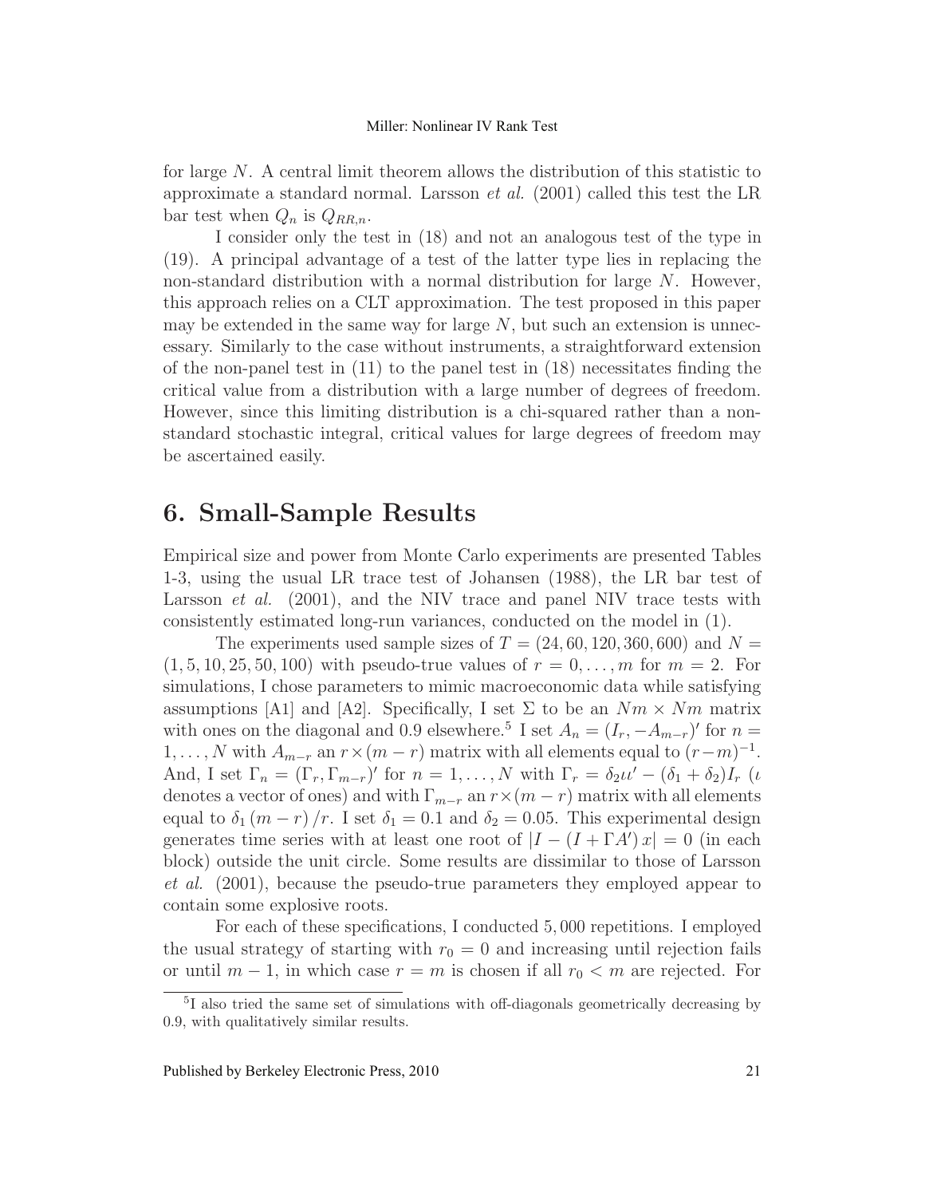for large $N$. A central limit theorem allows the distribution of this statistic to approximate a standard normal. Larsson *et al.* (2001) called this test the LR bar test when $Q_n$ is $Q_{RR,n}$.

I consider only the test in (18) and not an analogous test of the type in (19). A principal advantage of a test of the latter type lies in replacing the non-standard distribution with a normal distribution for large $N$. However, this approach relies on a CLT approximation. The test proposed in this paper may be extended in the same way for large $N$, but such an extension is unnecessary. Similarly to the case without instruments, a straightforward extension of the non-panel test in (11) to the panel test in (18) necessitates finding the critical value from a distribution with a large number of degrees of freedom. However, since this limiting distribution is a chi-squared rather than a non-standard stochastic integral, critical values for large degrees of freedom may be ascertained easily.

## 6. Small-Sample Results

Empirical size and power from Monte Carlo experiments are presented Tables 1-3, using the usual LR trace test of Johansen (1988), the LR bar test of Larsson *et al.* (2001), and the NIV trace and panel NIV trace tests with consistently estimated long-run variances, conducted on the model in (1).

The experiments used sample sizes of $T = (24, 60, 120, 360, 600)$ and $N = (1, 5, 10, 25, 50, 100)$ with pseudo-true values of $r = 0, \ldots, m$ for $m = 2$. For simulations, I chose parameters to mimic macroeconomic data while satisfying assumptions [A1] and [A2]. Specifically, I set $\Sigma$ to be an $Nm \times Nm$ matrix with ones on the diagonal and 0.9 elsewhere.[5] I set $A_n = (I_r, -A_{m-r})'$ for $n = 1, \ldots, N$ with $A_{m-r}$ an $r \times (m-r)$ matrix with all elements equal to $(r-m)^{-1}$. And, I set $\Gamma_n = (\Gamma_r, \Gamma_{m-r})'$ for $n = 1, \ldots, N$ with $\Gamma_r = \delta_2 \iota\iota' - (\delta_1 + \delta_2) I_r$ ($\iota$ denotes a vector of ones) and with $\Gamma_{m-r}$ an $r \times (m-r)$ matrix with all elements equal to $\delta_1 (m-r)/r$. I set $\delta_1 = 0.1$ and $\delta_2 = 0.05$. This experimental design generates time series with at least one root of $|I - (I + \Gamma A') x| = 0$ (in each block) outside the unit circle. Some results are dissimilar to those of Larsson *et al.* (2001), because the pseudo-true parameters they employed appear to contain some explosive roots.

For each of these specifications, I conducted 5,000 repetitions. I employed the usual strategy of starting with $r_0 = 0$ and increasing until rejection fails or until $m-1$, in which case $r = m$ is chosen if all $r_0 < m$ are rejected. For

[5] I also tried the same set of simulations with off-diagonals geometrically decreasing by 0.9, with qualitatively similar results.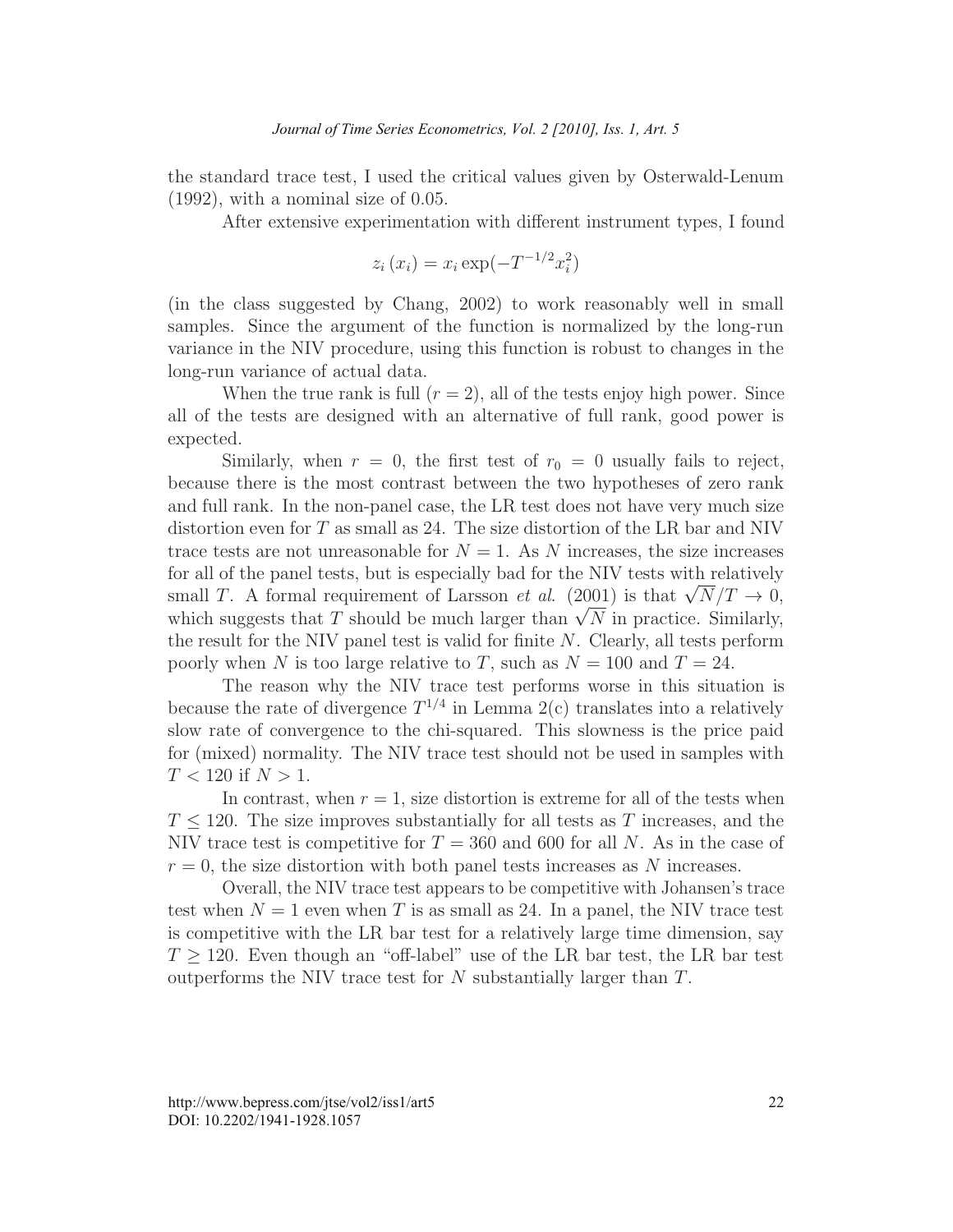the standard trace test, I used the critical values given by Osterwald-Lenum (1992), with a nominal size of 0.05.

After extensive experimentation with different instrument types, I found

$$z_i(x_i) = x_i \exp(-T^{-1/2} x_i^2)$$

(in the class suggested by Chang, 2002) to work reasonably well in small samples. Since the argument of the function is normalized by the long-run variance in the NIV procedure, using this function is robust to changes in the long-run variance of actual data.

When the true rank is full ($r = 2$), all of the tests enjoy high power. Since all of the tests are designed with an alternative of full rank, good power is expected.

Similarly, when $r = 0$, the first test of $r_0 = 0$ usually fails to reject, because there is the most contrast between the two hypotheses of zero rank and full rank. In the non-panel case, the LR test does not have very much size distortion even for $T$ as small as 24. The size distortion of the LR bar and NIV trace tests are not unreasonable for $N = 1$. As $N$ increases, the size increases for all of the panel tests, but is especially bad for the NIV tests with relatively small $T$. A formal requirement of Larsson *et al.* (2001) is that $\sqrt{N}/T \to 0$, which suggests that $T$ should be much larger than $\sqrt{N}$ in practice. Similarly, the result for the NIV panel test is valid for finite $N$. Clearly, all tests perform poorly when $N$ is too large relative to $T$, such as $N = 100$ and $T = 24$.

The reason why the NIV trace test performs worse in this situation is because the rate of divergence $T^{1/4}$ in Lemma 2(c) translates into a relatively slow rate of convergence to the chi-squared. This slowness is the price paid for (mixed) normality. The NIV trace test should not be used in samples with $T < 120$ if $N > 1$.

In contrast, when $r = 1$, size distortion is extreme for all of the tests when $T \leq 120$. The size improves substantially for all tests as $T$ increases, and the NIV trace test is competitive for $T = 360$ and 600 for all $N$. As in the case of $r = 0$, the size distortion with both panel tests increases as $N$ increases.

Overall, the NIV trace test appears to be competitive with Johansen's trace test when $N = 1$ even when $T$ is as small as 24. In a panel, the NIV trace test is competitive with the LR bar test for a relatively large time dimension, say $T \geq 120$. Even though an "off-label" use of the LR bar test, the LR bar test outperforms the NIV trace test for $N$ substantially larger than $T$.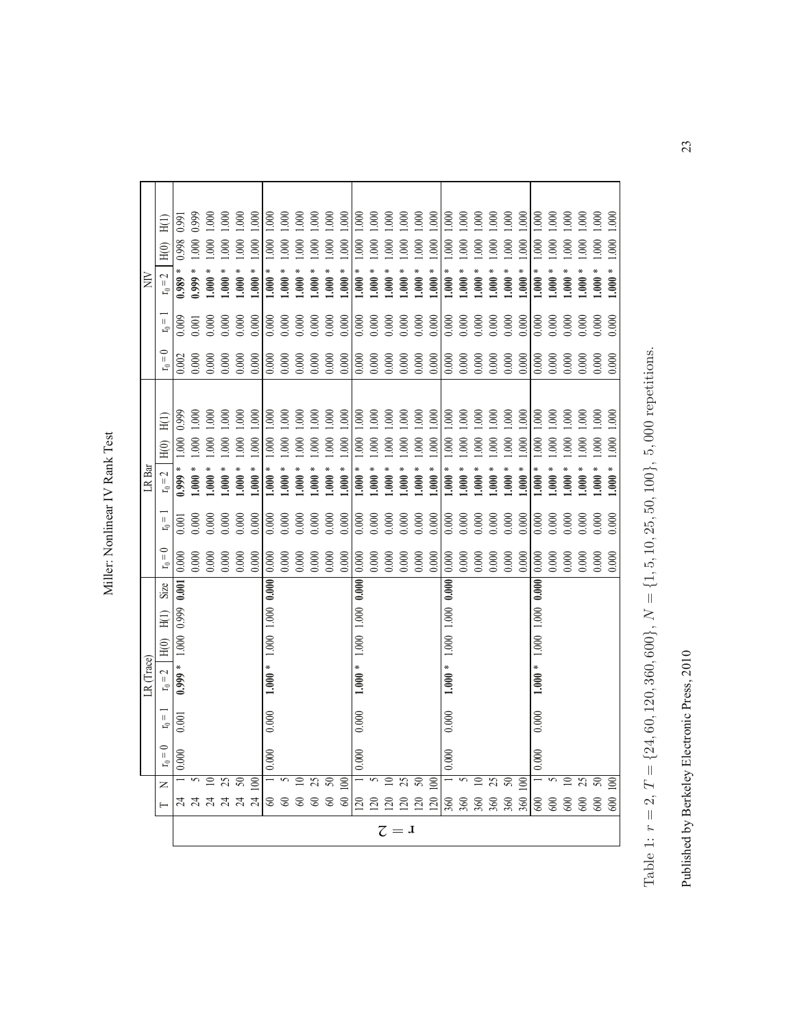| | T | N | LR (Trace) | | | | | | LR Bar | | | | | NIV | | | | |
|---|---|---|---|---|---|---|---|---|---|---|---|---|---|---|---|---|---|---|
| | | | $r_0=0$ | $r_0=1$ | $r_0=2$ | H(0) | H(1) | Size | $r_0=0$ | $r_0=1$ | $r_0=2$ | H(0) | H(1) | $r_0=0$ | $r_0=1$ | $r_0=2$ | H(0) | H(1) |
| r = 2 | 24 | 1 | 0.000 | 0.001 | **0.999** * | 1.000 | 0.999 | **0.001** | 0.000 | 0.001 | **0.999** * | 1.000 | 0.999 | 0.002 | 0.009 | **0.989** * | 0.998 | 0.991 |
| | 24 | 5 | | | | | | | 0.000 | 0.000 | **1.000** * | 1.000 | 1.000 | 0.000 | 0.001 | **0.999** * | 1.000 | 0.999 |
| | 24 | 10 | | | | | | | 0.000 | 0.000 | **1.000** * | 1.000 | 1.000 | 0.000 | 0.000 | **1.000** * | 1.000 | 1.000 |
| | 24 | 25 | | | | | | | 0.000 | 0.000 | **1.000** * | 1.000 | 1.000 | 0.000 | 0.000 | **1.000** * | 1.000 | 1.000 |
| | 24 | 50 | | | | | | | 0.000 | 0.000 | **1.000** * | 1.000 | 1.000 | 0.000 | 0.000 | **1.000** * | 1.000 | 1.000 |
| | 24 | 100 | | | | | | | 0.000 | 0.000 | **1.000** * | 1.000 | 1.000 | 0.000 | 0.000 | **1.000** * | 1.000 | 1.000 |
| | 60 | 1 | 0.000 | 0.000 | **1.000** * | 1.000 | 1.000 | **0.000** | 0.000 | 0.000 | **1.000** * | 1.000 | 1.000 | 0.000 | 0.000 | **1.000** * | 1.000 | 1.000 |
| | 60 | 5 | | | | | | | 0.000 | 0.000 | **1.000** * | 1.000 | 1.000 | 0.000 | 0.000 | **1.000** * | 1.000 | 1.000 |
| | 60 | 10 | | | | | | | 0.000 | 0.000 | **1.000** * | 1.000 | 1.000 | 0.000 | 0.000 | **1.000** * | 1.000 | 1.000 |
| | 60 | 25 | | | | | | | 0.000 | 0.000 | **1.000** * | 1.000 | 1.000 | 0.000 | 0.000 | **1.000** * | 1.000 | 1.000 |
| | 60 | 50 | | | | | | | 0.000 | 0.000 | **1.000** * | 1.000 | 1.000 | 0.000 | 0.000 | **1.000** * | 1.000 | 1.000 |
| | 60 | 100 | | | | | | | 0.000 | 0.000 | **1.000** * | 1.000 | 1.000 | 0.000 | 0.000 | **1.000** * | 1.000 | 1.000 |
| | 120 | 1 | 0.000 | 0.000 | **1.000** * | 1.000 | 1.000 | **0.000** | 0.000 | 0.000 | **1.000** * | 1.000 | 1.000 | 0.000 | 0.000 | **1.000** * | 1.000 | 1.000 |
| | 120 | 5 | | | | | | | 0.000 | 0.000 | **1.000** * | 1.000 | 1.000 | 0.000 | 0.000 | **1.000** * | 1.000 | 1.000 |
| | 120 | 10 | | | | | | | 0.000 | 0.000 | **1.000** * | 1.000 | 1.000 | 0.000 | 0.000 | **1.000** * | 1.000 | 1.000 |
| | 120 | 25 | | | | | | | 0.000 | 0.000 | **1.000** * | 1.000 | 1.000 | 0.000 | 0.000 | **1.000** * | 1.000 | 1.000 |
| | 120 | 50 | | | | | | | 0.000 | 0.000 | **1.000** * | 1.000 | 1.000 | 0.000 | 0.000 | **1.000** * | 1.000 | 1.000 |
| | 120 | 100 | | | | | | | 0.000 | 0.000 | **1.000** * | 1.000 | 1.000 | 0.000 | 0.000 | **1.000** * | 1.000 | 1.000 |
| | 360 | 1 | 0.000 | 0.000 | **1.000** * | 1.000 | 1.000 | **0.000** | 0.000 | 0.000 | **1.000** * | 1.000 | 1.000 | 0.000 | 0.000 | **1.000** * | 1.000 | 1.000 |
| | 360 | 5 | | | | | | | 0.000 | 0.000 | **1.000** * | 1.000 | 1.000 | 0.000 | 0.000 | **1.000** * | 1.000 | 1.000 |
| | 360 | 10 | | | | | | | 0.000 | 0.000 | **1.000** * | 1.000 | 1.000 | 0.000 | 0.000 | **1.000** * | 1.000 | 1.000 |
| | 360 | 25 | | | | | | | 0.000 | 0.000 | **1.000** * | 1.000 | 1.000 | 0.000 | 0.000 | **1.000** * | 1.000 | 1.000 |
| | 360 | 50 | | | | | | | 0.000 | 0.000 | **1.000** * | 1.000 | 1.000 | 0.000 | 0.000 | **1.000** * | 1.000 | 1.000 |
| | 360 | 100 | | | | | | | 0.000 | 0.000 | **1.000** * | 1.000 | 1.000 | 0.000 | 0.000 | **1.000** * | 1.000 | 1.000 |
| | 600 | 1 | 0.000 | 0.000 | **1.000** * | 1.000 | 1.000 | **0.000** | 0.000 | 0.000 | **1.000** * | 1.000 | 1.000 | 0.000 | 0.000 | **1.000** * | 1.000 | 1.000 |
| | 600 | 5 | | | | | | | 0.000 | 0.000 | **1.000** * | 1.000 | 1.000 | 0.000 | 0.000 | **1.000** * | 1.000 | 1.000 |
| | 600 | 10 | | | | | | | 0.000 | 0.000 | **1.000** * | 1.000 | 1.000 | 0.000 | 0.000 | **1.000** * | 1.000 | 1.000 |
| | 600 | 25 | | | | | | | 0.000 | 0.000 | **1.000** * | 1.000 | 1.000 | 0.000 | 0.000 | **1.000** * | 1.000 | 1.000 |
| | 600 | 50 | | | | | | | 0.000 | 0.000 | **1.000** * | 1.000 | 1.000 | 0.000 | 0.000 | **1.000** * | 1.000 | 1.000 |
| | 600 | 100 | | | | | | | 0.000 | 0.000 | **1.000** * | 1.000 | 1.000 | 0.000 | 0.000 | **1.000** * | 1.000 | 1.000 |

Table 1: $r = 2$, $T = \{24, 60, 120, 360, 600\}$, $N = \{1, 5, 10, 25, 50, 100\}$, 5,000 repetitions.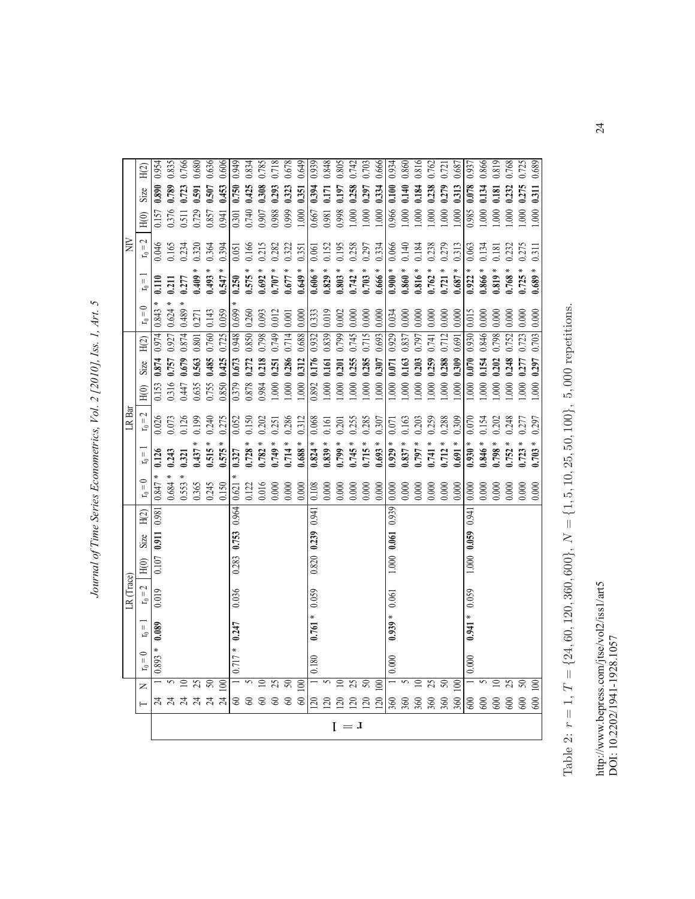| r |  |  | LR (Trace) |  |  |  |  |  | LR Bar |  |  |  |  |  | NIV |  |  |  |  |  |
|---|---|---|---|---|---|---|---|---|---|---|---|---|---|---|---|---|---|---|---|---|
|  | T | N | $r_0=0$ | $r_0=1$ | $r_0=2$ | H(0) | Size | H(2) | $r_0=0$ | $r_0=1$ | $r_0=2$ | H(0) | Size | H(2) | $r_0=0$ | $r_0=1$ | $r_0=2$ | H(0) | Size | H(2) |
| r = 1 | 24 | 1 | 0.893 * | **0.089** | 0.019 | 0.107 | **0.911** | 0.981 | 0.847 * | **0.126** | 0.026 | 0.153 | **0.874** | 0.974 | 0.843 * | **0.110** | 0.046 | 0.157 | **0.890** | 0.954 |
|  | 24 | 5 |  |  |  |  |  |  | 0.684 * | **0.243** | 0.073 | 0.316 | **0.757** | 0.927 | 0.624 * | **0.211** | 0.165 | 0.376 | **0.789** | 0.835 |
|  | 24 | 10 |  |  |  |  |  |  | 0.553 * | **0.321** | 0.126 | 0.447 | **0.679** | 0.874 | 0.489 * | **0.277** | 0.234 | 0.511 | **0.723** | 0.766 |
|  | 24 | 25 |  |  |  |  |  |  | 0.365 | **0.437** * | 0.199 | 0.635 | **0.563** | 0.801 | 0.271 | **0.409** * | 0.320 | 0.729 | **0.591** | 0.680 |
|  | 24 | 50 |  |  |  |  |  |  | 0.245 | **0.515** * | 0.240 | 0.755 | **0.485** | 0.760 | 0.143 | **0.493** * | 0.364 | 0.857 | **0.507** | 0.636 |
|  | 24 | 100 |  |  |  |  |  |  | 0.150 | **0.575** * | 0.275 | 0.850 | **0.425** | 0.725 | 0.059 | **0.547** * | 0.394 | 0.941 | **0.453** | 0.606 |
|  | 60 | 1 | 0.717 * | **0.247** | 0.036 | 0.283 | **0.753** | 0.964 | 0.621 * | **0.327** | 0.052 | 0.379 | **0.673** | 0.948 | 0.699 * | **0.250** | 0.051 | 0.301 | **0.750** | 0.949 |
|  | 60 | 5 |  |  |  |  |  |  | 0.122 | **0.728** * | 0.150 | 0.878 | **0.272** | 0.850 | 0.260 | **0.575** * | 0.166 | 0.740 | **0.425** | 0.834 |
|  | 60 | 10 |  |  |  |  |  |  | 0.016 | **0.782** * | 0.202 | 0.984 | **0.218** | 0.798 | 0.093 | **0.692** * | 0.215 | 0.907 | **0.308** | 0.785 |
|  | 60 | 25 |  |  |  |  |  |  | 0.000 | **0.749** * | 0.251 | 1.000 | **0.251** | 0.749 | 0.012 | **0.707** * | 0.282 | 0.988 | **0.293** | 0.718 |
|  | 60 | 50 |  |  |  |  |  |  | 0.000 | **0.714** * | 0.286 | 1.000 | **0.286** | 0.714 | 0.001 | **0.677** * | 0.322 | 0.999 | **0.323** | 0.678 |
|  | 60 | 100 |  |  |  |  |  |  | 0.000 | **0.688** * | 0.312 | 1.000 | **0.312** | 0.688 | 0.000 | **0.649** * | 0.351 | 1.000 | **0.351** | 0.649 |
|  | 120 | 1 | 0.180 | **0.761** * | 0.059 | 0.820 | **0.239** | 0.941 | 0.108 | **0.824** * | 0.068 | 0.892 | **0.176** | 0.932 | 0.333 | **0.606** * | 0.061 | 0.667 | **0.394** | 0.939 |
|  | 120 | 5 |  |  |  |  |  |  | 0.000 | **0.839** * | 0.161 | 1.000 | **0.161** | 0.839 | 0.019 | **0.829** * | 0.152 | 0.981 | **0.171** | 0.848 |
|  | 120 | 10 |  |  |  |  |  |  | 0.000 | **0.799** * | 0.201 | 1.000 | **0.201** | 0.799 | 0.002 | **0.803** * | 0.195 | 0.998 | **0.197** | 0.805 |
|  | 120 | 25 |  |  |  |  |  |  | 0.000 | **0.745** * | 0.255 | 1.000 | **0.255** | 0.745 | 0.000 | **0.742** * | 0.258 | 1.000 | **0.258** | 0.742 |
|  | 120 | 50 |  |  |  |  |  |  | 0.000 | **0.715** * | 0.285 | 1.000 | **0.285** | 0.715 | 0.000 | **0.703** * | 0.297 | 1.000 | **0.297** | 0.703 |
|  | 120 | 100 |  |  |  |  |  |  | 0.000 | **0.693** * | 0.307 | 1.000 | **0.307** | 0.693 | 0.000 | **0.666** * | 0.334 | 1.000 | **0.334** | 0.666 |
|  | 360 | 1 | 0.000 | **0.939** * | 0.061 | 1.000 | **0.061** | 0.939 | 0.000 | **0.929** * | 0.071 | 1.000 | **0.071** | 0.929 | 0.034 | **0.900** * | 0.066 | 0.966 | **0.100** | 0.934 |
|  | 360 | 5 |  |  |  |  |  |  | 0.000 | **0.837** * | 0.163 | 1.000 | **0.163** | 0.837 | 0.000 | **0.860** * | 0.140 | 1.000 | **0.140** | 0.860 |
|  | 360 | 10 |  |  |  |  |  |  | 0.000 | **0.797** * | 0.203 | 1.000 | **0.203** | 0.797 | 0.000 | **0.816** * | 0.184 | 1.000 | **0.184** | 0.816 |
|  | 360 | 25 |  |  |  |  |  |  | 0.000 | **0.741** * | 0.259 | 1.000 | **0.259** | 0.741 | 0.000 | **0.762** * | 0.238 | 1.000 | **0.238** | 0.762 |
|  | 360 | 50 |  |  |  |  |  |  | 0.000 | **0.712** * | 0.288 | 1.000 | **0.288** | 0.712 | 0.000 | **0.721** * | 0.279 | 1.000 | **0.279** | 0.721 |
|  | 360 | 100 |  |  |  |  |  |  | 0.000 | **0.691** * | 0.309 | 1.000 | **0.309** | 0.691 | 0.000 | **0.687** * | 0.313 | 1.000 | **0.313** | 0.687 |
|  | 600 | 1 | 0.000 | **0.941** * | 0.059 | 1.000 | **0.059** | 0.941 | 0.000 | **0.930** * | 0.070 | 1.000 | **0.070** | 0.930 | 0.015 | **0.922** * | 0.063 | 0.985 | **0.078** | 0.937 |
|  | 600 | 5 |  |  |  |  |  |  | 0.000 | **0.846** * | 0.154 | 1.000 | **0.154** | 0.846 | 0.000 | **0.866** * | 0.134 | 1.000 | **0.134** | 0.866 |
|  | 600 | 10 |  |  |  |  |  |  | 0.000 | **0.798** * | 0.202 | 1.000 | **0.202** | 0.798 | 0.000 | **0.819** * | 0.181 | 1.000 | **0.181** | 0.819 |
|  | 600 | 25 |  |  |  |  |  |  | 0.000 | **0.752** * | 0.248 | 1.000 | **0.248** | 0.752 | 0.000 | **0.768** * | 0.232 | 1.000 | **0.232** | 0.768 |
|  | 600 | 50 |  |  |  |  |  |  | 0.000 | **0.723** * | 0.277 | 1.000 | **0.277** | 0.723 | 0.000 | **0.725** * | 0.275 | 1.000 | **0.275** | 0.725 |
|  | 600 | 100 |  |  |  |  |  |  | 0.000 | **0.703** * | 0.297 | 1.000 | **0.297** | 0.703 | 0.000 | **0.689** * | 0.311 | 1.000 | **0.311** | 0.689 |

Table 2: $r = 1$, $T = \{24, 60, 120, 360, 600\}$, $N = \{1, 5, 10, 25, 50, 100\}$, 5,000 repetitions.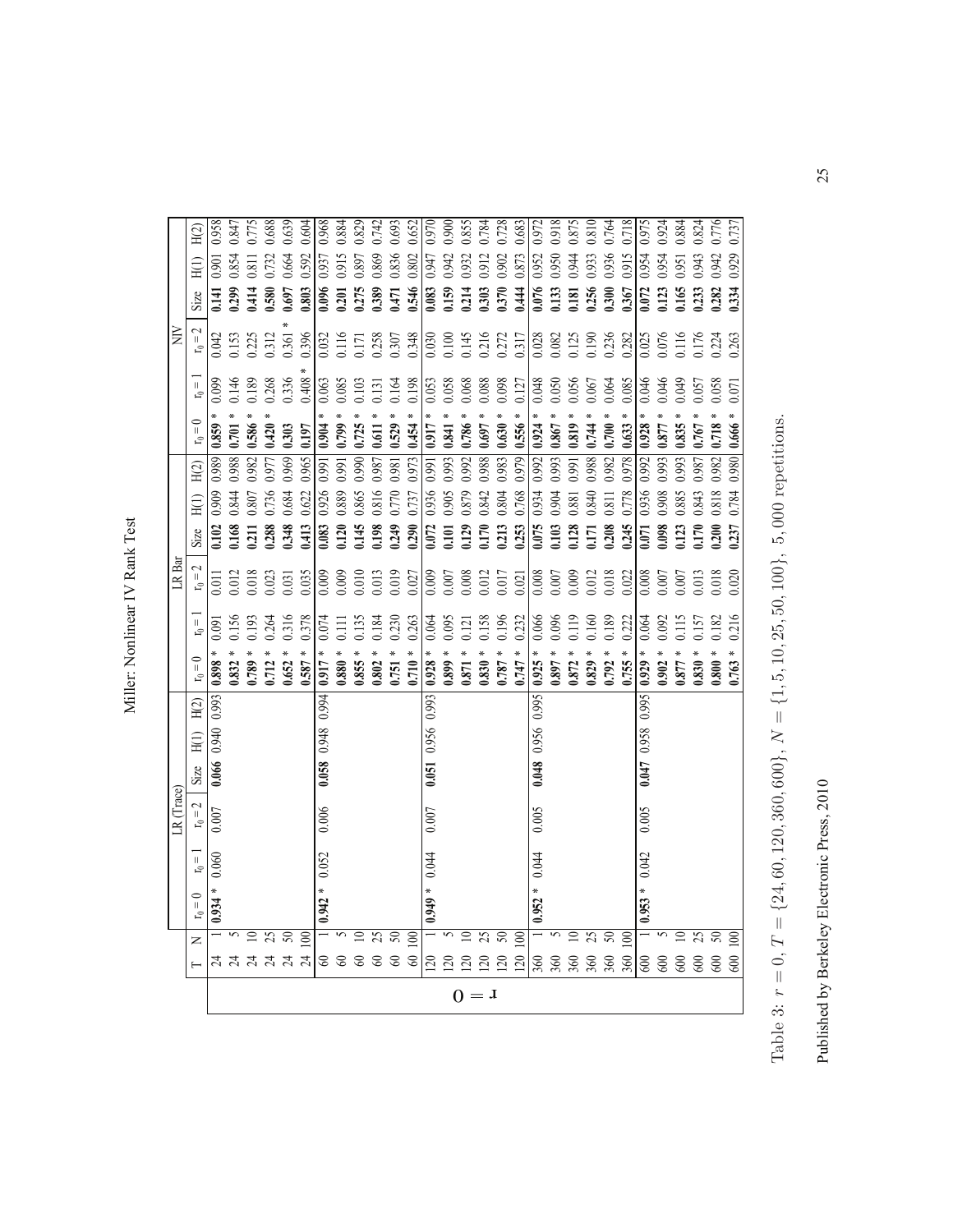| | T | N | LR (Trace) | | | | | | LR Bar | | | | | | NIV | | | | | |
|---|---|---|---|---|---|---|---|---|---|---|---|---|---|---|---|---|---|---|---|---|
| | | | $r_0=0$ | $r_0=1$ | $r_0=2$ | Size | H(1) | H(2) | $r_0=0$ | $r_0=1$ | $r_0=2$ | Size | H(1) | H(2) | $r_0=0$ | $r_0=1$ | $r_0=2$ | Size | H(1) | H(2) |
| r = 0 | 24 | 1 | **0.934** * | 0.060 | 0.007 | **0.066** | 0.940 | 0.993 | **0.898** * | 0.091 | 0.011 | **0.102** | 0.909 | 0.989 | **0.859** * | 0.099 | 0.042 | **0.141** | 0.901 | 0.958 |
| | 24 | 5 | | | | | | | **0.832** * | 0.156 | 0.012 | **0.168** | 0.844 | 0.988 | **0.701** * | 0.146 | 0.153 | **0.299** | 0.854 | 0.847 |
| | 24 | 10 | | | | | | | **0.789** * | 0.193 | 0.018 | **0.211** | 0.807 | 0.982 | **0.586** * | 0.189 | 0.225 | **0.414** | 0.811 | 0.775 |
| | 24 | 25 | | | | | | | **0.712** * | 0.264 | 0.023 | **0.288** | 0.736 | 0.977 | **0.420** * | 0.268 | 0.312 | **0.580** | 0.732 | 0.688 |
| | 24 | 50 | | | | | | | **0.652** * | 0.316 | 0.031 | **0.348** | 0.684 | 0.969 | **0.303** | 0.336 | 0.361 * | **0.697** | 0.664 | 0.639 |
| | 24 | 100 | | | | | | | **0.587** * | 0.378 | 0.035 | **0.413** | 0.622 | 0.965 | **0.197** | 0.408 * | 0.396 | **0.803** | 0.592 | 0.604 |
| | 60 | 1 | **0.942** * | 0.052 | 0.006 | **0.058** | 0.948 | 0.994 | **0.917** * | 0.074 | 0.009 | **0.083** | 0.926 | 0.991 | **0.904** * | 0.063 | 0.032 | **0.096** | 0.937 | 0.968 |
| | 60 | 5 | | | | | | | **0.880** * | 0.111 | 0.009 | **0.120** | 0.889 | 0.991 | **0.799** * | 0.085 | 0.116 | **0.201** | 0.915 | 0.884 |
| | 60 | 10 | | | | | | | **0.855** * | 0.135 | 0.010 | **0.145** | 0.865 | 0.990 | **0.725** * | 0.103 | 0.171 | **0.275** | 0.897 | 0.829 |
| | 60 | 25 | | | | | | | **0.802** * | 0.184 | 0.013 | **0.198** | 0.816 | 0.987 | **0.611** * | 0.131 | 0.258 | **0.389** | 0.869 | 0.742 |
| | 60 | 50 | | | | | | | **0.751** * | 0.230 | 0.019 | **0.249** | 0.770 | 0.981 | **0.529** * | 0.164 | 0.307 | **0.471** | 0.836 | 0.693 |
| | 60 | 100 | | | | | | | **0.710** * | 0.263 | 0.027 | **0.290** | 0.737 | 0.973 | **0.454** * | 0.198 | 0.348 | **0.546** | 0.802 | 0.652 |
| | 120 | 1 | **0.949** * | 0.044 | 0.007 | **0.051** | 0.956 | 0.993 | **0.928** * | 0.064 | 0.009 | **0.072** | 0.936 | 0.991 | **0.917** * | 0.053 | 0.030 | **0.083** | 0.947 | 0.970 |
| | 120 | 5 | | | | | | | **0.899** * | 0.095 | 0.007 | **0.101** | 0.905 | 0.993 | **0.841** * | 0.058 | 0.100 | **0.159** | 0.942 | 0.900 |
| | 120 | 10 | | | | | | | **0.871** * | 0.121 | 0.008 | **0.129** | 0.879 | 0.992 | **0.786** * | 0.068 | 0.145 | **0.214** | 0.932 | 0.855 |
| | 120 | 25 | | | | | | | **0.830** * | 0.158 | 0.012 | **0.170** | 0.842 | 0.988 | **0.697** * | 0.088 | 0.216 | **0.303** | 0.912 | 0.784 |
| | 120 | 50 | | | | | | | **0.787** * | 0.196 | 0.017 | **0.213** | 0.804 | 0.983 | **0.630** * | 0.098 | 0.272 | **0.370** | 0.902 | 0.728 |
| | 120 | 100 | | | | | | | **0.747** * | 0.232 | 0.021 | **0.253** | 0.768 | 0.979 | **0.556** * | 0.127 | 0.317 | **0.444** | 0.873 | 0.683 |
| | 360 | 1 | **0.952** * | 0.044 | 0.005 | **0.048** | 0.956 | 0.995 | **0.925** * | 0.066 | 0.008 | **0.075** | 0.934 | 0.992 | **0.924** * | 0.048 | 0.028 | **0.076** | 0.952 | 0.972 |
| | 360 | 5 | | | | | | | **0.897** * | 0.096 | 0.007 | **0.103** | 0.904 | 0.993 | **0.867** * | 0.050 | 0.082 | **0.133** | 0.950 | 0.918 |
| | 360 | 10 | | | | | | | **0.872** * | 0.119 | 0.009 | **0.128** | 0.881 | 0.991 | **0.819** * | 0.056 | 0.125 | **0.181** | 0.944 | 0.875 |
| | 360 | 25 | | | | | | | **0.829** * | 0.160 | 0.012 | **0.171** | 0.840 | 0.988 | **0.744** * | 0.067 | 0.190 | **0.256** | 0.933 | 0.810 |
| | 360 | 50 | | | | | | | **0.792** * | 0.189 | 0.018 | **0.208** | 0.811 | 0.982 | **0.700** * | 0.064 | 0.236 | **0.300** | 0.936 | 0.764 |
| | 360 | 100 | | | | | | | **0.755** * | 0.222 | 0.022 | **0.245** | 0.778 | 0.978 | **0.633** * | 0.085 | 0.282 | **0.367** | 0.915 | 0.718 |
| | 600 | 1 | **0.953** * | 0.042 | 0.005 | **0.047** | 0.958 | 0.995 | **0.929** * | 0.064 | 0.008 | **0.071** | 0.936 | 0.992 | **0.928** * | 0.046 | 0.025 | **0.072** | 0.954 | 0.975 |
| | 600 | 5 | | | | | | | **0.902** * | 0.092 | 0.007 | **0.098** | 0.908 | 0.993 | **0.877** * | 0.046 | 0.076 | **0.123** | 0.954 | 0.924 |
| | 600 | 10 | | | | | | | **0.877** * | 0.115 | 0.007 | **0.123** | 0.885 | 0.993 | **0.835** * | 0.049 | 0.116 | **0.165** | 0.951 | 0.884 |
| | 600 | 25 | | | | | | | **0.830** * | 0.157 | 0.013 | **0.170** | 0.843 | 0.987 | **0.767** * | 0.057 | 0.176 | **0.233** | 0.943 | 0.824 |
| | 600 | 50 | | | | | | | **0.800** * | 0.182 | 0.018 | **0.200** | 0.818 | 0.982 | **0.718** * | 0.058 | 0.224 | **0.282** | 0.942 | 0.776 |
| | 600 | 100 | | | | | | | **0.763** * | 0.216 | 0.020 | **0.237** | 0.784 | 0.980 | **0.666** * | 0.071 | 0.263 | **0.334** | 0.929 | 0.737 |

Table 3: $r = 0$, $T = \{24, 60, 120, 360, 600\}$, $N = \{1, 5, 10, 25, 50, 100\}$, 5,000 repetitions.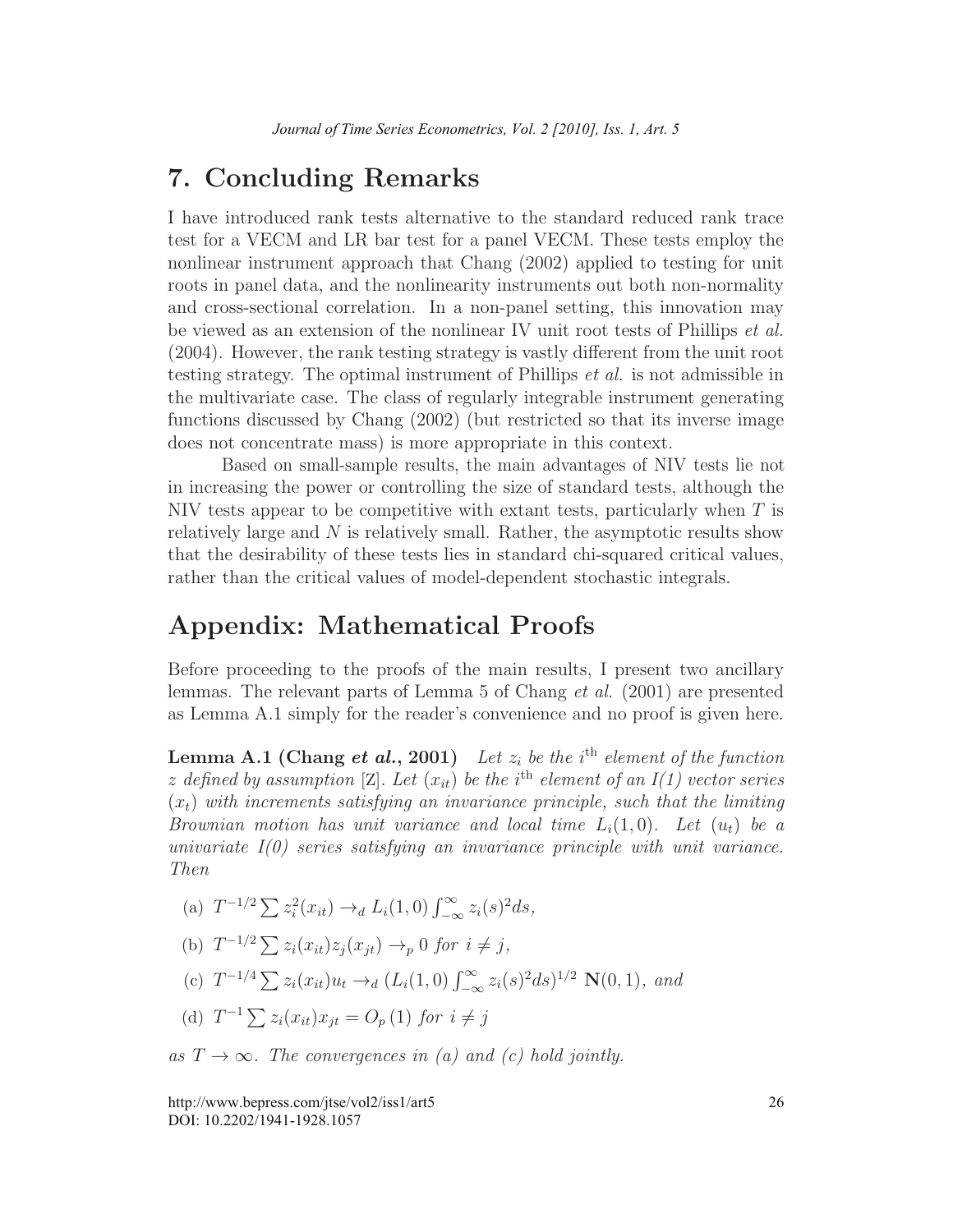# 7. Concluding Remarks

I have introduced rank tests alternative to the standard reduced rank trace test for a VECM and LR bar test for a panel VECM. These tests employ the nonlinear instrument approach that Chang (2002) applied to testing for unit roots in panel data, and the nonlinearity instruments out both non-normality and cross-sectional correlation. In a non-panel setting, this innovation may be viewed as an extension of the nonlinear IV unit root tests of Phillips *et al.* (2004). However, the rank testing strategy is vastly different from the unit root testing strategy. The optimal instrument of Phillips *et al.* is not admissible in the multivariate case. The class of regularly integrable instrument generating functions discussed by Chang (2002) (but restricted so that its inverse image does not concentrate mass) is more appropriate in this context.

Based on small-sample results, the main advantages of NIV tests lie not in increasing the power or controlling the size of standard tests, although the NIV tests appear to be competitive with extant tests, particularly when $T$ is relatively large and $N$ is relatively small. Rather, the asymptotic results show that the desirability of these tests lies in standard chi-squared critical values, rather than the critical values of model-dependent stochastic integrals.

# Appendix: Mathematical Proofs

Before proceeding to the proofs of the main results, I present two ancillary lemmas. The relevant parts of Lemma 5 of Chang *et al.* (2001) are presented as Lemma A.1 simply for the reader's convenience and no proof is given here.

**Lemma A.1 (Chang *et al.*, 2001)** *Let $z_i$ be the $i^{\text{th}}$ element of the function $z$ defined by assumption* [Z]. *Let $(x_{it})$ be the $i^{\text{th}}$ element of an I(1) vector series $(x_t)$ with increments satisfying an invariance principle, such that the limiting Brownian motion has unit variance and local time $L_i(1,0)$. Let $(u_t)$ be a univariate I(0) series satisfying an invariance principle with unit variance. Then*

(a) $T^{-1/2}\sum z_i^2(x_{it}) \to_d L_i(1,0)\int_{-\infty}^{\infty} z_i(s)^2 ds$,

(b) $T^{-1/2}\sum z_i(x_{it})z_j(x_{jt}) \to_p 0$ *for* $i \neq j$,

(c) $T^{-1/4}\sum z_i(x_{it})u_t \to_d (L_i(1,0)\int_{-\infty}^{\infty} z_i(s)^2 ds)^{1/2}\ \mathbf{N}(0,1)$, *and*

(d) $T^{-1}\sum z_i(x_{it})x_{jt} = O_p(1)$ *for* $i \neq j$

*as $T \to \infty$. The convergences in (a) and (c) hold jointly.*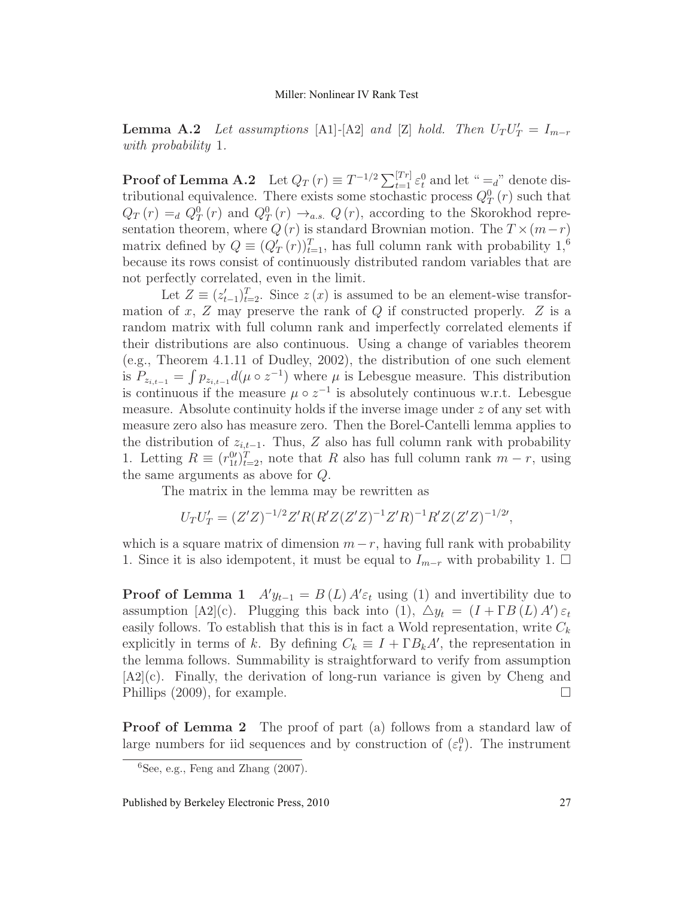**Lemma A.2** *Let assumptions* [A1]-[A2] *and* [Z] *hold. Then* $U_T U_T' = I_{m-r}$ *with probability* 1.

**Proof of Lemma A.2** Let $Q_T(r) \equiv T^{-1/2} \sum_{t=1}^{[Tr]} \varepsilon_t^0$ and let "$=_d$" denote distributional equivalence. There exists some stochastic process $Q_T^0(r)$ such that $Q_T(r) =_d Q_T^0(r)$ and $Q_T^0(r) \to_{a.s.} Q(r)$, according to the Skorokhod representation theorem, where $Q(r)$ is standard Brownian motion. The $T \times (m-r)$ matrix defined by $Q \equiv (Q_T'(r))_{t=1}^T$, has full column rank with probability 1,[6] because its rows consist of continuously distributed random variables that are not perfectly correlated, even in the limit.

Let $Z \equiv (z_{t-1}')_{t=2}^T$. Since $z(x)$ is assumed to be an element-wise transformation of $x$, $Z$ may preserve the rank of $Q$ if constructed properly. $Z$ is a random matrix with full column rank and imperfectly correlated elements if their distributions are also continuous. Using a change of variables theorem (e.g., Theorem 4.1.11 of Dudley, 2002), the distribution of one such element is $P_{z_{i,t-1}} = \int p_{z_{i,t-1}} d(\mu \circ z^{-1})$ where $\mu$ is Lebesgue measure. This distribution is continuous if the measure $\mu \circ z^{-1}$ is absolutely continuous w.r.t. Lebesgue measure. Absolute continuity holds if the inverse image under $z$ of any set with measure zero also has measure zero. Then the Borel-Cantelli lemma applies to the distribution of $z_{i,t-1}$. Thus, $Z$ also has full column rank with probability 1. Letting $R \equiv (r_{1t}^{0\prime})_{t=2}^T$, note that $R$ also has full column rank $m-r$, using the same arguments as above for $Q$.

The matrix in the lemma may be rewritten as

$$U_T U_T' = (Z'Z)^{-1/2} Z'R(R'Z(Z'Z)^{-1}Z'R)^{-1}R'Z(Z'Z)^{-1/2\prime},$$

which is a square matrix of dimension $m-r$, having full rank with probability 1. Since it is also idempotent, it must be equal to $I_{m-r}$ with probability 1. □

**Proof of Lemma 1** $A'y_{t-1} = B(L) A'\varepsilon_t$ using (1) and invertibility due to assumption [A2](c). Plugging this back into (1), $\triangle y_t = (I + \Gamma B(L) A')\varepsilon_t$ easily follows. To establish that this is in fact a Wold representation, write $C_k$ explicitly in terms of $k$. By defining $C_k \equiv I + \Gamma B_k A'$, the representation in the lemma follows. Summability is straightforward to verify from assumption [A2](c). Finally, the derivation of long-run variance is given by Cheng and Phillips (2009), for example. □

**Proof of Lemma 2** The proof of part (a) follows from a standard law of large numbers for iid sequences and by construction of $(\varepsilon_t^0)$. The instrument

[6] See, e.g., Feng and Zhang (2007).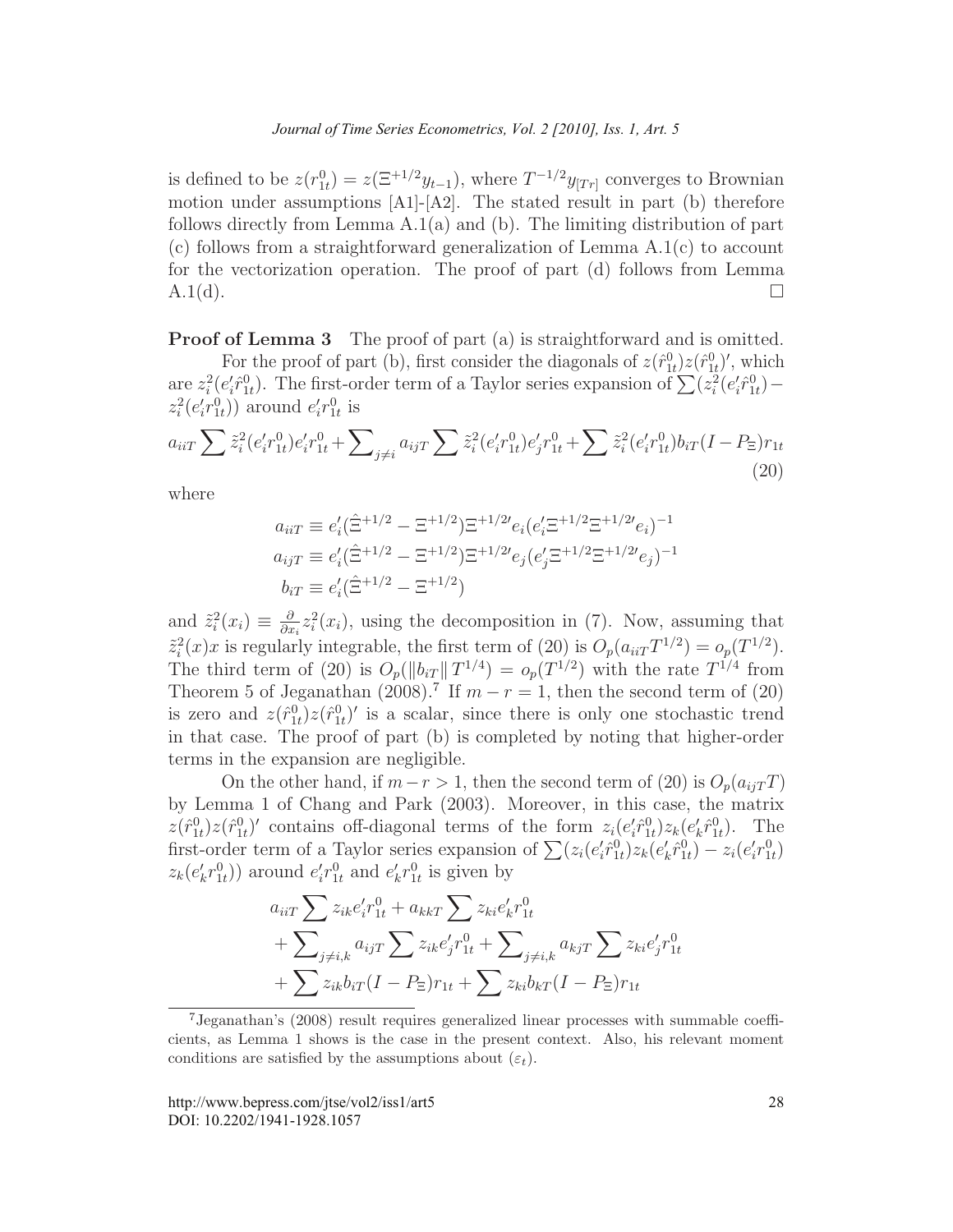is defined to be $z(r_{1t}^0) = z(\Xi^{+1/2} y_{t-1})$, where $T^{-1/2} y_{[Tr]}$ converges to Brownian motion under assumptions [A1]-[A2]. The stated result in part (b) therefore follows directly from Lemma A.1(a) and (b). The limiting distribution of part (c) follows from a straightforward generalization of Lemma A.1(c) to account for the vectorization operation. The proof of part (d) follows from Lemma A.1(d). $\square$

**Proof of Lemma 3** The proof of part (a) is straightforward and is omitted.

For the proof of part (b), first consider the diagonals of $z(\hat{r}_{1t}^0)z(\hat{r}_{1t}^0)'$, which are $z_i^2(e_i'\hat{r}_{1t}^0)$. The first-order term of a Taylor series expansion of $\sum(z_i^2(e_i'\hat{r}_{1t}^0) - z_i^2(e_i' r_{1t}^0))$ around $e_i' r_{1t}^0$ is

$$a_{iiT} \sum \tilde{z}_i^2(e_i' r_{1t}^0) e_i' r_{1t}^0 + \sum_{j \neq i} a_{ijT} \sum \tilde{z}_i^2(e_i' r_{1t}^0) e_j' r_{1t}^0 + \sum \tilde{z}_i^2(e_i' r_{1t}^0) b_{iT}(I - P_\Xi) r_{1t} \tag{20}$$

where

$$a_{iiT} \equiv e_i'(\hat{\Xi}^{+1/2} - \Xi^{+1/2})\Xi^{+1/2\prime} e_i (e_i' \Xi^{+1/2} \Xi^{+1/2\prime} e_i)^{-1}$$
$$a_{ijT} \equiv e_i'(\hat{\Xi}^{+1/2} - \Xi^{+1/2})\Xi^{+1/2\prime} e_j (e_j' \Xi^{+1/2} \Xi^{+1/2\prime} e_j)^{-1}$$
$$b_{iT} \equiv e_i'(\hat{\Xi}^{+1/2} - \Xi^{+1/2})$$

and $\tilde{z}_i^2(x_i) \equiv \frac{\partial}{\partial x_i} z_i^2(x_i)$, using the decomposition in (7). Now, assuming that $\tilde{z}_i^2(x)x$ is regularly integrable, the first term of (20) is $O_p(a_{iiT} T^{1/2}) = o_p(T^{1/2})$. The third term of (20) is $O_p(\|b_{iT}\| T^{1/4}) = o_p(T^{1/2})$ with the rate $T^{1/4}$ from Theorem 5 of Jeganathan (2008).[7] If $m - r = 1$, then the second term of (20) is zero and $z(\hat{r}_{1t}^0)z(\hat{r}_{1t}^0)'$ is a scalar, since there is only one stochastic trend in that case. The proof of part (b) is completed by noting that higher-order terms in the expansion are negligible.

On the other hand, if $m - r > 1$, then the second term of (20) is $O_p(a_{ijT} T)$ by Lemma 1 of Chang and Park (2003). Moreover, in this case, the matrix $z(\hat{r}_{1t}^0)z(\hat{r}_{1t}^0)'$ contains off-diagonal terms of the form $z_i(e_i'\hat{r}_{1t}^0) z_k(e_k'\hat{r}_{1t}^0)$. The first-order term of a Taylor series expansion of $\sum(z_i(e_i'\hat{r}_{1t}^0) z_k(e_k'\hat{r}_{1t}^0) - z_i(e_i' r_{1t}^0) z_k(e_k' r_{1t}^0))$ around $e_i' r_{1t}^0$ and $e_k' r_{1t}^0$ is given by

$$\begin{aligned}
&a_{iiT} \sum z_{ik} e_i' r_{1t}^0 + a_{kkT} \sum z_{ki} e_k' r_{1t}^0 \\
&+ \sum_{j \neq i,k} a_{ijT} \sum z_{ik} e_j' r_{1t}^0 + \sum_{j \neq i,k} a_{kjT} \sum z_{ki} e_j' r_{1t}^0 \\
&+ \sum z_{ik} b_{iT}(I - P_\Xi) r_{1t} + \sum z_{ki} b_{kT}(I - P_\Xi) r_{1t}
\end{aligned}$$

[7] Jeganathan's (2008) result requires generalized linear processes with summable coefficients, as Lemma 1 shows is the case in the present context. Also, his relevant moment conditions are satisfied by the assumptions about $(\varepsilon_t)$.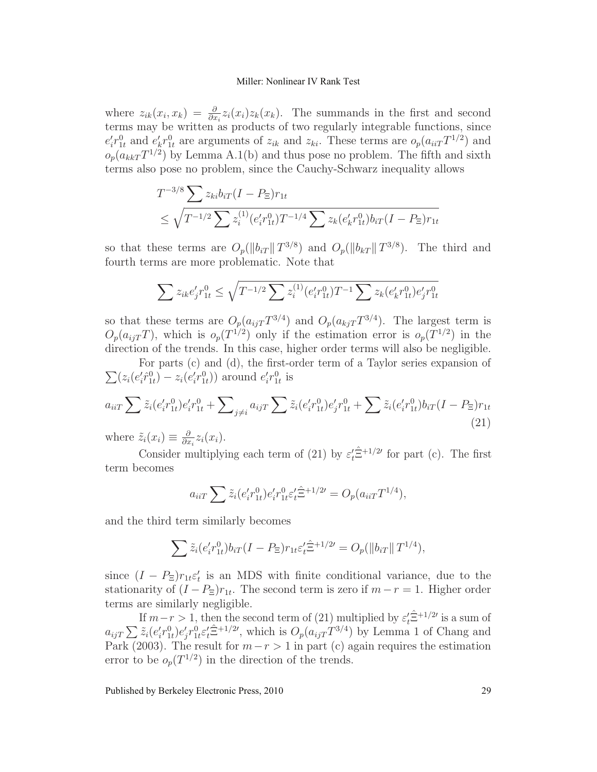where $z_{ik}(x_i, x_k) = \frac{\partial}{\partial x_i} z_i(x_i) z_k(x_k)$. The summands in the first and second terms may be written as products of two regularly integrable functions, since $e_i' r_{1t}^0$ and $e_k' r_{1t}^0$ are arguments of $z_{ik}$ and $z_{ki}$. These terms are $o_p(a_{iiT} T^{1/2})$ and $o_p(a_{kkT} T^{1/2})$ by Lemma A.1(b) and thus pose no problem. The fifth and sixth terms also pose no problem, since the Cauchy-Schwarz inequality allows

$$
\begin{aligned}
&T^{-3/8} \sum z_{ki} b_{iT} (I - P_\Xi) r_{1t} \\
&\leq \sqrt{T^{-1/2} \sum z_i^{(1)}(e_i' r_{1t}^0) T^{-1/4} \sum z_k(e_k' r_{1t}^0) b_{iT} (I - P_\Xi) r_{1t}}
\end{aligned}
$$

so that these terms are $O_p(\|b_{iT}\| T^{3/8})$ and $O_p(\|b_{kT}\| T^{3/8})$. The third and fourth terms are more problematic. Note that

$$
\sum z_{ik} e_j' r_{1t}^0 \leq \sqrt{T^{-1/2} \sum z_i^{(1)}(e_i' r_{1t}^0) T^{-1} \sum z_k(e_k' r_{1t}^0) e_j' r_{1t}^0}
$$

so that these terms are $O_p(a_{ijT} T^{3/4})$ and $O_p(a_{kjT} T^{3/4})$. The largest term is $O_p(a_{ijT} T)$, which is $o_p(T^{1/2})$ only if the estimation error is $o_p(T^{1/2})$ in the direction of the trends. In this case, higher order terms will also be negligible.

For parts (c) and (d), the first-order term of a Taylor series expansion of $\sum (z_i(e_i' \hat{r}_{1t}^0) - z_i(e_i' r_{1t}^0))$ around $e_i' r_{1t}^0$ is

$$
a_{iiT} \sum \tilde{z}_i(e_i' r_{1t}^0) e_i' r_{1t}^0 + \sum\nolimits_{j \neq i} a_{ijT} \sum \tilde{z}_i(e_i' r_{1t}^0) e_j' r_{1t}^0 + \sum \tilde{z}_i(e_i' r_{1t}^0) b_{iT} (I - P_\Xi) r_{1t} \tag{21}
$$

where $\tilde{z}_i(x_i) \equiv \frac{\partial}{\partial x_i} z_i(x_i)$.

Consider multiplying each term of (21) by $\varepsilon_t' \hat{\Xi}^{+1/2\prime}$ for part (c). The first term becomes

$$
a_{iiT} \sum \tilde{z}_i(e_i' r_{1t}^0) e_i' r_{1t}^0 \varepsilon_t' \hat{\Xi}^{+1/2\prime} = O_p(a_{iiT} T^{1/4}),
$$

and the third term similarly becomes

$$
\sum \tilde{z}_i(e_i' r_{1t}^0) b_{iT} (I - P_\Xi) r_{1t} \varepsilon_t' \hat{\Xi}^{+1/2\prime} = O_p(\|b_{iT}\| T^{1/4}),
$$

since $(I - P_\Xi) r_{1t} \varepsilon_t'$ is an MDS with finite conditional variance, due to the stationarity of $(I - P_\Xi) r_{1t}$. The second term is zero if $m - r = 1$. Higher order terms are similarly negligible.

If $m - r > 1$, then the second term of (21) multiplied by $\varepsilon_t' \hat{\Xi}^{+1/2\prime}$ is a sum of $a_{ijT} \sum \tilde{z}_i(e_i' r_{1t}^0) e_j' r_{1t}^0 \varepsilon_t' \hat{\Xi}^{+1/2\prime}$, which is $O_p(a_{ijT} T^{3/4})$ by Lemma 1 of Chang and Park (2003). The result for $m - r > 1$ in part (c) again requires the estimation error to be $o_p(T^{1/2})$ in the direction of the trends.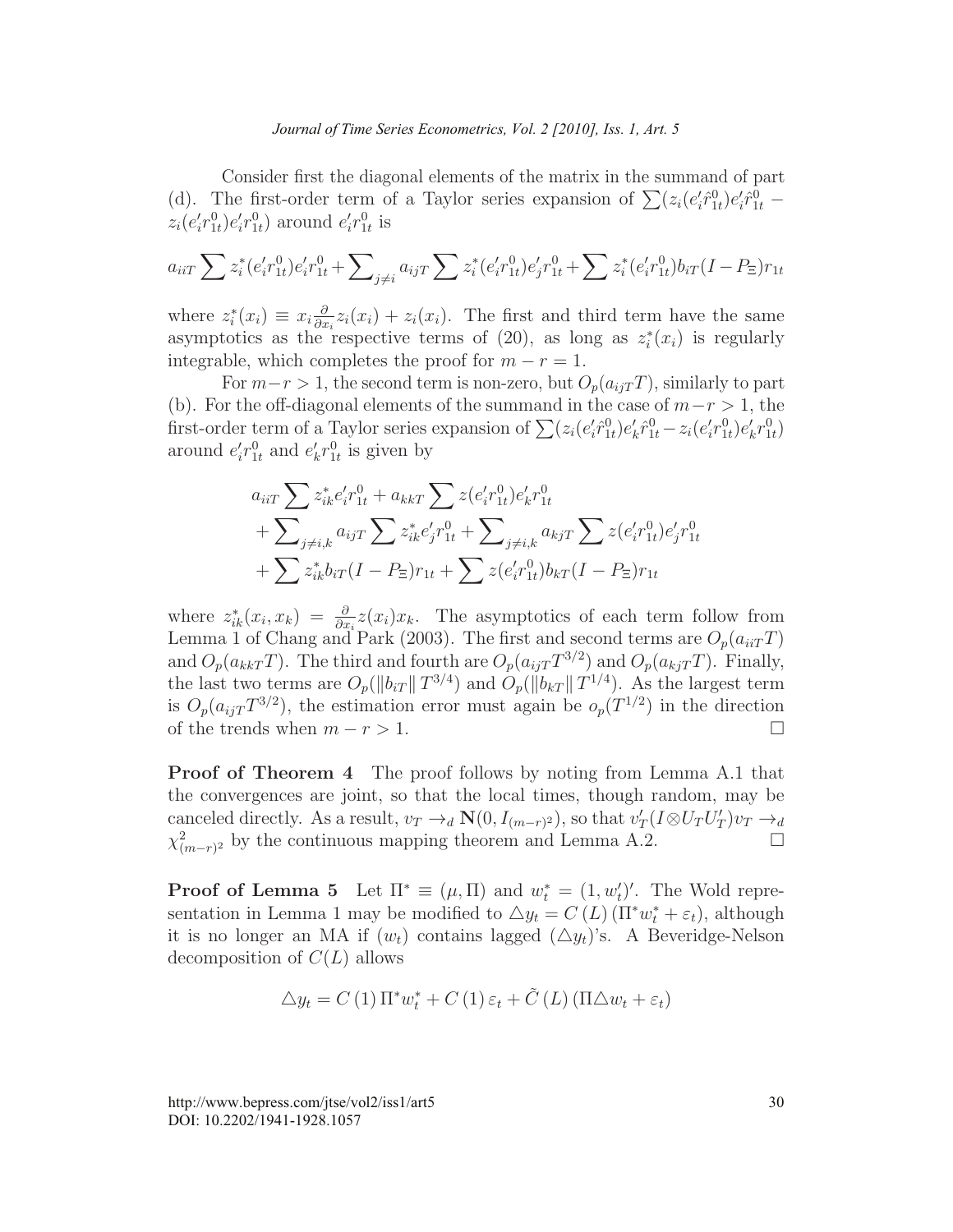Consider first the diagonal elements of the matrix in the summand of part (d). The first-order term of a Taylor series expansion of $\sum(z_i(e_i'\hat{r}_{1t}^0)e_i'\hat{r}_{1t}^0 - z_i(e_i'r_{1t}^0)e_i'r_{1t}^0)$ around $e_i'r_{1t}^0$ is

$$a_{iiT}\sum z_i^*(e_i'r_{1t}^0)e_i'r_{1t}^0 + \sum_{j\neq i} a_{ijT}\sum z_i^*(e_i'r_{1t}^0)e_j'r_{1t}^0 + \sum z_i^*(e_i'r_{1t}^0)b_{iT}(I-P_\Xi)r_{1t}$$

where $z_i^*(x_i) \equiv x_i\frac{\partial}{\partial x_i}z_i(x_i) + z_i(x_i)$. The first and third term have the same asymptotics as the respective terms of (20), as long as $z_i^*(x_i)$ is regularly integrable, which completes the proof for $m-r=1$.

For $m-r>1$, the second term is non-zero, but $O_p(a_{ijT}T)$, similarly to part (b). For the off-diagonal elements of the summand in the case of $m-r>1$, the first-order term of a Taylor series expansion of $\sum(z_i(e_i'\hat{r}_{1t}^0)e_k'\hat{r}_{1t}^0 - z_i(e_i'r_{1t}^0)e_k'r_{1t}^0)$ around $e_i'r_{1t}^0$ and $e_k'r_{1t}^0$ is given by

$$\begin{aligned}
&a_{iiT}\sum z_{ik}^* e_i'r_{1t}^0 + a_{kkT}\sum z(e_i'r_{1t}^0)e_k'r_{1t}^0 \\
&+\sum_{j\neq i,k} a_{ijT}\sum z_{ik}^* e_j'r_{1t}^0 + \sum_{j\neq i,k} a_{kjT}\sum z(e_i'r_{1t}^0)e_j'r_{1t}^0 \\
&+\sum z_{ik}^* b_{iT}(I-P_\Xi)r_{1t} + \sum z(e_i'r_{1t}^0)b_{kT}(I-P_\Xi)r_{1t}
\end{aligned}$$

where $z_{ik}^*(x_i,x_k) = \frac{\partial}{\partial x_i}z(x_i)x_k$. The asymptotics of each term follow from Lemma 1 of Chang and Park (2003). The first and second terms are $O_p(a_{iiT}T)$ and $O_p(a_{kkT}T)$. The third and fourth are $O_p(a_{ijT}T^{3/2})$ and $O_p(a_{kjT}T)$. Finally, the last two terms are $O_p(\|b_{iT}\|\,T^{3/4})$ and $O_p(\|b_{kT}\|\,T^{1/4})$. As the largest term is $O_p(a_{ijT}T^{3/2})$, the estimation error must again be $o_p(T^{1/2})$ in the direction of the trends when $m-r>1$. □

**Proof of Theorem 4** The proof follows by noting from Lemma A.1 that the convergences are joint, so that the local times, though random, may be canceled directly. As a result, $v_T \to_d \mathbf{N}(0, I_{(m-r)^2})$, so that $v_T'(I\otimes U_TU_T')v_T \to_d \chi^2_{(m-r)^2}$ by the continuous mapping theorem and Lemma A.2. □

**Proof of Lemma 5** Let $\Pi^* \equiv (\mu, \Pi)$ and $w_t^* = (1, w_t')'$. The Wold representation in Lemma 1 may be modified to $\triangle y_t = C(L)(\Pi^* w_t^* + \varepsilon_t)$, although it is no longer an MA if $(w_t)$ contains lagged $(\triangle y_t)$'s. A Beveridge-Nelson decomposition of $C(L)$ allows

$$\triangle y_t = C(1)\Pi^* w_t^* + C(1)\varepsilon_t + \tilde{C}(L)(\Pi\triangle w_t + \varepsilon_t)$$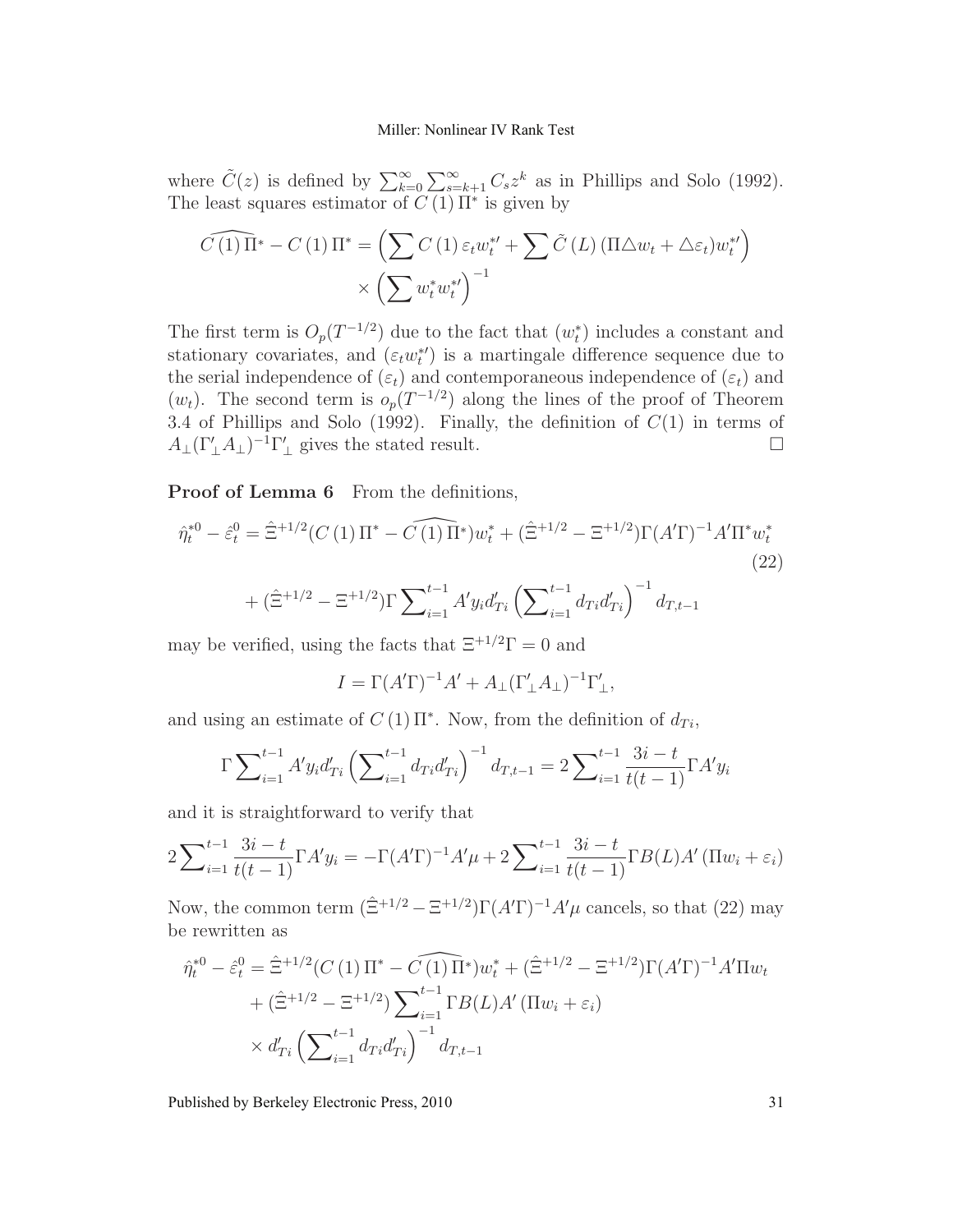where $\tilde{C}(z)$ is defined by $\sum_{k=0}^{\infty}\sum_{s=k+1}^{\infty} C_s z^k$ as in Phillips and Solo (1992). The least squares estimator of $C(1)\Pi^*$ is given by

$$\widehat{C(1)\Pi^*} - C(1)\Pi^* = \left(\sum C(1)\varepsilon_t w_t^{*\prime} + \sum \tilde{C}(L)(\Pi \triangle w_t + \triangle \varepsilon_t) w_t^{*\prime}\right) \times \left(\sum w_t^* w_t^{*\prime}\right)^{-1}$$

The first term is $O_p(T^{-1/2})$ due to the fact that $(w_t^*)$ includes a constant and stationary covariates, and $(\varepsilon_t w_t^{*\prime})$ is a martingale difference sequence due to the serial independence of $(\varepsilon_t)$ and contemporaneous independence of $(\varepsilon_t)$ and $(w_t)$. The second term is $o_p(T^{-1/2})$ along the lines of the proof of Theorem 3.4 of Phillips and Solo (1992). Finally, the definition of $C(1)$ in terms of $A_\perp(\Gamma_\perp' A_\perp)^{-1}\Gamma_\perp'$ gives the stated result. □

**Proof of Lemma 6** From the definitions,

$$\hat{\eta}_t^{*0} - \hat{\varepsilon}_t^0 = \hat{\Xi}^{+1/2}(C(1)\Pi^* - \widehat{C(1)\Pi^*})w_t^* + (\hat{\Xi}^{+1/2} - \Xi^{+1/2})\Gamma(A'\Gamma)^{-1}A'\Pi^* w_t^* + (\hat{\Xi}^{+1/2} - \Xi^{+1/2})\Gamma \sum_{i=1}^{t-1} A' y_i d_{Ti}' \left(\sum_{i=1}^{t-1} d_{Ti} d_{Ti}'\right)^{-1} d_{T,t-1} \tag{22}$$

may be verified, using the facts that $\Xi^{+1/2}\Gamma = 0$ and

$$I = \Gamma(A'\Gamma)^{-1}A' + A_\perp(\Gamma_\perp' A_\perp)^{-1}\Gamma_\perp',$$

and using an estimate of $C(1)\Pi^*$. Now, from the definition of $d_{Ti}$,

$$\Gamma \sum_{i=1}^{t-1} A' y_i d_{Ti}' \left(\sum_{i=1}^{t-1} d_{Ti} d_{Ti}'\right)^{-1} d_{T,t-1} = 2\sum_{i=1}^{t-1} \frac{3i-t}{t(t-1)} \Gamma A' y_i$$

and it is straightforward to verify that

$$2\sum_{i=1}^{t-1} \frac{3i-t}{t(t-1)} \Gamma A' y_i = -\Gamma(A'\Gamma)^{-1}A'\mu + 2\sum_{i=1}^{t-1} \frac{3i-t}{t(t-1)} \Gamma B(L) A' (\Pi w_i + \varepsilon_i)$$

Now, the common term $(\hat{\Xi}^{+1/2} - \Xi^{+1/2})\Gamma(A'\Gamma)^{-1}A'\mu$ cancels, so that (22) may be rewritten as

$$\begin{aligned}
\hat{\eta}_t^{*0} - \hat{\varepsilon}_t^0 &= \hat{\Xi}^{+1/2}(C(1)\Pi^* - \widehat{C(1)\Pi^*})w_t^* + (\hat{\Xi}^{+1/2} - \Xi^{+1/2})\Gamma(A'\Gamma)^{-1}A'\Pi w_t \\
&\quad + (\hat{\Xi}^{+1/2} - \Xi^{+1/2}) \sum_{i=1}^{t-1} \Gamma B(L) A' (\Pi w_i + \varepsilon_i) \\
&\quad \times d_{Ti}' \left(\sum_{i=1}^{t-1} d_{Ti} d_{Ti}'\right)^{-1} d_{T,t-1}
\end{aligned}$$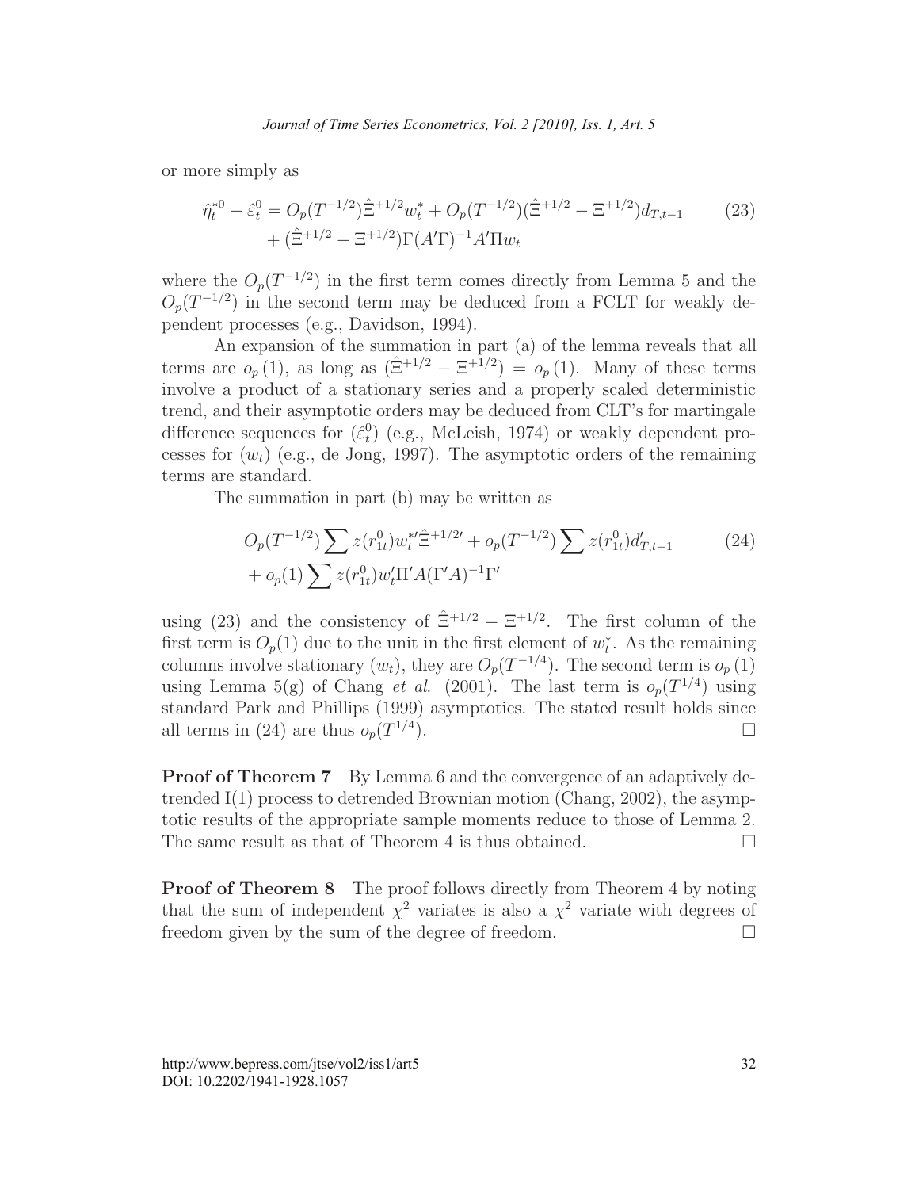or more simply as

$$
\begin{aligned}
\hat{\eta}_t^{*0} - \hat{\varepsilon}_t^0 = O_p(T^{-1/2})\hat{\Xi}^{+1/2} w_t^* + O_p(T^{-1/2})(\hat{\Xi}^{+1/2} - \Xi^{+1/2}) d_{T,t-1} \\
+ (\hat{\Xi}^{+1/2} - \Xi^{+1/2})\Gamma(A'\Gamma)^{-1}A'\Pi w_t
\end{aligned} \tag{23}
$$

where the $O_p(T^{-1/2})$ in the first term comes directly from Lemma 5 and the $O_p(T^{-1/2})$ in the second term may be deduced from a FCLT for weakly dependent processes (e.g., Davidson, 1994).

An expansion of the summation in part (a) of the lemma reveals that all terms are $o_p(1)$, as long as $(\hat{\Xi}^{+1/2} - \Xi^{+1/2}) = o_p(1)$. Many of these terms involve a product of a stationary series and a properly scaled deterministic trend, and their asymptotic orders may be deduced from CLT's for martingale difference sequences for $(\hat{\varepsilon}_t^0)$ (e.g., McLeish, 1974) or weakly dependent processes for $(w_t)$ (e.g., de Jong, 1997). The asymptotic orders of the remaining terms are standard.

The summation in part (b) may be written as

$$
\begin{aligned}
O_p(T^{-1/2}) \sum z(r_{1t}^0) w_t^{*\prime} \hat{\Xi}^{+1/2\prime} + o_p(T^{-1/2}) \sum z(r_{1t}^0) d_{T,t-1}' \\
+ o_p(1) \sum z(r_{1t}^0) w_t' \Pi' A (\Gamma' A)^{-1} \Gamma'
\end{aligned} \tag{24}
$$

using (23) and the consistency of $\hat{\Xi}^{+1/2} - \Xi^{+1/2}$. The first column of the first term is $O_p(1)$ due to the unit in the first element of $w_t^*$. As the remaining columns involve stationary $(w_t)$, they are $O_p(T^{-1/4})$. The second term is $o_p(1)$ using Lemma 5(g) of Chang *et al.* (2001). The last term is $o_p(T^{1/4})$ using standard Park and Phillips (1999) asymptotics. The stated result holds since all terms in (24) are thus $o_p(T^{1/4})$. □

**Proof of Theorem 7** By Lemma 6 and the convergence of an adaptively detrended I(1) process to detrended Brownian motion (Chang, 2002), the asymptotic results of the appropriate sample moments reduce to those of Lemma 2. The same result as that of Theorem 4 is thus obtained. □

**Proof of Theorem 8** The proof follows directly from Theorem 4 by noting that the sum of independent $\chi^2$ variates is also a $\chi^2$ variate with degrees of freedom given by the sum of the degree of freedom. □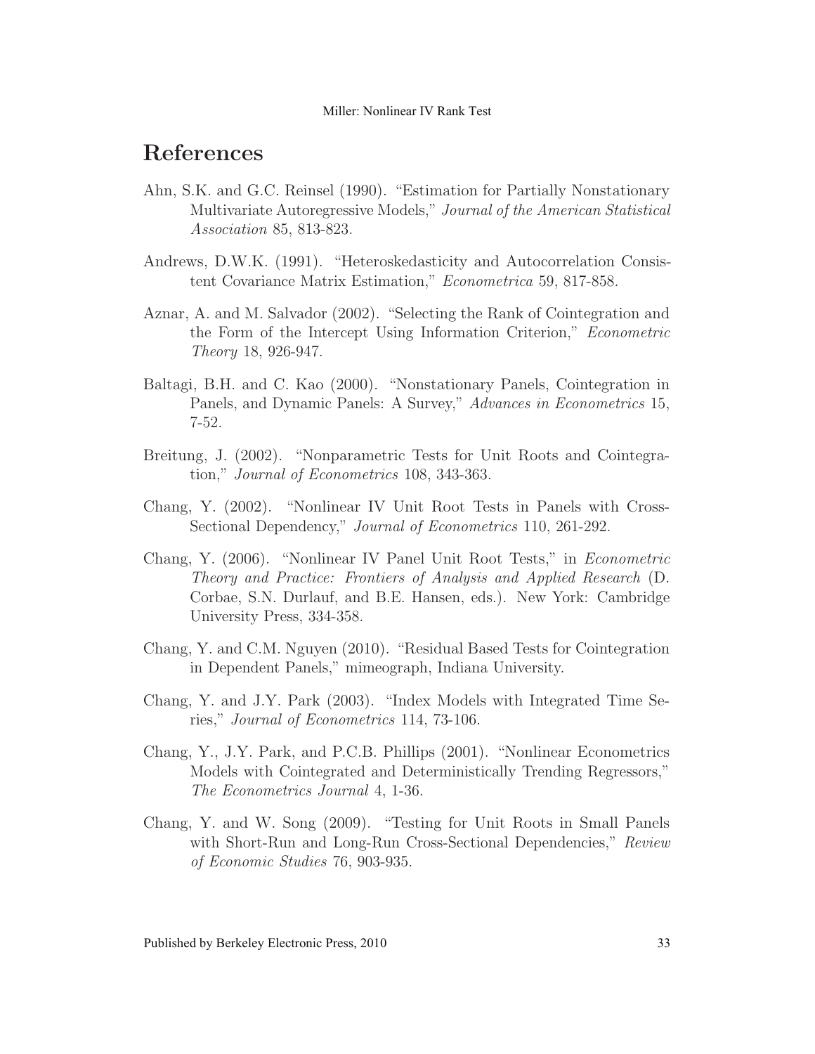# References

Ahn, S.K. and G.C. Reinsel (1990). "Estimation for Partially Nonstationary Multivariate Autoregressive Models," *Journal of the American Statistical Association* 85, 813-823.

Andrews, D.W.K. (1991). "Heteroskedasticity and Autocorrelation Consistent Covariance Matrix Estimation," *Econometrica* 59, 817-858.

Aznar, A. and M. Salvador (2002). "Selecting the Rank of Cointegration and the Form of the Intercept Using Information Criterion," *Econometric Theory* 18, 926-947.

Baltagi, B.H. and C. Kao (2000). "Nonstationary Panels, Cointegration in Panels, and Dynamic Panels: A Survey," *Advances in Econometrics* 15, 7-52.

Breitung, J. (2002). "Nonparametric Tests for Unit Roots and Cointegration," *Journal of Econometrics* 108, 343-363.

Chang, Y. (2002). "Nonlinear IV Unit Root Tests in Panels with Cross-Sectional Dependency," *Journal of Econometrics* 110, 261-292.

Chang, Y. (2006). "Nonlinear IV Panel Unit Root Tests," in *Econometric Theory and Practice: Frontiers of Analysis and Applied Research* (D. Corbae, S.N. Durlauf, and B.E. Hansen, eds.). New York: Cambridge University Press, 334-358.

Chang, Y. and C.M. Nguyen (2010). "Residual Based Tests for Cointegration in Dependent Panels," mimeograph, Indiana University.

Chang, Y. and J.Y. Park (2003). "Index Models with Integrated Time Series," *Journal of Econometrics* 114, 73-106.

Chang, Y., J.Y. Park, and P.C.B. Phillips (2001). "Nonlinear Econometrics Models with Cointegrated and Deterministically Trending Regressors," *The Econometrics Journal* 4, 1-36.

Chang, Y. and W. Song (2009). "Testing for Unit Roots in Small Panels with Short-Run and Long-Run Cross-Sectional Dependencies," *Review of Economic Studies* 76, 903-935.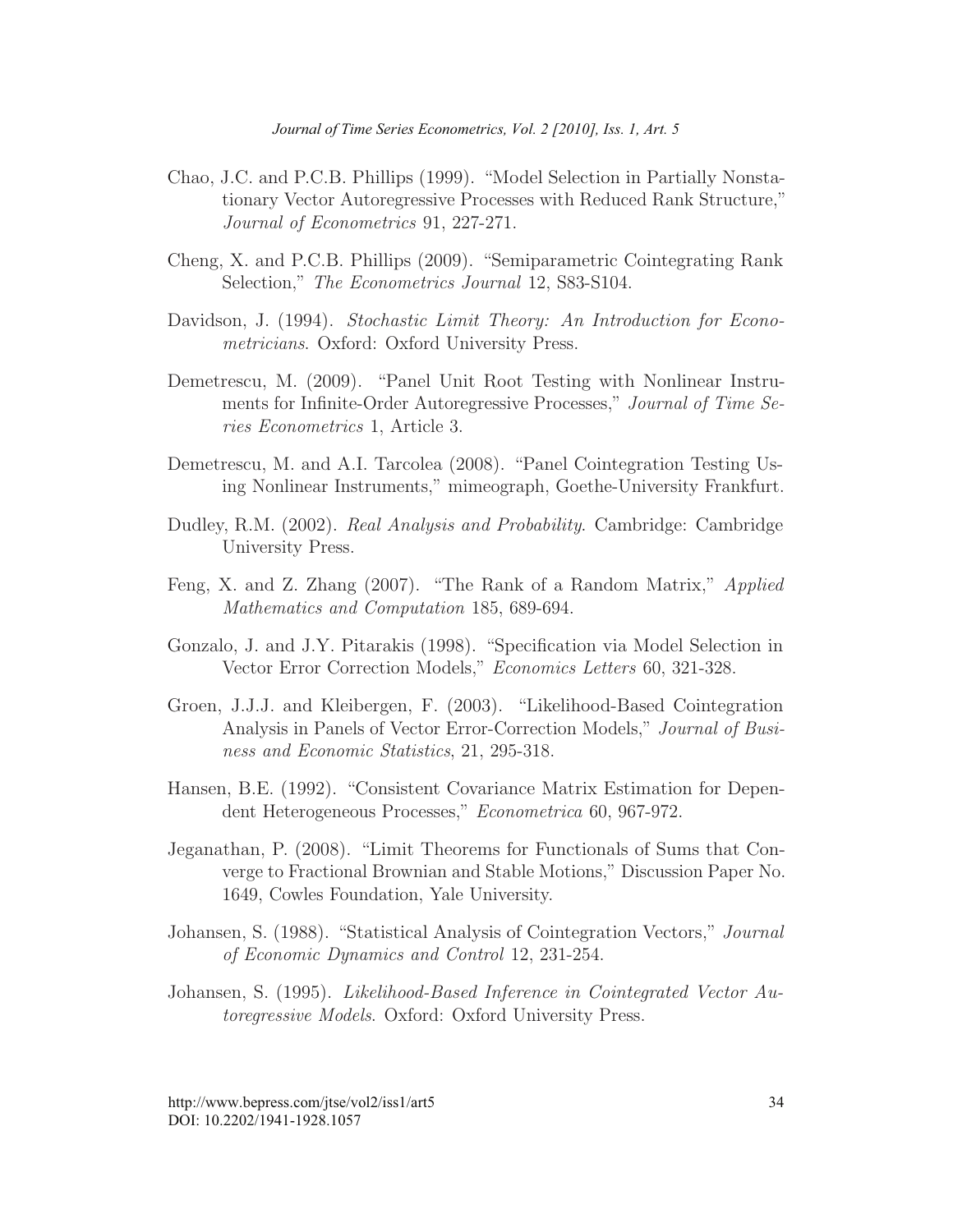Chao, J.C. and P.C.B. Phillips (1999). "Model Selection in Partially Nonstationary Vector Autoregressive Processes with Reduced Rank Structure," *Journal of Econometrics* 91, 227-271.

Cheng, X. and P.C.B. Phillips (2009). "Semiparametric Cointegrating Rank Selection," *The Econometrics Journal* 12, S83-S104.

Davidson, J. (1994). *Stochastic Limit Theory: An Introduction for Econometricians*. Oxford: Oxford University Press.

Demetrescu, M. (2009). "Panel Unit Root Testing with Nonlinear Instruments for Infinite-Order Autoregressive Processes," *Journal of Time Series Econometrics* 1, Article 3.

Demetrescu, M. and A.I. Tarcolea (2008). "Panel Cointegration Testing Using Nonlinear Instruments," mimeograph, Goethe-University Frankfurt.

Dudley, R.M. (2002). *Real Analysis and Probability*. Cambridge: Cambridge University Press.

Feng, X. and Z. Zhang (2007). "The Rank of a Random Matrix," *Applied Mathematics and Computation* 185, 689-694.

Gonzalo, J. and J.Y. Pitarakis (1998). "Specification via Model Selection in Vector Error Correction Models," *Economics Letters* 60, 321-328.

Groen, J.J.J. and Kleibergen, F. (2003). "Likelihood-Based Cointegration Analysis in Panels of Vector Error-Correction Models," *Journal of Business and Economic Statistics*, 21, 295-318.

Hansen, B.E. (1992). "Consistent Covariance Matrix Estimation for Dependent Heterogeneous Processes," *Econometrica* 60, 967-972.

Jeganathan, P. (2008). "Limit Theorems for Functionals of Sums that Converge to Fractional Brownian and Stable Motions," Discussion Paper No. 1649, Cowles Foundation, Yale University.

Johansen, S. (1988). "Statistical Analysis of Cointegration Vectors," *Journal of Economic Dynamics and Control* 12, 231-254.

Johansen, S. (1995). *Likelihood-Based Inference in Cointegrated Vector Autoregressive Models*. Oxford: Oxford University Press.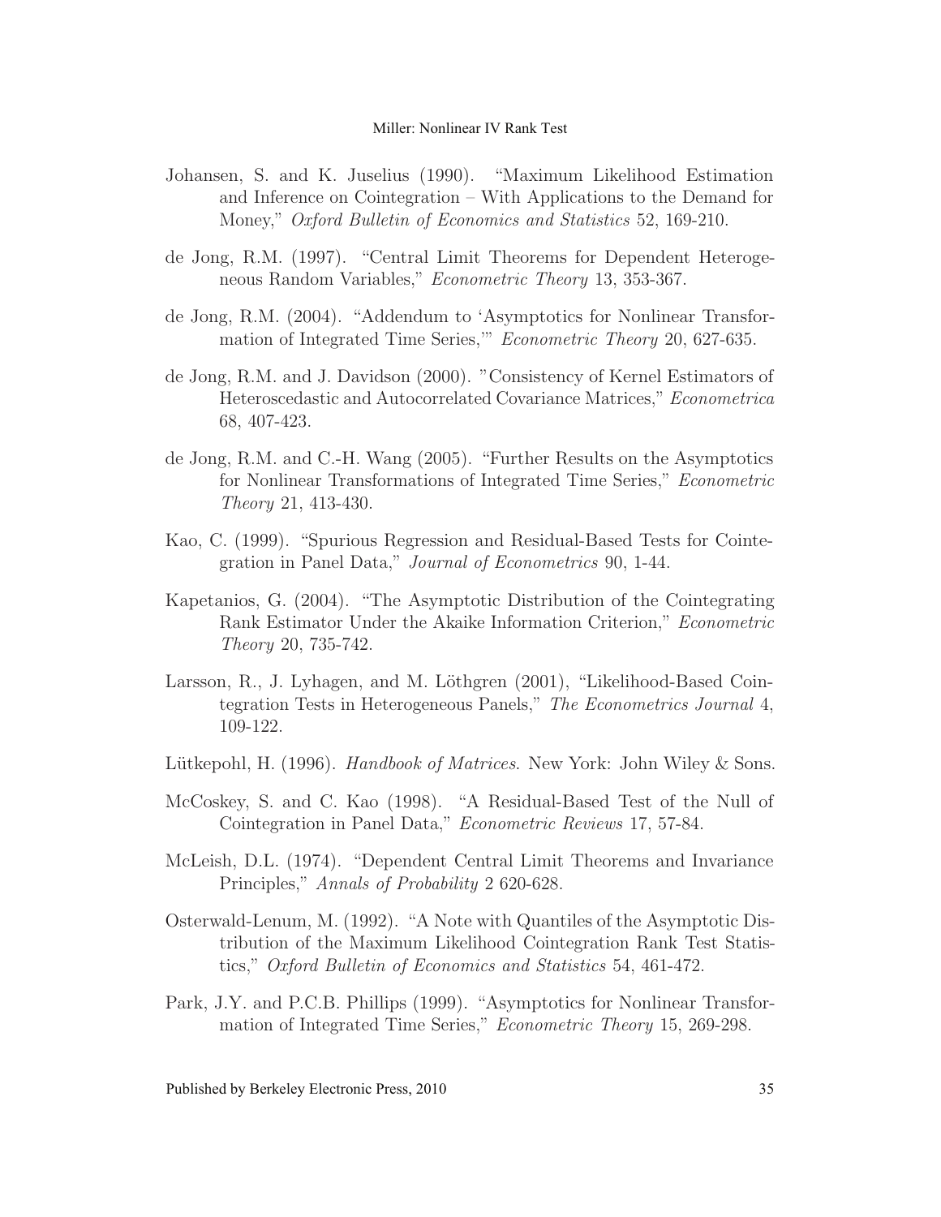Johansen, S. and K. Juselius (1990). "Maximum Likelihood Estimation and Inference on Cointegration – With Applications to the Demand for Money," *Oxford Bulletin of Economics and Statistics* 52, 169-210.

de Jong, R.M. (1997). "Central Limit Theorems for Dependent Heterogeneous Random Variables," *Econometric Theory* 13, 353-367.

de Jong, R.M. (2004). "Addendum to 'Asymptotics for Nonlinear Transformation of Integrated Time Series,'" *Econometric Theory* 20, 627-635.

de Jong, R.M. and J. Davidson (2000). "Consistency of Kernel Estimators of Heteroscedastic and Autocorrelated Covariance Matrices," *Econometrica* 68, 407-423.

de Jong, R.M. and C.-H. Wang (2005). "Further Results on the Asymptotics for Nonlinear Transformations of Integrated Time Series," *Econometric Theory* 21, 413-430.

Kao, C. (1999). "Spurious Regression and Residual-Based Tests for Cointegration in Panel Data," *Journal of Econometrics* 90, 1-44.

Kapetanios, G. (2004). "The Asymptotic Distribution of the Cointegrating Rank Estimator Under the Akaike Information Criterion," *Econometric Theory* 20, 735-742.

Larsson, R., J. Lyhagen, and M. Löthgren (2001), "Likelihood-Based Cointegration Tests in Heterogeneous Panels," *The Econometrics Journal* 4, 109-122.

Lütkepohl, H. (1996). *Handbook of Matrices*. New York: John Wiley & Sons.

McCoskey, S. and C. Kao (1998). "A Residual-Based Test of the Null of Cointegration in Panel Data," *Econometric Reviews* 17, 57-84.

McLeish, D.L. (1974). "Dependent Central Limit Theorems and Invariance Principles," *Annals of Probability* 2 620-628.

Osterwald-Lenum, M. (1992). "A Note with Quantiles of the Asymptotic Distribution of the Maximum Likelihood Cointegration Rank Test Statistics," *Oxford Bulletin of Economics and Statistics* 54, 461-472.

Park, J.Y. and P.C.B. Phillips (1999). "Asymptotics for Nonlinear Transformation of Integrated Time Series," *Econometric Theory* 15, 269-298.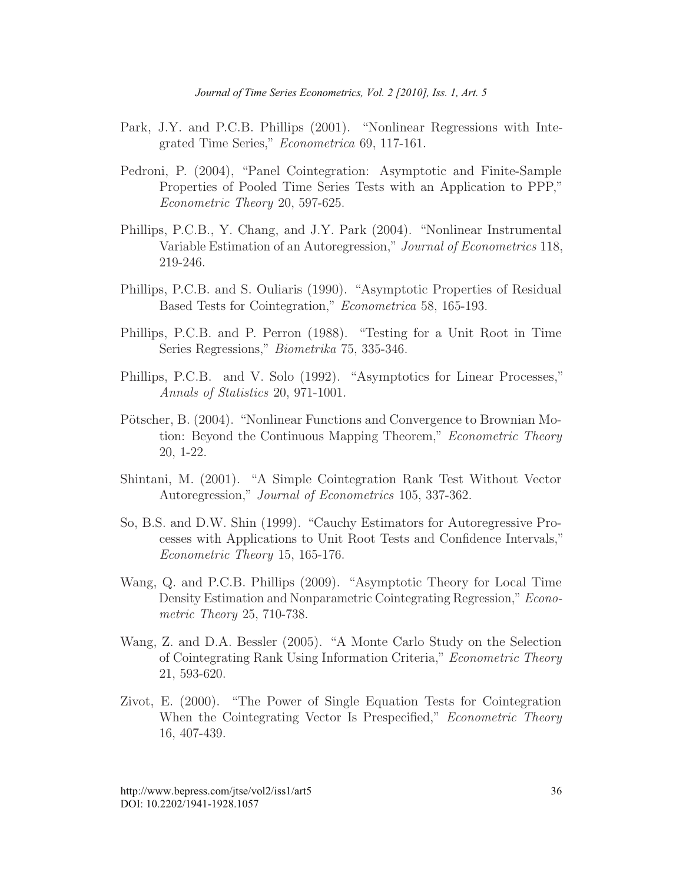Park, J.Y. and P.C.B. Phillips (2001). "Nonlinear Regressions with Integrated Time Series," *Econometrica* 69, 117-161.

Pedroni, P. (2004), "Panel Cointegration: Asymptotic and Finite-Sample Properties of Pooled Time Series Tests with an Application to PPP," *Econometric Theory* 20, 597-625.

Phillips, P.C.B., Y. Chang, and J.Y. Park (2004). "Nonlinear Instrumental Variable Estimation of an Autoregression," *Journal of Econometrics* 118, 219-246.

Phillips, P.C.B. and S. Ouliaris (1990). "Asymptotic Properties of Residual Based Tests for Cointegration," *Econometrica* 58, 165-193.

Phillips, P.C.B. and P. Perron (1988). "Testing for a Unit Root in Time Series Regressions," *Biometrika* 75, 335-346.

Phillips, P.C.B. and V. Solo (1992). "Asymptotics for Linear Processes," *Annals of Statistics* 20, 971-1001.

Pötscher, B. (2004). "Nonlinear Functions and Convergence to Brownian Motion: Beyond the Continuous Mapping Theorem," *Econometric Theory* 20, 1-22.

Shintani, M. (2001). "A Simple Cointegration Rank Test Without Vector Autoregression," *Journal of Econometrics* 105, 337-362.

So, B.S. and D.W. Shin (1999). "Cauchy Estimators for Autoregressive Processes with Applications to Unit Root Tests and Confidence Intervals," *Econometric Theory* 15, 165-176.

Wang, Q. and P.C.B. Phillips (2009). "Asymptotic Theory for Local Time Density Estimation and Nonparametric Cointegrating Regression," *Econometric Theory* 25, 710-738.

Wang, Z. and D.A. Bessler (2005). "A Monte Carlo Study on the Selection of Cointegrating Rank Using Information Criteria," *Econometric Theory* 21, 593-620.

Zivot, E. (2000). "The Power of Single Equation Tests for Cointegration When the Cointegrating Vector Is Prespecified," *Econometric Theory* 16, 407-439.